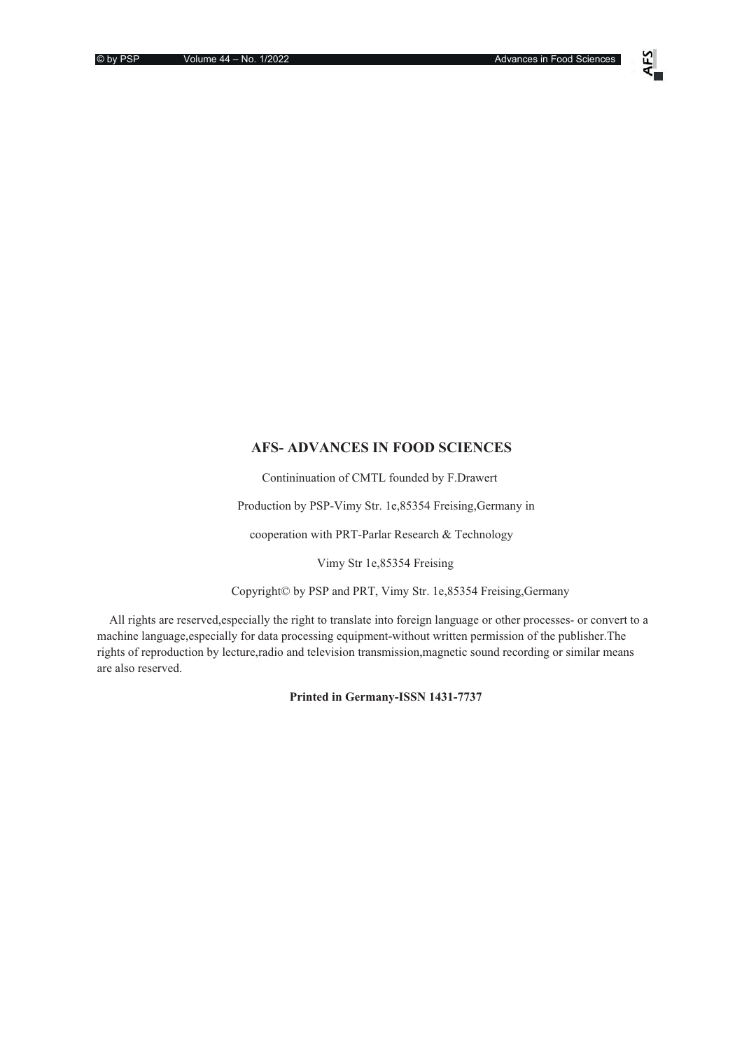**AFS- ADVANCES IN FOOD SCIENCES**

Contininuation of CMTL founded by F.Drawert

Production by PSP-Vimy Str. 1e,85354 Freising,Germany in

cooperation with PRT-Parlar Research & Technology

Vimy Str 1e,85354 Freising

Copyright© by PSP and PRT, Vimy Str. 1e,85354 Freising,Germany

All rights are reserved,especially the right to translate into foreign language or other processes- or convert to a machine language,especially for data processing equipment-without written permission of the publisher.The rights of reproduction by lecture,radio and television transmission,magnetic sound recording or similar means are also reserved.

**Printed in Germany-ISSN 1431-7737**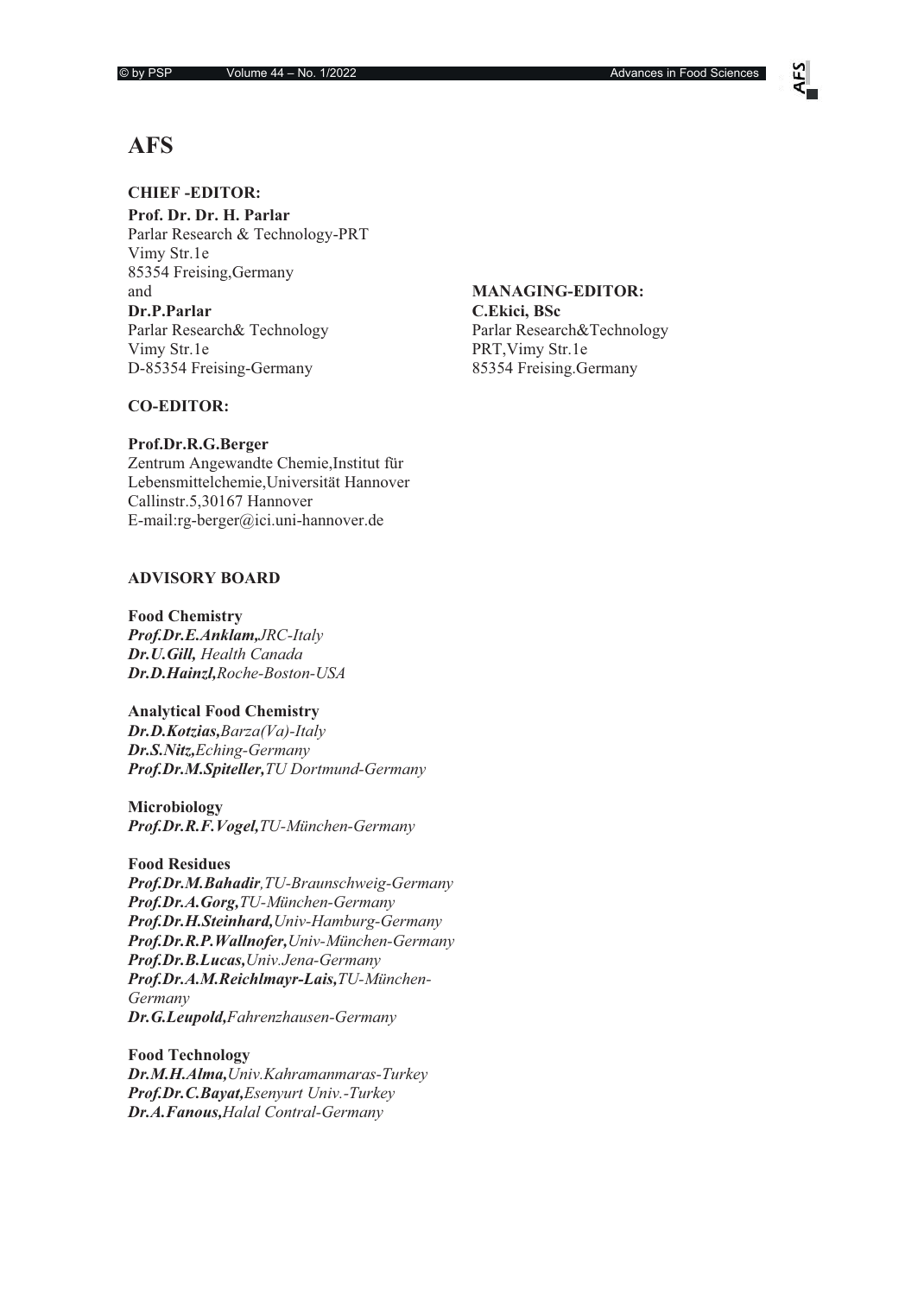# AFS

**CHIEF -EDITOR:**

**Prof. Dr. Dr. H. Parlar**
Parlar Research & Technology-PRT
Vimy Str.1e
85354 Freising,Germany
and
**Dr.P.Parlar**
Parlar Research& Technology
Vimy Str.1e
D-85354 Freising-Germany

**MANAGING-EDITOR:**
**C.Ekici, BSc**
Parlar Research&Technology
PRT,Vimy Str.1e
85354 Freising.Germany

**CO-EDITOR:**

**Prof.Dr.R.G.Berger**
Zentrum Angewandte Chemie,Institut für Lebensmittelchemie,Universität Hannover
Callinstr.5,30167 Hannover
E-mail:rg-berger@ici.uni-hannover.de

**ADVISORY BOARD**

**Food Chemistry**
***Prof.Dr.E.Anklam,****JRC-Italy*
***Dr.U.Gill,*** *Health Canada*
***Dr.D.Hainzl,****Roche-Boston-USA*

**Analytical Food Chemistry**
***Dr.D.Kotzias,****Barza(Va)-Italy*
***Dr.S.Nitz,****Eching-Germany*
***Prof.Dr.M.Spiteller,****TU Dortmund-Germany*

**Microbiology**
***Prof.Dr.R.F.Vogel,****TU-München-Germany*

**Food Residues**
***Prof.Dr.M.Bahadir****,TU-Braunschweig-Germany*
***Prof.Dr.A.Gorg,****TU-München-Germany*
***Prof.Dr.H.Steinhard,****Univ-Hamburg-Germany*
***Prof.Dr.R.P.Wallnofer,****Univ-München-Germany*
***Prof.Dr.B.Lucas,****Univ.Jena-Germany*
***Prof.Dr.A.M.Reichlmayr-Lais,****TU-München-Germany*
***Dr.G.Leupold,****Fahrenzhausen-Germany*

**Food Technology**
***Dr.M.H.Alma,****Univ.Kahramanmaras-Turkey*
***Prof.Dr.C.Bayat,****Esenyurt Univ.-Turkey*
***Dr.A.Fanous,****Halal Contral-Germany*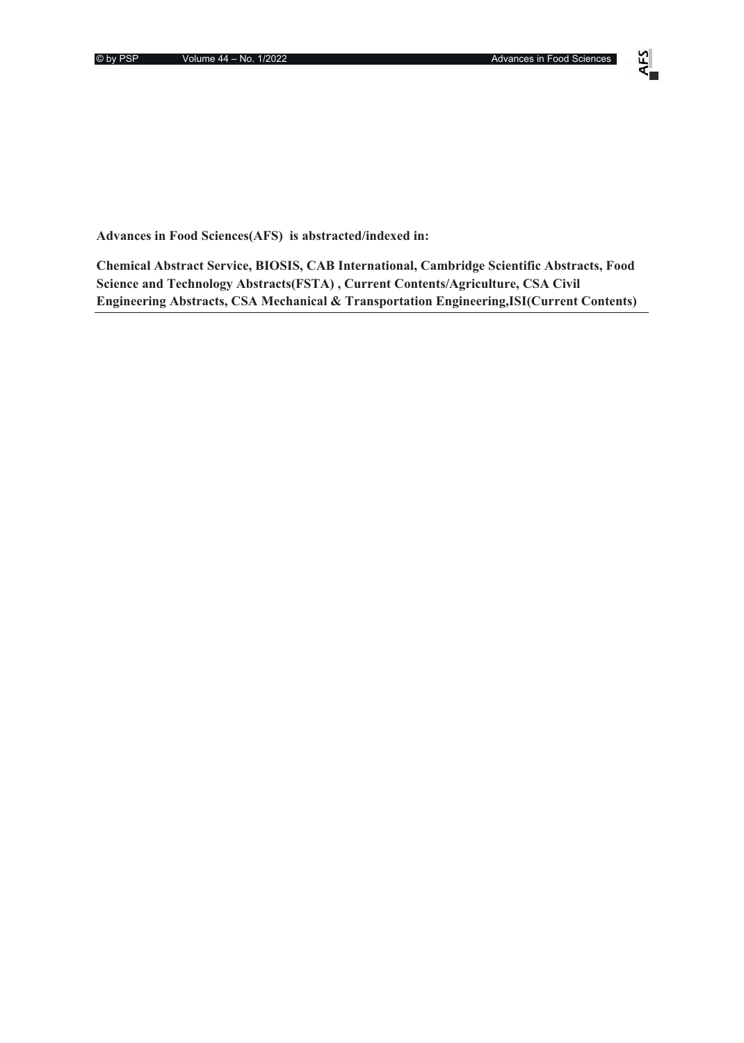**Advances in Food Sciences(AFS) is abstracted/indexed in:**

**Chemical Abstract Service, BIOSIS, CAB International, Cambridge Scientific Abstracts, Food Science and Technology Abstracts(FSTA) , Current Contents/Agriculture, CSA Civil Engineering Abstracts, CSA Mechanical & Transportation Engineering,ISI(Current Contents)**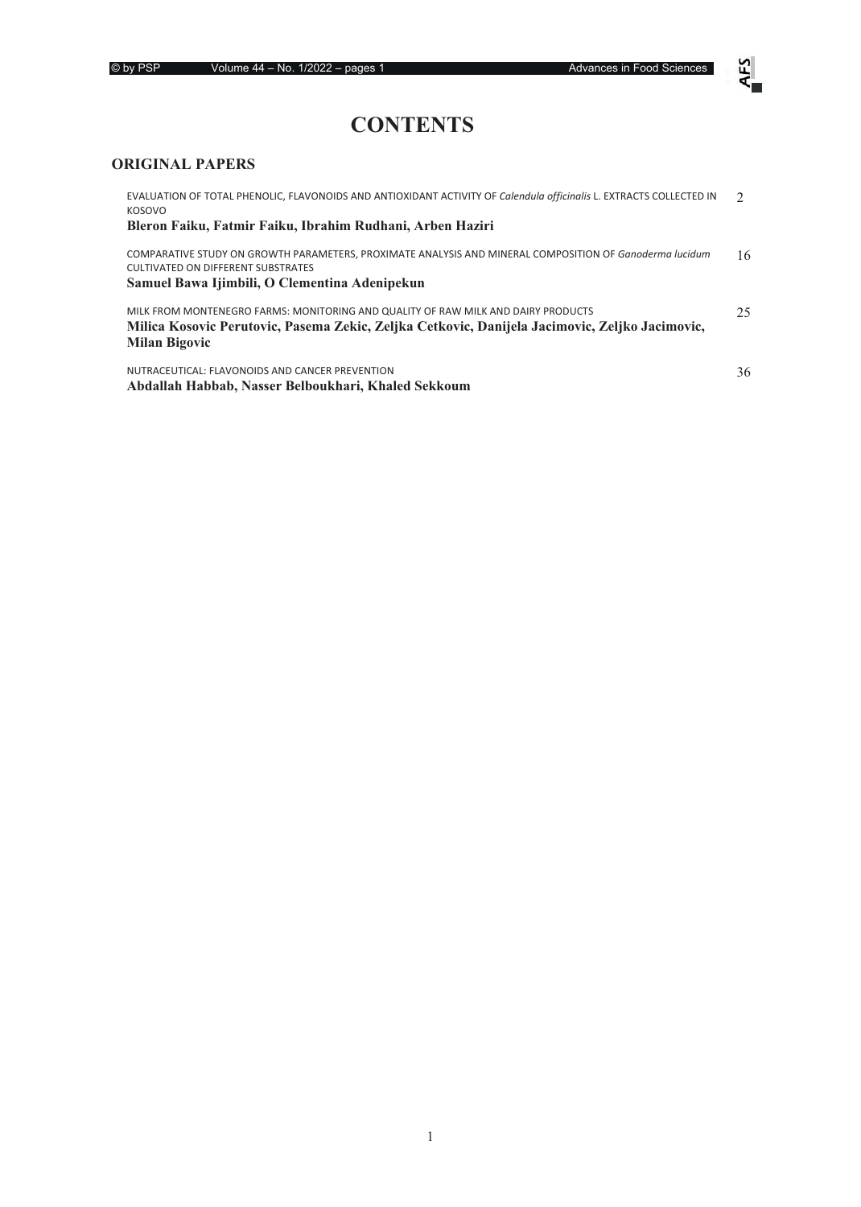# CONTENTS

## ORIGINAL PAPERS

EVALUATION OF TOTAL PHENOLIC, FLAVONOIDS AND ANTIOXIDANT ACTIVITY OF *Calendula officinalis* L. EXTRACTS COLLECTED IN KOSOVO — 2
**Bleron Faiku, Fatmir Faiku, Ibrahim Rudhani, Arben Haziri**

COMPARATIVE STUDY ON GROWTH PARAMETERS, PROXIMATE ANALYSIS AND MINERAL COMPOSITION OF *Ganoderma lucidum* CULTIVATED ON DIFFERENT SUBSTRATES — 16
**Samuel Bawa Ijimbili, O Clementina Adenipekun**

MILK FROM MONTENEGRO FARMS: MONITORING AND QUALITY OF RAW MILK AND DAIRY PRODUCTS — 25
**Milica Kosovic Perutovic, Pasema Zekic, Zeljka Cetkovic, Danijela Jacimovic, Zeljko Jacimovic, Milan Bigovic**

NUTRACEUTICAL: FLAVONOIDS AND CANCER PREVENTION — 36
**Abdallah Habbab, Nasser Belboukhari, Khaled Sekkoum**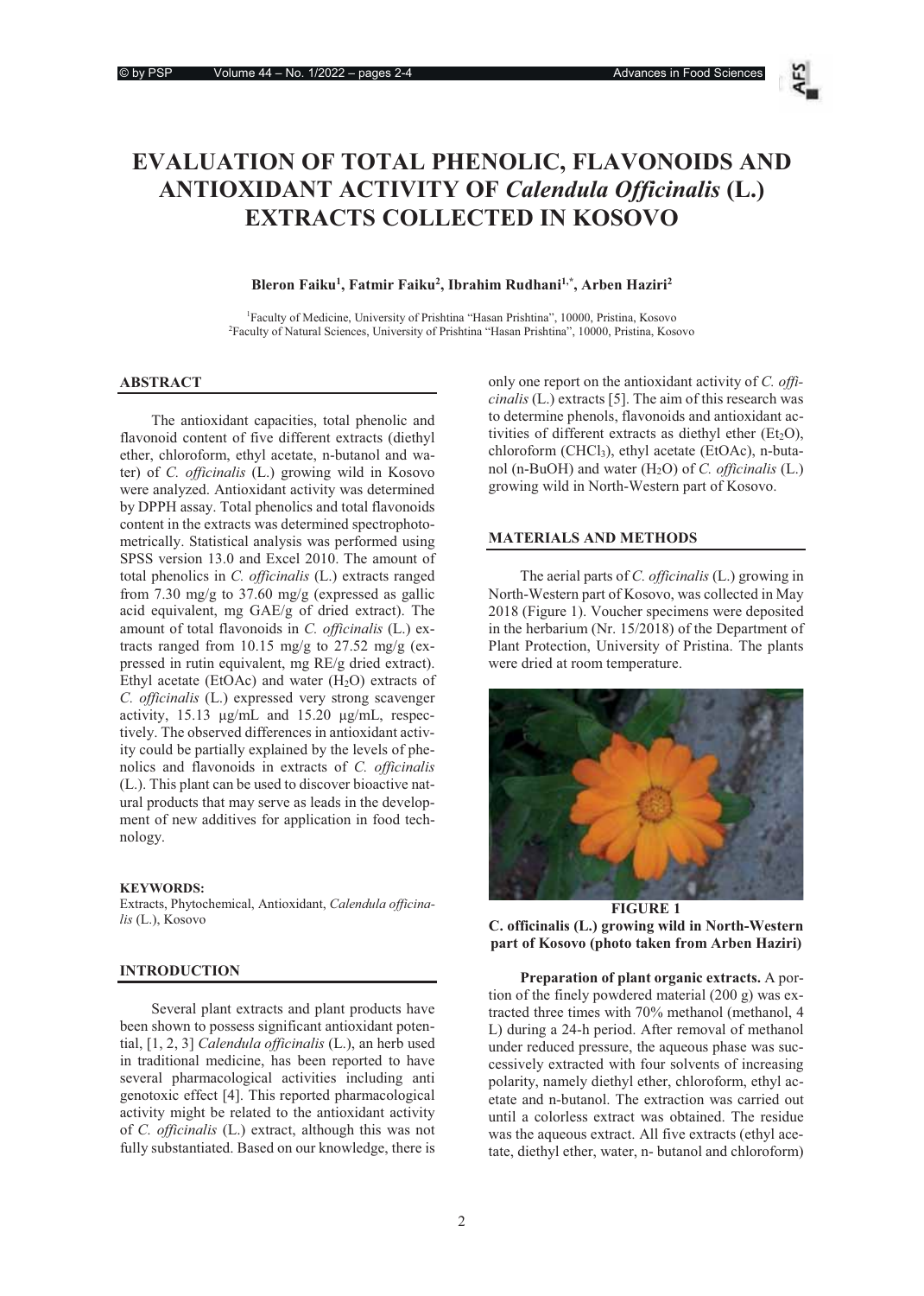# EVALUATION OF TOTAL PHENOLIC, FLAVONOIDS AND ANTIOXIDANT ACTIVITY OF *Calendula Officinalis* (L.) EXTRACTS COLLECTED IN KOSOVO

**Bleron Faiku[1], Fatmir Faiku[2], Ibrahim Rudhani[1,*], Arben Haziri[2]**

[1]Faculty of Medicine, University of Prishtina "Hasan Prishtina", 10000, Pristina, Kosovo
[2]Faculty of Natural Sciences, University of Prishtina "Hasan Prishtina", 10000, Pristina, Kosovo

## ABSTRACT

The antioxidant capacities, total phenolic and flavonoid content of five different extracts (diethyl ether, chloroform, ethyl acetate, n-butanol and water) of *C. officinalis* (L.) growing wild in Kosovo were analyzed. Antioxidant activity was determined by DPPH assay. Total phenolics and total flavonoids content in the extracts was determined spectrophotometrically. Statistical analysis was performed using SPSS version 13.0 and Excel 2010. The amount of total phenolics in *C. officinalis* (L.) extracts ranged from 7.30 mg/g to 37.60 mg/g (expressed as gallic acid equivalent, mg GAE/g of dried extract). The amount of total flavonoids in *C. officinalis* (L.) extracts ranged from 10.15 mg/g to 27.52 mg/g (expressed in rutin equivalent, mg RE/g dried extract). Ethyl acetate (EtOAc) and water ($H_2O$) extracts of *C. officinalis* (L.) expressed very strong scavenger activity, 15.13 µg/mL and 15.20 µg/mL, respectively. The observed differences in antioxidant activity could be partially explained by the levels of phenolics and flavonoids in extracts of *C. officinalis* (L.). This plant can be used to discover bioactive natural products that may serve as leads in the development of new additives for application in food technology.

**KEYWORDS:**
Extracts, Phytochemical, Antioxidant, *Calendula officinalis* (L.), Kosovo

## INTRODUCTION

Several plant extracts and plant products have been shown to possess significant antioxidant potential, [1, 2, 3] *Calendula officinalis* (L.), an herb used in traditional medicine, has been reported to have several pharmacological activities including anti genotoxic effect [4]. This reported pharmacological activity might be related to the antioxidant activity of *C. officinalis* (L.) extract, although this was not fully substantiated. Based on our knowledge, there is only one report on the antioxidant activity of *C. officinalis* (L.) extracts [5]. The aim of this research was to determine phenols, flavonoids and antioxidant activities of different extracts as diethyl ether ($Et_2O$), chloroform ($CHCl_3$), ethyl acetate (EtOAc), n-butanol (n-BuOH) and water ($H_2O$) of *C. officinalis* (L.) growing wild in North-Western part of Kosovo.

## MATERIALS AND METHODS

The aerial parts of *C. officinalis* (L.) growing in North-Western part of Kosovo, was collected in May 2018 (Figure 1). Voucher specimens were deposited in the herbarium (Nr. 15/2018) of the Department of Plant Protection, University of Pristina. The plants were dried at room temperature.

**FIGURE 1**
**C. officinalis (L.) growing wild in North-Western part of Kosovo (photo taken from Arben Haziri)**

**Preparation of plant organic extracts.** A portion of the finely powdered material (200 g) was extracted three times with 70% methanol (methanol, 4 L) during a 24-h period. After removal of methanol under reduced pressure, the aqueous phase was successively extracted with four solvents of increasing polarity, namely diethyl ether, chloroform, ethyl acetate and n-butanol. The extraction was carried out until a colorless extract was obtained. The residue was the aqueous extract. All five extracts (ethyl acetate, diethyl ether, water, n- butanol and chloroform)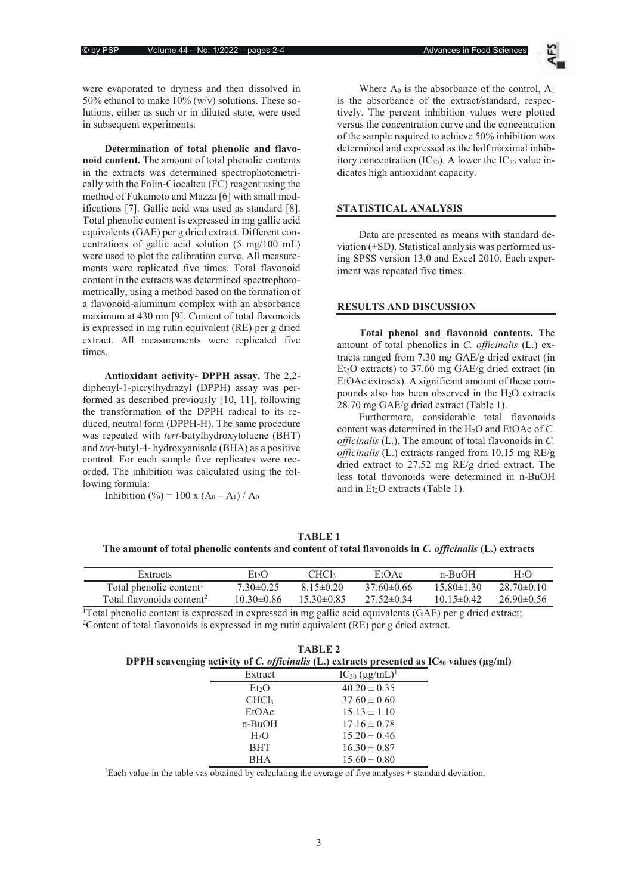were evaporated to dryness and then dissolved in 50% ethanol to make 10% (w/v) solutions. These solutions, either as such or in diluted state, were used in subsequent experiments.

**Determination of total phenolic and flavonoid content.** The amount of total phenolic contents in the extracts was determined spectrophotometrically with the Folin-Ciocalteu (FC) reagent using the method of Fukumoto and Mazza [6] with small modifications [7]. Gallic acid was used as standard [8]. Total phenolic content is expressed in mg gallic acid equivalents (GAE) per g dried extract. Different concentrations of gallic acid solution (5 mg/100 mL) were used to plot the calibration curve. All measurements were replicated five times. Total flavonoid content in the extracts was determined spectrophotometrically, using a method based on the formation of a flavonoid-aluminum complex with an absorbance maximum at 430 nm [9]. Content of total flavonoids is expressed in mg rutin equivalent (RE) per g dried extract. All measurements were replicated five times.

**Antioxidant activity- DPPH assay.** The 2,2-diphenyl-1-picrylhydrazyl (DPPH) assay was performed as described previously [10, 11], following the transformation of the DPPH radical to its reduced, neutral form (DPPH-H). The same procedure was repeated with *tert*-butylhydroxytoluene (BHT) and *tert*-butyl-4- hydroxyanisole (BHA) as a positive control. For each sample five replicates were recorded. The inhibition was calculated using the following formula:

$$\text{Inhibition } (\%) = 100 \times (A_0 - A_1) / A_0$$

Where $A_0$ is the absorbance of the control, $A_1$ is the absorbance of the extract/standard, respectively. The percent inhibition values were plotted versus the concentration curve and the concentration of the sample required to achieve 50% inhibition was determined and expressed as the half maximal inhibitory concentration ($IC_{50}$). A lower the $IC_{50}$ value indicates high antioxidant capacity.

## STATISTICAL ANALYSIS

Data are presented as means with standard deviation (±SD). Statistical analysis was performed using SPSS version 13.0 and Excel 2010. Each experiment was repeated five times.

## RESULTS AND DISCUSSION

**Total phenol and flavonoid contents.** The amount of total phenolics in *C. officinalis* (L.) extracts ranged from 7.30 mg GAE/g dried extract (in $Et_2O$ extracts) to 37.60 mg GAE/g dried extract (in EtOAc extracts). A significant amount of these compounds also has been observed in the $H_2O$ extracts 28.70 mg GAE/g dried extract (Table 1).

Furthermore, considerable total flavonoids content was determined in the $H_2O$ and EtOAc of *C. officinalis* (L.). The amount of total flavonoids in *C. officinalis* (L.) extracts ranged from 10.15 mg RE/g dried extract to 27.52 mg RE/g dried extract. The less total flavonoids were determined in n-BuOH and in $Et_2O$ extracts (Table 1).

**TABLE 1**
**The amount of total phenolic contents and content of total flavonoids in *C. officinalis* (L.) extracts**

| Extracts | $Et_2O$ | $CHCl_3$ | EtOAc | n-BuOH | $H_2O$ |
|---|---|---|---|---|---|
| Total phenolic content[1] | 7.30±0.25 | 8.15±0.20 | 37.60±0.66 | 15.80±1.30 | 28.70±0.10 |
| Total flavonoids content[2] | 10.30±0.86 | 15.30±0.85 | 27.52±0.34 | 10.15±0.42 | 26.90±0.56 |

[1]Total phenolic content is expressed in expressed in mg gallic acid equivalents (GAE) per g dried extract;
[2]Content of total flavonoids is expressed in mg rutin equivalent (RE) per g dried extract.

**TABLE 2**
**DPPH scavenging activity of *C. officinalis* (L.) extracts presented as $IC_{50}$ values (µg/ml)**

| Extract | $IC_{50}$ (µg/mL)[1] |
|---|---|
| $Et_2O$ | 40.20 ± 0.35 |
| $CHCl_3$ | 37.60 ± 0.60 |
| EtOAc | 15.13 ± 1.10 |
| n-BuOH | 17.16 ± 0.78 |
| $H_2O$ | 15.20 ± 0.46 |
| BHT | 16.30 ± 0.87 |
| BHA | 15.60 ± 0.80 |

[1]Each value in the table vas obtained by calculating the average of five analyses ± standard deviation.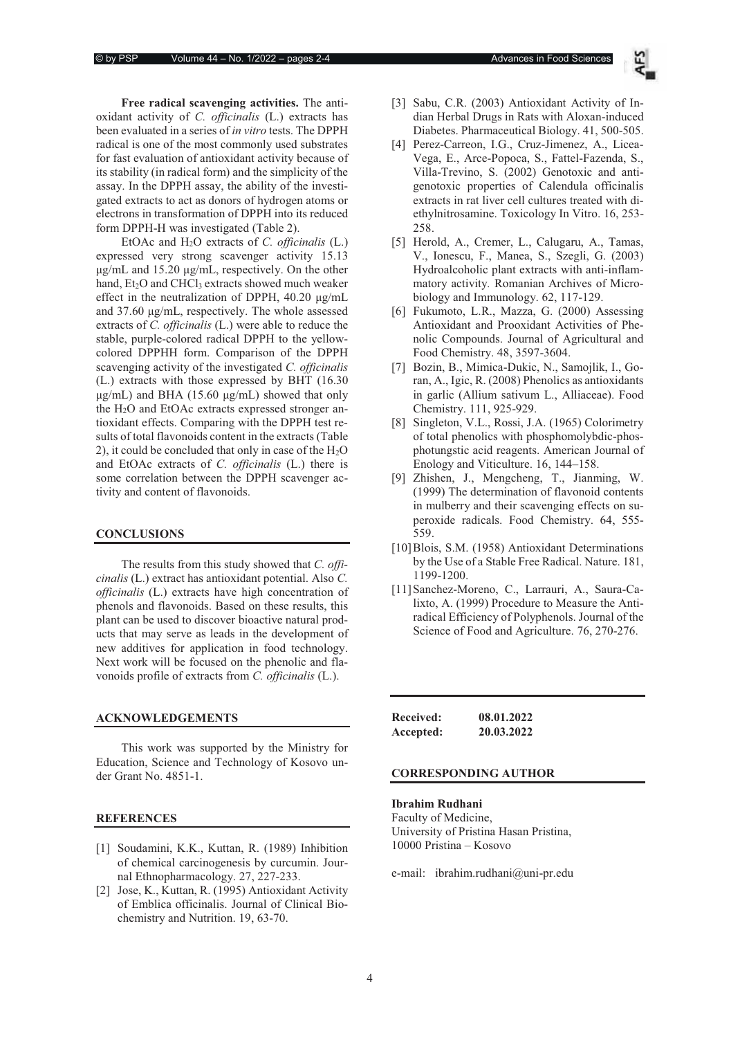**Free radical scavenging activities.** The antioxidant activity of *C. officinalis* (L.) extracts has been evaluated in a series of *in vitro* tests. The DPPH radical is one of the most commonly used substrates for fast evaluation of antioxidant activity because of its stability (in radical form) and the simplicity of the assay. In the DPPH assay, the ability of the investigated extracts to act as donors of hydrogen atoms or electrons in transformation of DPPH into its reduced form DPPH-H was investigated (Table 2).

EtOAc and $H_2O$ extracts of *C. officinalis* (L.) expressed very strong scavenger activity 15.13 μg/mL and 15.20 μg/mL, respectively. On the other hand, $Et_2O$ and $CHCl_3$ extracts showed much weaker effect in the neutralization of DPPH, 40.20 μg/mL and 37.60 μg/mL, respectively. The whole assessed extracts of *C. officinalis* (L.) were able to reduce the stable, purple-colored radical DPPH to the yellow-colored DPPHH form. Comparison of the DPPH scavenging activity of the investigated *C. officinalis* (L.) extracts with those expressed by BHT (16.30 μg/mL) and BHA (15.60 μg/mL) showed that only the $H_2O$ and EtOAc extracts expressed stronger antioxidant effects. Comparing with the DPPH test results of total flavonoids content in the extracts (Table 2), it could be concluded that only in case of the $H_2O$ and EtOAc extracts of *C. officinalis* (L.) there is some correlation between the DPPH scavenger activity and content of flavonoids.

## CONCLUSIONS

The results from this study showed that *C. officinalis* (L.) extract has antioxidant potential. Also *C. officinalis* (L.) extracts have high concentration of phenols and flavonoids. Based on these results, this plant can be used to discover bioactive natural products that may serve as leads in the development of new additives for application in food technology. Next work will be focused on the phenolic and flavonoids profile of extracts from *C. officinalis* (L.).

## ACKNOWLEDGEMENTS

This work was supported by the Ministry for Education, Science and Technology of Kosovo under Grant No. 4851-1.

## REFERENCES

[1] Soudamini, K.K., Kuttan, R. (1989) Inhibition of chemical carcinogenesis by curcumin. Journal Ethnopharmacology. 27, 227-233.

[2] Jose, K., Kuttan, R. (1995) Antioxidant Activity of Emblica officinalis. Journal of Clinical Biochemistry and Nutrition. 19, 63-70.

[3] Sabu, C.R. (2003) Antioxidant Activity of Indian Herbal Drugs in Rats with Aloxan-induced Diabetes. Pharmaceutical Biology. 41, 500-505.

[4] Perez-Carreon, I.G., Cruz-Jimenez, A., Licea-Vega, E., Arce-Popoca, S., Fattel-Fazenda, S., Villa-Trevino, S. (2002) Genotoxic and anti-genotoxic properties of Calendula officinalis extracts in rat liver cell cultures treated with diethylnitrosamine. Toxicology In Vitro. 16, 253-258.

[5] Herold, A., Cremer, L., Calugaru, A., Tamas, V., Ionescu, F., Manea, S., Szegli, G. (2003) Hydroalcoholic plant extracts with anti-inflammatory activity. Romanian Archives of Microbiology and Immunology. 62, 117-129.

[6] Fukumoto, L.R., Mazza, G. (2000) Assessing Antioxidant and Prooxidant Activities of Phenolic Compounds. Journal of Agricultural and Food Chemistry. 48, 3597-3604.

[7] Bozin, B., Mimica-Dukic, N., Samojlik, I., Goran, A., Igic, R. (2008) Phenolics as antioxidants in garlic (Allium sativum L., Alliaceae). Food Chemistry. 111, 925-929.

[8] Singleton, V.L., Rossi, J.A. (1965) Colorimetry of total phenolics with phosphomolybdic-phosphotungstic acid reagents. American Journal of Enology and Viticulture. 16, 144–158.

[9] Zhishen, J., Mengcheng, T., Jianming, W. (1999) The determination of flavonoid contents in mulberry and their scavenging effects on superoxide radicals. Food Chemistry. 64, 555-559.

[10] Blois, S.M. (1958) Antioxidant Determinations by the Use of a Stable Free Radical. Nature. 181, 1199-1200.

[11] Sanchez-Moreno, C., Larrauri, A., Saura-Calixto, A. (1999) Procedure to Measure the Antiradical Efficiency of Polyphenols. Journal of the Science of Food and Agriculture. 76, 270-276.

**Received:** 08.01.2022
**Accepted:** 20.03.2022

## CORRESPONDING AUTHOR

**Ibrahim Rudhani**
Faculty of Medicine,
University of Pristina Hasan Pristina,
10000 Pristina – Kosovo

e-mail: ibrahim.rudhani@uni-pr.edu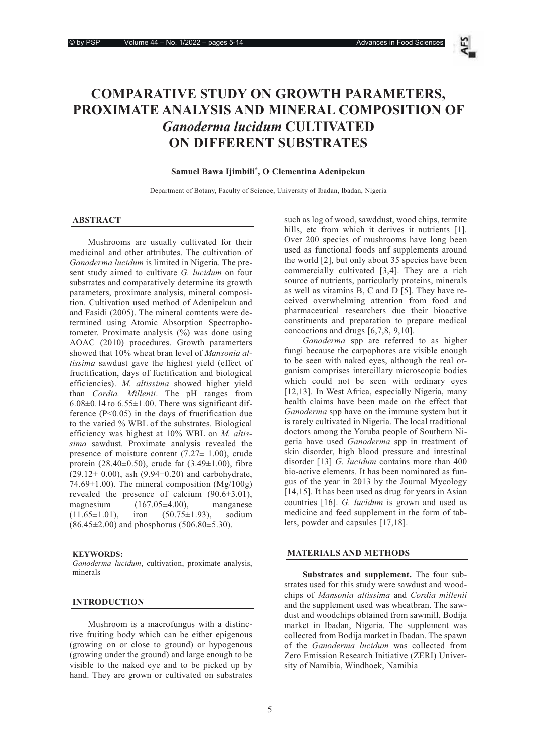# COMPARATIVE STUDY ON GROWTH PARAMETERS, PROXIMATE ANALYSIS AND MINERAL COMPOSITION OF *Ganoderma lucidum* CULTIVATED ON DIFFERENT SUBSTRATES

**Samuel Bawa Ijimbili[*], O Clementina Adenipekun**

Department of Botany, Faculty of Science, University of Ibadan, Ibadan, Nigeria

## ABSTRACT

Mushrooms are usually cultivated for their medicinal and other attributes. The cultivation of *Ganoderma lucidum* is limited in Nigeria. The present study aimed to cultivate *G. lucidum* on four substrates and comparatively determine its growth parameters, proximate analysis, mineral composition. Cultivation used method of Adenipekun and and Fasidi (2005). The mineral comtents were determined using Atomic Absorption Spectrophotometer. Proximate analysis (%) was done using AOAC (2010) procedures. Growth paramerters showed that 10% wheat bran level of *Mansonia altissima* sawdust gave the highest yield (effect of fructification, days of fuctification and biological efficiencies). *M. altissima* showed higher yield than *Cordia. Millenii*. The pH ranges from 6.08±0.14 to 6.55±1.00. There was significant difference ($P<0.05$) in the days of fructification due to the varied % WBL of the substrates. Biological efficiency was highest at 10% WBL on *M. altissima* sawdust. Proximate analysis revealed the presence of moisture content (7.27± 1.00), crude protein (28.40±0.50), crude fat (3.49±1.00), fibre (29.12± 0.00), ash (9.94±0.20) and carbohydrate, 74.69±1.00). The mineral composition (Mg/100g) revealed the presence of calcium (90.6±3.01), magnesium (167.05±4.00), manganese (11.65±1.01), iron (50.75±1.93), sodium (86.45±2.00) and phosphorus (506.80±5.30).

**KEYWORDS:**
*Ganoderma lucidum*, cultivation, proximate analysis, minerals

## INTRODUCTION

Mushroom is a macrofungus with a distinctive fruiting body which can be either epigenous (growing on or close to ground) or hypogenous (growing under the ground) and large enough to be visible to the naked eye and to be picked up by hand. They are grown or cultivated on substrates such as log of wood, sawddust, wood chips, termite hills, etc from which it derives it nutrients [1]. Over 200 species of mushrooms have long been used as functional foods anf supplements around the world [2], but only about 35 species have been commercially cultivated [3,4]. They are a rich source of nutrients, particularly proteins, minerals as well as vitamins B, C and D [5]. They have received overwhelming attention from food and pharmaceutical researchers due their bioactive constituents and preparation to prepare medical concoctions and drugs [6,7,8, 9,10].

*Ganoderma* spp are referred to as higher fungi because the carpophores are visible enough to be seen with naked eyes, although the real organism comprises intercillary microscopic bodies which could not be seen with ordinary eyes [12,13]. In West Africa, especially Nigeria, many health claims have been made on the effect that *Ganoderma* spp have on the immune system but it is rarely cultivated in Nigeria. The local traditional doctors among the Yoruba people of Southern Nigeria have used *Ganoderma* spp in treatment of skin disorder, high blood pressure and intestinal disorder [13] *G. lucidum* contains more than 400 bio-active elements. It has been nominated as fungus of the year in 2013 by the Journal Mycology [14,15]. It has been used as drug for years in Asian countries [16]. *G. lucidum* is grown and used as medicine and feed supplement in the form of tablets, powder and capsules [17,18].

## MATERIALS AND METHODS

**Substrates and supplement.** The four substrates used for this study were sawdust and woodchips of *Mansonia altissima* and *Cordia millenii* and the supplement used was wheatbran. The sawdust and woodchips obtained from sawmill, Bodija market in Ibadan, Nigeria. The supplement was collected from Bodija market in Ibadan. The spawn of the *Ganoderma lucidum* was collected from Zero Emission Research Initiative (ZERI) University of Namibia, Windhoek, Namibia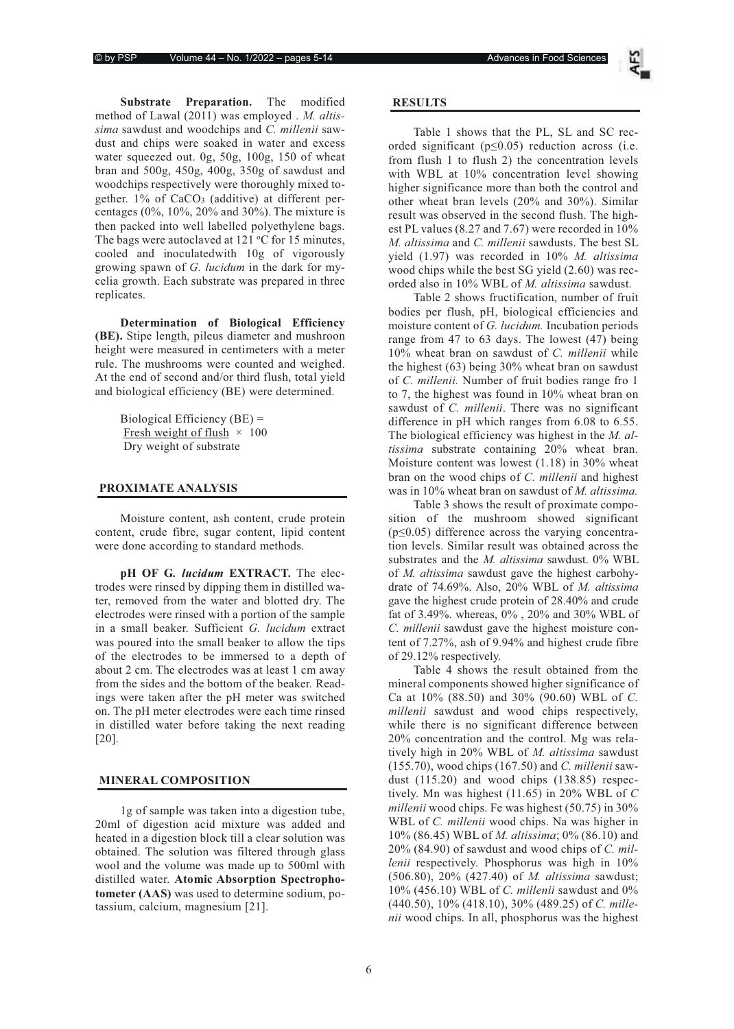**Substrate Preparation.** The modified method of Lawal (2011) was employed . *M. altissima* sawdust and woodchips and *C. millenii* sawdust and chips were soaked in water and excess water squeezed out. 0g, 50g, 100g, 150 of wheat bran and 500g, 450g, 400g, 350g of sawdust and woodchips respectively were thoroughly mixed together. 1% of $CaCO_3$ (additive) at different percentages (0%, 10%, 20% and 30%). The mixture is then packed into well labelled polyethylene bags. The bags were autoclaved at 121 °C for 15 minutes, cooled and inoculatedwith 10g of vigorously growing spawn of *G. lucidum* in the dark for mycelia growth. Each substrate was prepared in three replicates.

**Determination of Biological Efficiency (BE).** Stipe length, pileus diameter and mushroon height were measured in centimeters with a meter rule. The mushrooms were counted and weighed. At the end of second and/or third flush, total yield and biological efficiency (BE) were determined.

$$\text{Biological Efficiency (BE)} = \frac{\text{Fresh weight of flush}}{\text{Dry weight of substrate}} \times 100$$

## PROXIMATE ANALYSIS

Moisture content, ash content, crude protein content, crude fibre, sugar content, lipid content were done according to standard methods.

**pH OF G. *lucidum* EXTRACT.** The electrodes were rinsed by dipping them in distilled water, removed from the water and blotted dry. The electrodes were rinsed with a portion of the sample in a small beaker. Sufficient *G. lucidum* extract was poured into the small beaker to allow the tips of the electrodes to be immersed to a depth of about 2 cm. The electrodes was at least 1 cm away from the sides and the bottom of the beaker. Readings were taken after the pH meter was switched on. The pH meter electrodes were each time rinsed in distilled water before taking the next reading [20].

## MINERAL COMPOSITION

1g of sample was taken into a digestion tube, 20ml of digestion acid mixture was added and heated in a digestion block till a clear solution was obtained. The solution was filtered through glass wool and the volume was made up to 500ml with distilled water. **Atomic Absorption Spectrophotometer (AAS)** was used to determine sodium, potassium, calcium, magnesium [21].

## RESULTS

Table 1 shows that the PL, SL and SC recorded significant ($p \leq 0.05$) reduction across (i.e. from flush 1 to flush 2) the concentration levels with WBL at 10% concentration level showing higher significance more than both the control and other wheat bran levels (20% and 30%). Similar result was observed in the second flush. The highest PL values (8.27 and 7.67) were recorded in 10% *M. altissima* and *C. millenii* sawdusts. The best SL yield (1.97) was recorded in 10% *M. altissima* wood chips while the best SG yield (2.60) was recorded also in 10% WBL of *M. altissima* sawdust.

Table 2 shows fructification, number of fruit bodies per flush, pH, biological efficiencies and moisture content of *G. lucidum.* Incubation periods range from 47 to 63 days. The lowest (47) being 10% wheat bran on sawdust of *C. millenii* while the highest (63) being 30% wheat bran on sawdust of *C. millenii.* Number of fruit bodies range fro 1 to 7, the highest was found in 10% wheat bran on sawdust of *C. millenii*. There was no significant difference in pH which ranges from 6.08 to 6.55. The biological efficiency was highest in the *M. altissima* substrate containing 20% wheat bran. Moisture content was lowest (1.18) in 30% wheat bran on the wood chips of *C. millenii* and highest was in 10% wheat bran on sawdust of *M. altissima.*

Table 3 shows the result of proximate composition of the mushroom showed significant ($p \leq 0.05$) difference across the varying concentration levels. Similar result was obtained across the substrates and the *M. altissima* sawdust. 0% WBL of *M. altissima* sawdust gave the highest carbohydrate of 74.69%. Also, 20% WBL of *M. altissima* gave the highest crude protein of 28.40% and crude fat of 3.49%. whereas, 0% , 20% and 30% WBL of *C. millenii* sawdust gave the highest moisture content of 7.27%, ash of 9.94% and highest crude fibre of 29.12% respectively.

Table 4 shows the result obtained from the mineral components showed higher significance of Ca at 10% (88.50) and 30% (90.60) WBL of *C. millenii* sawdust and wood chips respectively, while there is no significant difference between 20% concentration and the control. Mg was relatively high in 20% WBL of *M. altissima* sawdust (155.70), wood chips (167.50) and *C. millenii* sawdust (115.20) and wood chips (138.85) respectively. Mn was highest (11.65) in 20% WBL of *C millenii* wood chips. Fe was highest (50.75) in 30% WBL of *C. millenii* wood chips. Na was higher in 10% (86.45) WBL of *M. altissima*; 0% (86.10) and 20% (84.90) of sawdust and wood chips of *C. millenii* respectively. Phosphorus was high in 10% (506.80), 20% (427.40) of *M. altissima* sawdust; 10% (456.10) WBL of *C. millenii* sawdust and 0% (440.50), 10% (418.10), 30% (489.25) of *C. millenii* wood chips. In all, phosphorus was the highest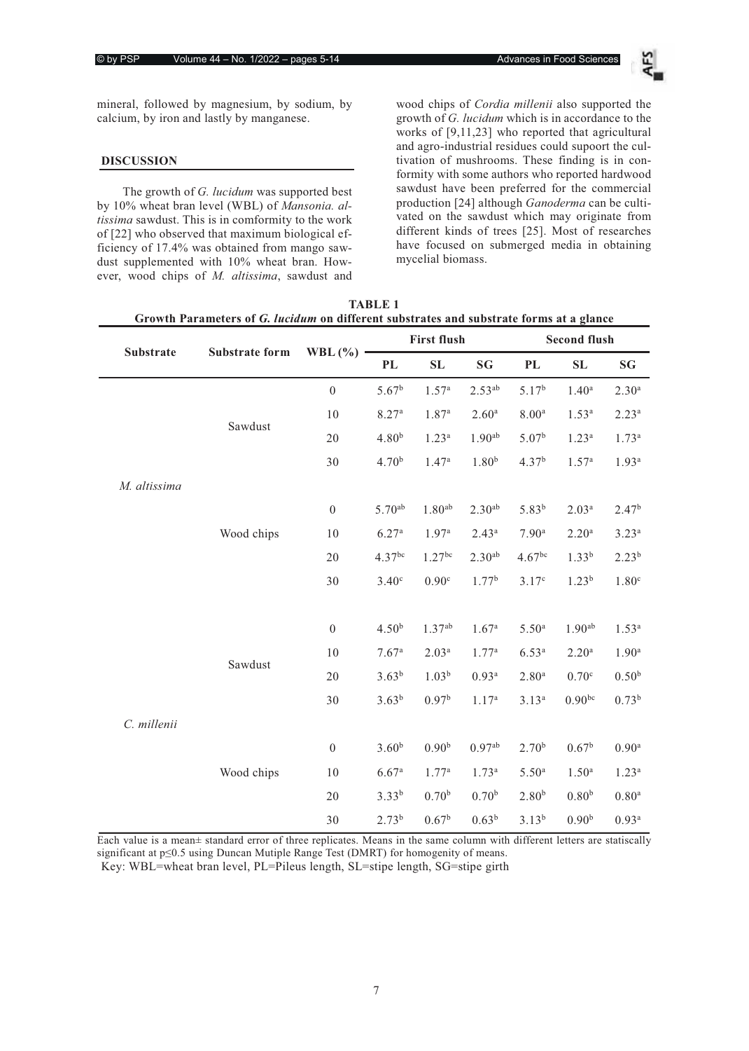mineral, followed by magnesium, by sodium, by calcium, by iron and lastly by manganese.

## DISCUSSION

The growth of *G. lucidum* was supported best by 10% wheat bran level (WBL) of *Mansonia. altissima* sawdust. This is in comformity to the work of [22] who observed that maximum biological efficiency of 17.4% was obtained from mango sawdust supplemented with 10% wheat bran. However, wood chips of *M. altissima*, sawdust and wood chips of *Cordia millenii* also supported the growth of *G. lucidum* which is in accordance to the works of [9,11,23] who reported that agricultural and agro-industrial residues could supoort the cultivation of mushrooms. These finding is in conformity with some authors who reported hardwood sawdust have been preferred for the commercial production [24] although *Ganoderma* can be cultivated on the sawdust which may originate from different kinds of trees [25]. Most of researches have focused on submerged media in obtaining mycelial biomass.

**TABLE 1**
**Growth Parameters of *G. lucidum* on different substrates and substrate forms at a glance**

| Substrate | Substrate form | WBL (%) | First flush | | | Second flush | | |
|---|---|---|---|---|---|---|---|---|
| | | | PL | SL | SG | PL | SL | SG |
| *M. altissima* | Sawdust | 0 | $5.67^{b}$ | $1.57^{a}$ | $2.53^{ab}$ | $5.17^{b}$ | $1.40^{a}$ | $2.30^{a}$ |
| | | 10 | $8.27^{a}$ | $1.87^{a}$ | $2.60^{a}$ | $8.00^{a}$ | $1.53^{a}$ | $2.23^{a}$ |
| | | 20 | $4.80^{b}$ | $1.23^{a}$ | $1.90^{ab}$ | $5.07^{b}$ | $1.23^{a}$ | $1.73^{a}$ |
| | | 30 | $4.70^{b}$ | $1.47^{a}$ | $1.80^{b}$ | $4.37^{b}$ | $1.57^{a}$ | $1.93^{a}$ |
| | Wood chips | 0 | $5.70^{ab}$ | $1.80^{ab}$ | $2.30^{ab}$ | $5.83^{b}$ | $2.03^{a}$ | $2.47^{b}$ |
| | | 10 | $6.27^{a}$ | $1.97^{a}$ | $2.43^{a}$ | $7.90^{a}$ | $2.20^{a}$ | $3.23^{a}$ |
| | | 20 | $4.37^{bc}$ | $1.27^{bc}$ | $2.30^{ab}$ | $4.67^{bc}$ | $1.33^{b}$ | $2.23^{b}$ |
| | | 30 | $3.40^{c}$ | $0.90^{c}$ | $1.77^{b}$ | $3.17^{c}$ | $1.23^{b}$ | $1.80^{c}$ |
| *C. millenii* | Sawdust | 0 | $4.50^{b}$ | $1.37^{ab}$ | $1.67^{a}$ | $5.50^{a}$ | $1.90^{ab}$ | $1.53^{a}$ |
| | | 10 | $7.67^{a}$ | $2.03^{a}$ | $1.77^{a}$ | $6.53^{a}$ | $2.20^{a}$ | $1.90^{a}$ |
| | | 20 | $3.63^{b}$ | $1.03^{b}$ | $0.93^{a}$ | $2.80^{a}$ | $0.70^{c}$ | $0.50^{b}$ |
| | | 30 | $3.63^{b}$ | $0.97^{b}$ | $1.17^{a}$ | $3.13^{a}$ | $0.90^{bc}$ | $0.73^{b}$ |
| | Wood chips | 0 | $3.60^{b}$ | $0.90^{b}$ | $0.97^{ab}$ | $2.70^{b}$ | $0.67^{b}$ | $0.90^{a}$ |
| | | 10 | $6.67^{a}$ | $1.77^{a}$ | $1.73^{a}$ | $5.50^{a}$ | $1.50^{a}$ | $1.23^{a}$ |
| | | 20 | $3.33^{b}$ | $0.70^{b}$ | $0.70^{b}$ | $2.80^{b}$ | $0.80^{b}$ | $0.80^{a}$ |
| | | 30 | $2.73^{b}$ | $0.67^{b}$ | $0.63^{b}$ | $3.13^{b}$ | $0.90^{b}$ | $0.93^{a}$ |

Each value is a mean± standard error of three replicates. Means in the same column with different letters are statiscally significant at $p \leq 0.5$ using Duncan Mutiple Range Test (DMRT) for homogenity of means.

Key: WBL=wheat bran level, PL=Pileus length, SL=stipe length, SG=stipe girth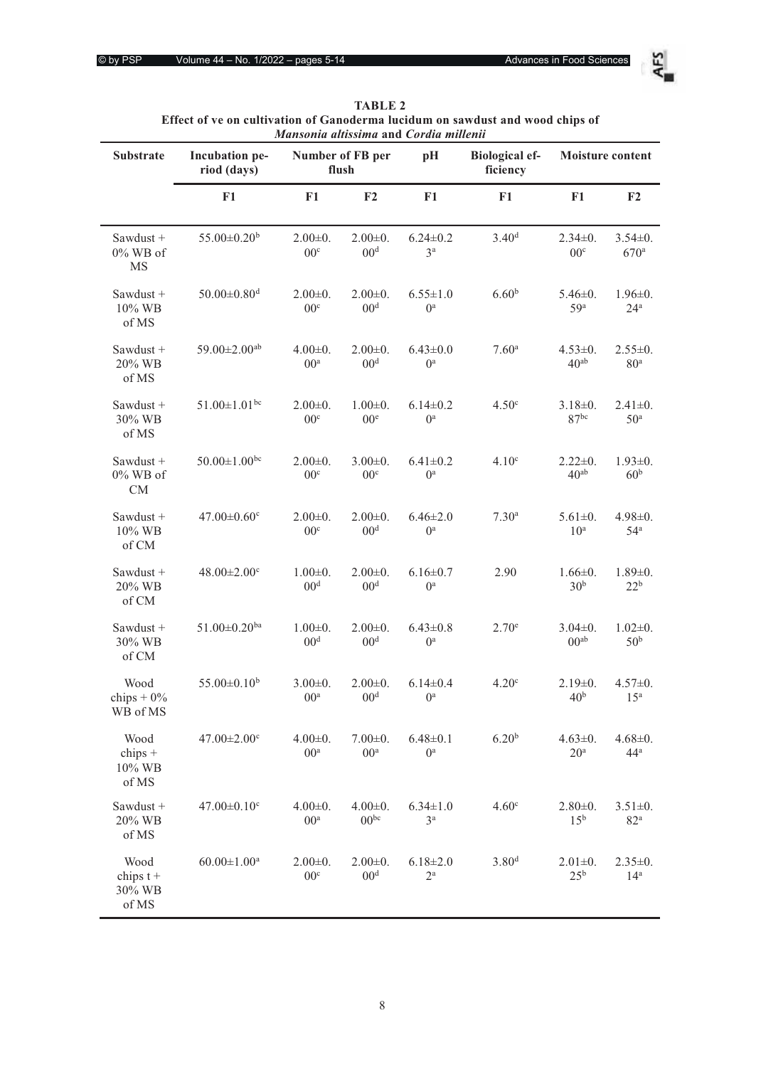**TABLE 2**
**Effect of ve on cultivation of Ganoderma lucidum on sawdust and wood chips of *Mansonia altissima* and *Cordia millenii***

| Substrate | Incubation period (days) | Number of FB per flush | | pH | Biological efficiency | Moisture content | |
|---|---|---|---|---|---|---|---|
| | F1 | F1 | F2 | F1 | F1 | F1 | F2 |
| Sawdust + 0% WB of MS | 55.00±0.20[b] | 2.00±0.00[c] | 2.00±0.00[d] | 6.24±0.23[a] | 3.40[d] | 2.34±0.00[c] | 3.54±0.670[a] |
| Sawdust + 10% WB of MS | 50.00±0.80[d] | 2.00±0.00[c] | 2.00±0.00[d] | 6.55±1.00[a] | 6.60[b] | 5.46±0.59[a] | 1.96±0.24[a] |
| Sawdust + 20% WB of MS | 59.00±2.00[ab] | 4.00±0.00[a] | 2.00±0.00[d] | 6.43±0.00[a] | 7.60[a] | 4.53±0.40[ab] | 2.55±0.80[a] |
| Sawdust + 30% WB of MS | 51.00±1.01[bc] | 2.00±0.00[c] | 1.00±0.00[e] | 6.14±0.20[a] | 4.50[c] | 3.18±0.87[bc] | 2.41±0.50[a] |
| Sawdust + 0% WB of CM | 50.00±1.00[bc] | 2.00±0.00[c] | 3.00±0.00[c] | 6.41±0.20[a] | 4.10[c] | 2.22±0.40[ab] | 1.93±0.60[b] |
| Sawdust + 10% WB of CM | 47.00±0.60[c] | 2.00±0.00[c] | 2.00±0.00[d] | 6.46±2.00[a] | 7.30[a] | 5.61±0.10[a] | 4.98±0.54[a] |
| Sawdust + 20% WB of CM | 48.00±2.00[c] | 1.00±0.00[d] | 2.00±0.00[d] | 6.16±0.70[a] | 2.90 | 1.66±0.30[b] | 1.89±0.22[b] |
| Sawdust + 30% WB of CM | 51.00±0.20[ba] | 1.00±0.00[d] | 2.00±0.00[d] | 6.43±0.80[a] | 2.70[e] | 3.04±0.00[ab] | 1.02±0.50[b] |
| Wood chips + 0% WB of MS | 55.00±0.10[b] | 3.00±0.00[a] | 2.00±0.00[d] | 6.14±0.40[a] | 4.20[c] | 2.19±0.40[b] | 4.57±0.15[a] |
| Wood chips + 10% WB of MS | 47.00±2.00[c] | 4.00±0.00[a] | 7.00±0.00[a] | 6.48±0.10[a] | 6.20[b] | 4.63±0.20[a] | 4.68±0.44[a] |
| Sawdust + 20% WB of MS | 47.00±0.10[c] | 4.00±0.00[a] | 4.00±0.00[bc] | 6.34±1.03[a] | 4.60[c] | 2.80±0.15[b] | 3.51±0.82[a] |
| Wood chips t + 30% WB of MS | 60.00±1.00[a] | 2.00±0.00[c] | 2.00±0.00[d] | 6.18±2.02[a] | 3.80[d] | 2.01±0.25[b] | 2.35±0.14[a] |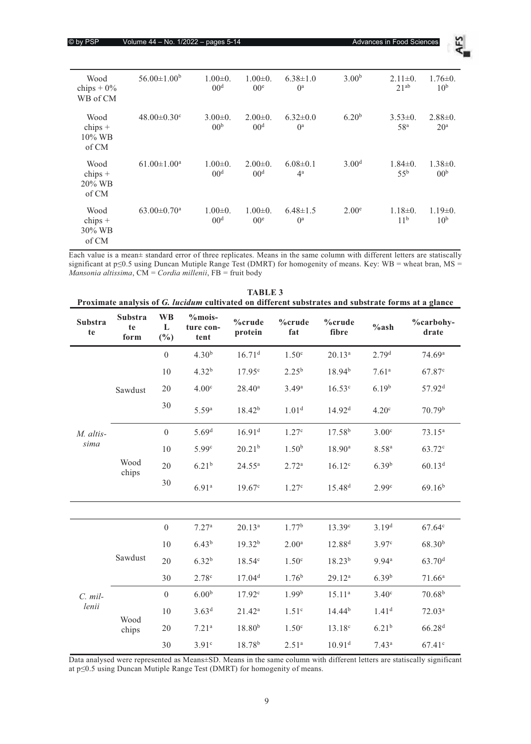| | | | | | | | |
|---|---|---|---|---|---|---|---|
| Wood chips + 0% WB of CM | 56.00±1.00$^{b}$ | 1.00±0.00$^{d}$ | 1.00±0.00$^{e}$ | 6.38±1.00$^{a}$ | 3.00$^{b}$ | 2.11±0.21$^{ab}$ | 1.76±0.10$^{b}$ |
| Wood chips + 10% WB of CM | 48.00±0.30$^{c}$ | 3.00±0.00$^{b}$ | 2.00±0.00$^{d}$ | 6.32±0.00$^{a}$ | 6.20$^{b}$ | 3.53±0.58$^{a}$ | 2.88±0.20$^{a}$ |
| Wood chips + 20% WB of CM | 61.00±1.00$^{a}$ | 1.00±0.00$^{d}$ | 2.00±0.00$^{d}$ | 6.08±0.14$^{a}$ | 3.00$^{d}$ | 1.84±0.55$^{b}$ | 1.38±0.00$^{b}$ |
| Wood chips + 30% WB of CM | 63.00±0.70$^{a}$ | 1.00±0.00$^{d}$ | 1.00±0.00$^{e}$ | 6.48±1.50$^{a}$ | 2.00$^{e}$ | 1.18±0.11$^{b}$ | 1.19±0.10$^{b}$ |

Each value is a mean± standard error of three replicates. Means in the same column with different letters are statiscally significant at p≤0.5 using Duncan Mutiple Range Test (DMRT) for homogenity of means. Key: WB = wheat bran, MS = *Mansonia altissima*, CM = *Cordia millenii*, FB = fruit body

**TABLE 3**
**Proximate analysis of *G. lucidum* cultivated on different substrates and substrate forms at a glance**

| Substrate | Substrate form | WBL (%) | %moisture content | %crude protein | %crude fat | %crude fibre | %ash | %carbohydrate |
|---|---|---|---|---|---|---|---|---|
| *M. altissima* | Sawdust | 0 | 4.30$^{b}$ | 16.71$^{d}$ | 1.50$^{c}$ | 20.13$^{a}$ | 2.79$^{d}$ | 74.69$^{a}$ |
| | | 10 | 4.32$^{b}$ | 17.95$^{c}$ | 2.25$^{b}$ | 18.94$^{b}$ | 7.61$^{a}$ | 67.87$^{c}$ |
| | | 20 | 4.00$^{c}$ | 28.40$^{a}$ | 3.49$^{a}$ | 16.53$^{c}$ | 6.19$^{b}$ | 57.92$^{d}$ |
| | | 30 | 5.59$^{a}$ | 18.42$^{b}$ | 1.01$^{d}$ | 14.92$^{d}$ | 4.20$^{c}$ | 70.79$^{b}$ |
| | Wood chips | 0 | 5.69$^{d}$ | 16.91$^{d}$ | 1.27$^{c}$ | 17.58$^{b}$ | 3.00$^{c}$ | 73.15$^{a}$ |
| | | 10 | 5.99$^{c}$ | 20.21$^{b}$ | 1.50$^{b}$ | 18.90$^{a}$ | 8.58$^{a}$ | 63.72$^{c}$ |
| | | 20 | 6.21$^{b}$ | 24.55$^{a}$ | 2.72$^{a}$ | 16.12$^{c}$ | 6.39$^{b}$ | 60.13$^{d}$ |
| | | 30 | 6.91$^{a}$ | 19.67$^{c}$ | 1.27$^{c}$ | 15.48$^{d}$ | 2.99$^{c}$ | 69.16$^{b}$ |
| *C. millenii* | Sawdust | 0 | 7.27$^{a}$ | 20.13$^{a}$ | 1.77$^{b}$ | 13.39$^{c}$ | 3.19$^{d}$ | 67.64$^{c}$ |
| | | 10 | 6.43$^{b}$ | 19.32$^{b}$ | 2.00$^{a}$ | 12.88$^{d}$ | 3.97$^{c}$ | 68.30$^{b}$ |
| | | 20 | 6.32$^{b}$ | 18.54$^{c}$ | 1.50$^{c}$ | 18.23$^{b}$ | 9.94$^{a}$ | 63.70$^{d}$ |
| | | 30 | 2.78$^{c}$ | 17.04$^{d}$ | 1.76$^{b}$ | 29.12$^{a}$ | 6.39$^{b}$ | 71.66$^{a}$ |
| | Wood chips | 0 | 6.00$^{b}$ | 17.92$^{c}$ | 1.99$^{b}$ | 15.11$^{a}$ | 3.40$^{c}$ | 70.68$^{b}$ |
| | | 10 | 3.63$^{d}$ | 21.42$^{a}$ | 1.51$^{c}$ | 14.44$^{b}$ | 1.41$^{d}$ | 72.03$^{a}$ |
| | | 20 | 7.21$^{a}$ | 18.80$^{b}$ | 1.50$^{c}$ | 13.18$^{c}$ | 6.21$^{b}$ | 66.28$^{d}$ |
| | | 30 | 3.91$^{c}$ | 18.78$^{b}$ | 2.51$^{a}$ | 10.91$^{d}$ | 7.43$^{a}$ | 67.41$^{c}$ |

Data analysed were represented as Means±SD. Means in the same column with different letters are statiscally significant at p≤0.5 using Duncan Mutiple Range Test (DMRT) for homogenity of means.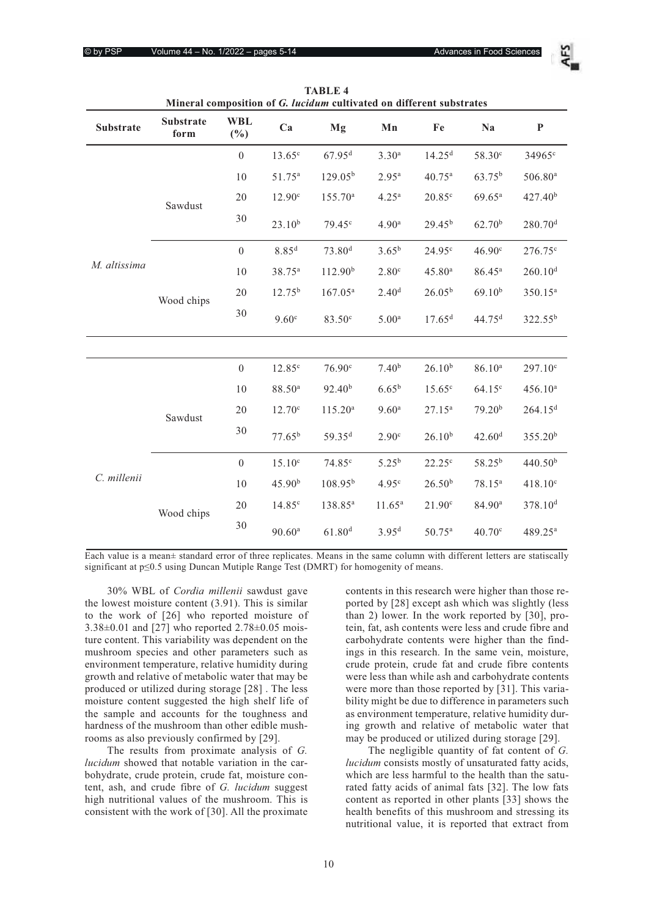**TABLE 4**
**Mineral composition of *G. lucidum* cultivated on different substrates**

| Substrate | Substrate form | WBL (%) | Ca | Mg | Mn | Fe | Na | P |
|---|---|---|---|---|---|---|---|---|
| *M. altissima* | Sawdust | 0 | 13.65[c] | 67.95[d] | 3.30[a] | 14.25[d] | 58.30[c] | 34965[c] |
| | | 10 | 51.75[a] | 129.05[b] | 2.95[a] | 40.75[a] | 63.75[b] | 506.80[a] |
| | | 20 | 12.90[c] | 155.70[a] | 4.25[a] | 20.85[c] | 69.65[a] | 427.40[b] |
| | | 30 | 23.10[b] | 79.45[c] | 4.90[a] | 29.45[b] | 62.70[b] | 280.70[d] |
| | Wood chips | 0 | 8.85[d] | 73.80[d] | 3.65[b] | 24.95[c] | 46.90[c] | 276.75[c] |
| | | 10 | 38.75[a] | 112.90[b] | 2.80[c] | 45.80[a] | 86.45[a] | 260.10[d] |
| | | 20 | 12.75[b] | 167.05[a] | 2.40[d] | 26.05[b] | 69.10[b] | 350.15[a] |
| | | 30 | 9.60[c] | 83.50[c] | 5.00[a] | 17.65[d] | 44.75[d] | 322.55[b] |
| *C. millenii* | Sawdust | 0 | 12.85[c] | 76.90[c] | 7.40[b] | 26.10[b] | 86.10[a] | 297.10[c] |
| | | 10 | 88.50[a] | 92.40[b] | 6.65[b] | 15.65[c] | 64.15[c] | 456.10[a] |
| | | 20 | 12.70[c] | 115.20[a] | 9.60[a] | 27.15[a] | 79.20[b] | 264.15[d] |
| | | 30 | 77.65[b] | 59.35[d] | 2.90[c] | 26.10[b] | 42.60[d] | 355.20[b] |
| | Wood chips | 0 | 15.10[c] | 74.85[c] | 5.25[b] | 22.25[c] | 58.25[b] | 440.50[b] |
| | | 10 | 45.90[b] | 108.95[b] | 4.95[c] | 26.50[b] | 78.15[a] | 418.10[c] |
| | | 20 | 14.85[c] | 138.85[a] | 11.65[a] | 21.90[c] | 84.90[a] | 378.10[d] |
| | | 30 | 90.60[a] | 61.80[d] | 3.95[d] | 50.75[a] | 40.70[c] | 489.25[a] |

Each value is a mean± standard error of three replicates. Means in the same column with different letters are statiscally significant at $p \leq 0.5$ using Duncan Mutiple Range Test (DMRT) for homogenity of means.

30% WBL of *Cordia millenii* sawdust gave the lowest moisture content (3.91). This is similar to the work of [26] who reported moisture of 3.38±0.01 and [27] who reported 2.78±0.05 moisture content. This variability was dependent on the mushroom species and other parameters such as environment temperature, relative humidity during growth and relative of metabolic water that may be produced or utilized during storage [28] . The less moisture content suggested the high shelf life of the sample and accounts for the toughness and hardness of the mushroom than other edible mushrooms as also previously confirmed by [29].

The results from proximate analysis of *G. lucidum* showed that notable variation in the carbohydrate, crude protein, crude fat, moisture content, ash, and crude fibre of *G. lucidum* suggest high nutritional values of the mushroom. This is consistent with the work of [30]. All the proximate contents in this research were higher than those reported by [28] except ash which was slightly (less than 2) lower. In the work reported by [30], protein, fat, ash contents were less and crude fibre and carbohydrate contents were higher than the findings in this research. In the same vein, moisture, crude protein, crude fat and crude fibre contents were less than while ash and carbohydrate contents were more than those reported by [31]. This variability might be due to difference in parameters such as environment temperature, relative humidity during growth and relative of metabolic water that may be produced or utilized during storage [29].

The negligible quantity of fat content of *G. lucidum* consists mostly of unsaturated fatty acids, which are less harmful to the health than the saturated fatty acids of animal fats [32]. The low fats content as reported in other plants [33] shows the health benefits of this mushroom and stressing its nutritional value, it is reported that extract from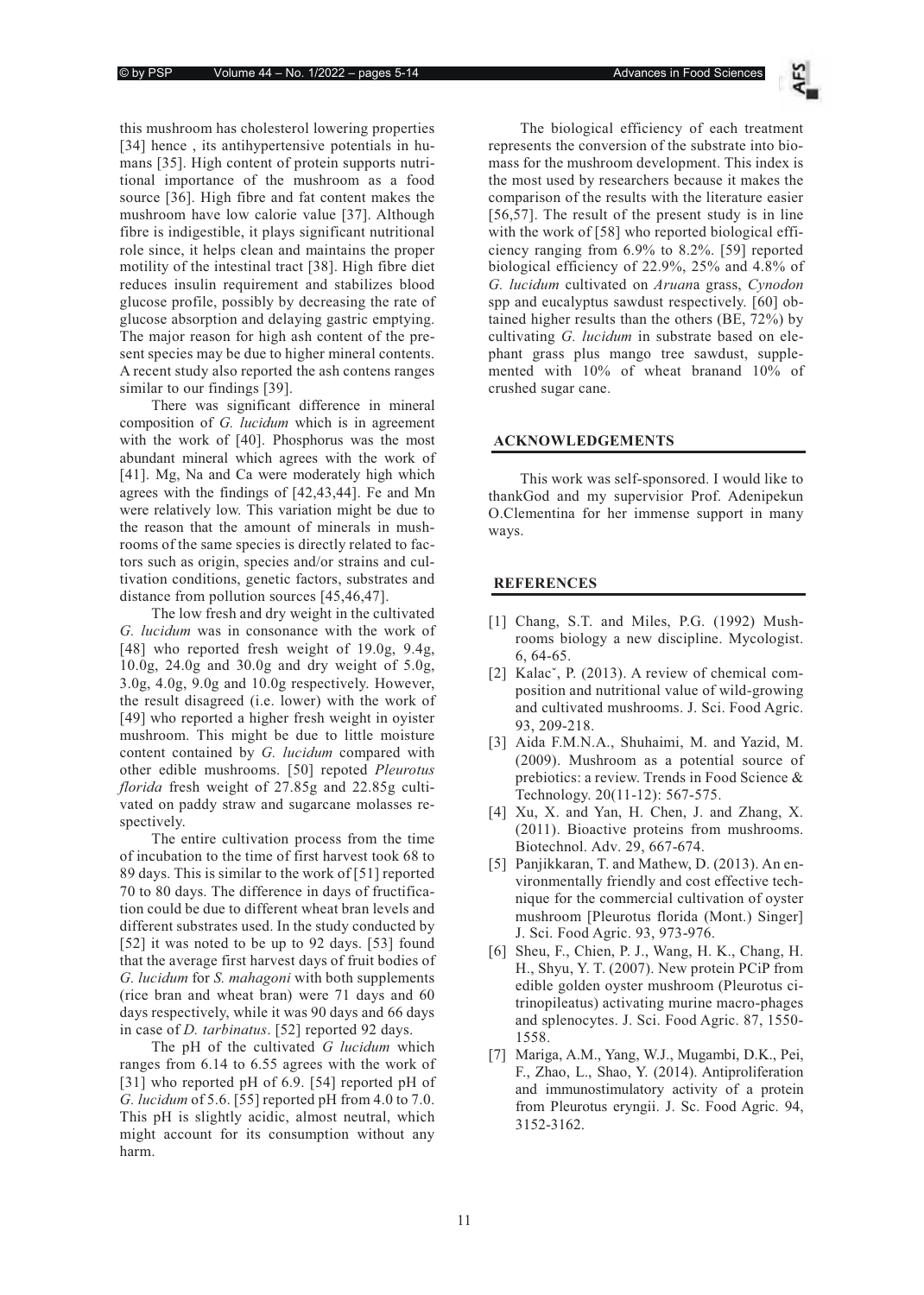this mushroom has cholesterol lowering properties [34] hence , its antihypertensive potentials in humans [35]. High content of protein supports nutritional importance of the mushroom as a food source [36]. High fibre and fat content makes the mushroom have low calorie value [37]. Although fibre is indigestible, it plays significant nutritional role since, it helps clean and maintains the proper motility of the intestinal tract [38]. High fibre diet reduces insulin requirement and stabilizes blood glucose profile, possibly by decreasing the rate of glucose absorption and delaying gastric emptying. The major reason for high ash content of the present species may be due to higher mineral contents. A recent study also reported the ash contens ranges similar to our findings [39].

There was significant difference in mineral composition of *G. lucidum* which is in agreement with the work of [40]. Phosphorus was the most abundant mineral which agrees with the work of [41]. Mg, Na and Ca were moderately high which agrees with the findings of [42,43,44]. Fe and Mn were relatively low. This variation might be due to the reason that the amount of minerals in mushrooms of the same species is directly related to factors such as origin, species and/or strains and cultivation conditions, genetic factors, substrates and distance from pollution sources [45,46,47].

The low fresh and dry weight in the cultivated *G. lucidum* was in consonance with the work of [48] who reported fresh weight of 19.0g, 9.4g, 10.0g, 24.0g and 30.0g and dry weight of 5.0g, 3.0g, 4.0g, 9.0g and 10.0g respectively. However, the result disagreed (i.e. lower) with the work of [49] who reported a higher fresh weight in oyister mushroom. This might be due to little moisture content contained by *G. lucidum* compared with other edible mushrooms. [50] repoted *Pleurotus florida* fresh weight of 27.85g and 22.85g cultivated on paddy straw and sugarcane molasses respectively.

The entire cultivation process from the time of incubation to the time of first harvest took 68 to 89 days. This is similar to the work of [51] reported 70 to 80 days. The difference in days of fructification could be due to different wheat bran levels and different substrates used. In the study conducted by [52] it was noted to be up to 92 days. [53] found that the average first harvest days of fruit bodies of *G. lucidum* for *S. mahagoni* with both supplements (rice bran and wheat bran) were 71 days and 60 days respectively, while it was 90 days and 66 days in case of *D. tarbinatus*. [52] reported 92 days.

The pH of the cultivated *G lucidum* which ranges from 6.14 to 6.55 agrees with the work of [31] who reported pH of 6.9. [54] reported pH of *G. lucidum* of 5.6. [55] reported pH from 4.0 to 7.0. This pH is slightly acidic, almost neutral, which might account for its consumption without any harm.

The biological efficiency of each treatment represents the conversion of the substrate into biomass for the mushroom development. This index is the most used by researchers because it makes the comparison of the results with the literature easier [56,57]. The result of the present study is in line with the work of [58] who reported biological efficiency ranging from 6.9% to 8.2%. [59] reported biological efficiency of 22.9%, 25% and 4.8% of *G. lucidum* cultivated on *Aruan*a grass, *Cynodon* spp and eucalyptus sawdust respectively. [60] obtained higher results than the others (BE, 72%) by cultivating *G. lucidum* in substrate based on elephant grass plus mango tree sawdust, supplemented with 10% of wheat branand 10% of crushed sugar cane.

## ACKNOWLEDGEMENTS

This work was self-sponsored. I would like to thankGod and my supervisior Prof. Adenipekun O.Clementina for her immense support in many ways.

## REFERENCES

[1] Chang, S.T. and Miles, P.G. (1992) Mushrooms biology a new discipline. Mycologist. 6, 64-65.

[2] Kalacˇ, P. (2013). A review of chemical composition and nutritional value of wild-growing and cultivated mushrooms. J. Sci. Food Agric. 93, 209-218.

[3] Aida F.M.N.A., Shuhaimi, M. and Yazid, M. (2009). Mushroom as a potential source of prebiotics: a review. Trends in Food Science & Technology. 20(11-12): 567-575.

[4] Xu, X. and Yan, H. Chen, J. and Zhang, X. (2011). Bioactive proteins from mushrooms. Biotechnol. Adv. 29, 667-674.

[5] Panjikkaran, T. and Mathew, D. (2013). An environmentally friendly and cost effective technique for the commercial cultivation of oyster mushroom [Pleurotus florida (Mont.) Singer] J. Sci. Food Agric. 93, 973-976.

[6] Sheu, F., Chien, P. J., Wang, H. K., Chang, H. H., Shyu, Y. T. (2007). New protein PCiP from edible golden oyster mushroom (Pleurotus citrinopileatus) activating murine macro-phages and splenocytes. J. Sci. Food Agric. 87, 1550-1558.

[7] Mariga, A.M., Yang, W.J., Mugambi, D.K., Pei, F., Zhao, L., Shao, Y. (2014). Antiproliferation and immunostimulatory activity of a protein from Pleurotus eryngii. J. Sc. Food Agric. 94, 3152-3162.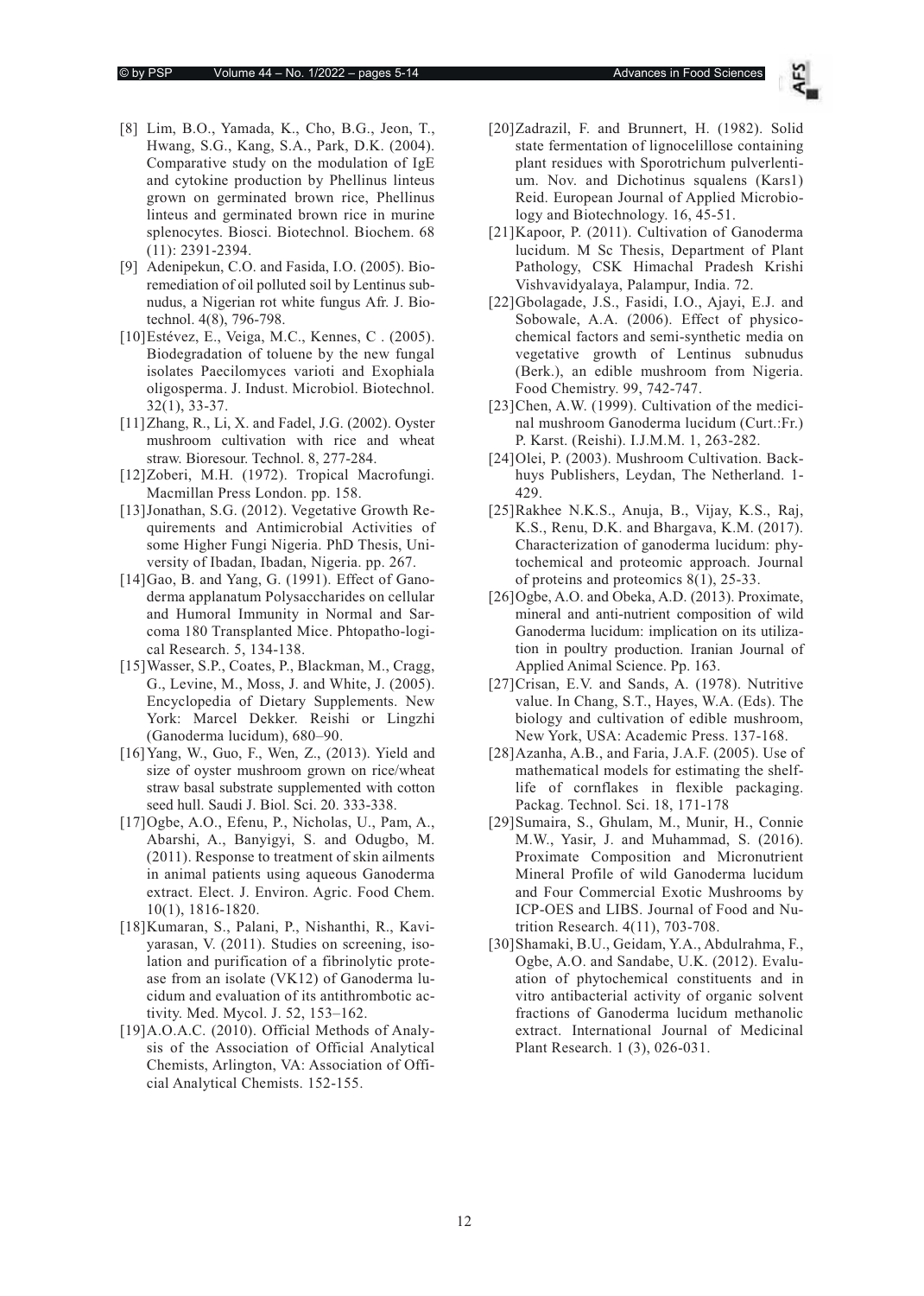[8] Lim, B.O., Yamada, K., Cho, B.G., Jeon, T., Hwang, S.G., Kang, S.A., Park, D.K. (2004). Comparative study on the modulation of IgE and cytokine production by Phellinus linteus grown on germinated brown rice, Phellinus linteus and germinated brown rice in murine splenocytes. Biosci. Biotechnol. Biochem. 68 (11): 2391-2394.

[9] Adenipekun, C.O. and Fasida, I.O. (2005). Bioremediation of oil polluted soil by Lentinus subnudus, a Nigerian rot white fungus Afr. J. Biotechnol. 4(8), 796-798.

[10] Estévez, E., Veiga, M.C., Kennes, C . (2005). Biodegradation of toluene by the new fungal isolates Paecilomyces varioti and Exophiala oligosperma. J. Indust. Microbiol. Biotechnol. 32(1), 33-37.

[11] Zhang, R., Li, X. and Fadel, J.G. (2002). Oyster mushroom cultivation with rice and wheat straw. Bioresour. Technol. 8, 277-284.

[12] Zoberi, M.H. (1972). Tropical Macrofungi. Macmillan Press London. pp. 158.

[13] Jonathan, S.G. (2012). Vegetative Growth Requirements and Antimicrobial Activities of some Higher Fungi Nigeria. PhD Thesis, University of Ibadan, Ibadan, Nigeria. pp. 267.

[14] Gao, B. and Yang, G. (1991). Effect of Ganoderma applanatum Polysaccharides on cellular and Humoral Immunity in Normal and Sarcoma 180 Transplanted Mice. Phtopatho-logical Research. 5, 134-138.

[15] Wasser, S.P., Coates, P., Blackman, M., Cragg, G., Levine, M., Moss, J. and White, J. (2005). Encyclopedia of Dietary Supplements. New York: Marcel Dekker. Reishi or Lingzhi (Ganoderma lucidum), 680–90.

[16] Yang, W., Guo, F., Wen, Z., (2013). Yield and size of oyster mushroom grown on rice/wheat straw basal substrate supplemented with cotton seed hull. Saudi J. Biol. Sci. 20. 333-338.

[17] Ogbe, A.O., Efenu, P., Nicholas, U., Pam, A., Abarshi, A., Banyigyi, S. and Odugbo, M. (2011). Response to treatment of skin ailments in animal patients using aqueous Ganoderma extract. Elect. J. Environ. Agric. Food Chem. 10(1), 1816-1820.

[18] Kumaran, S., Palani, P., Nishanthi, R., Kaviyarasan, V. (2011). Studies on screening, isolation and purification of a fibrinolytic protease from an isolate (VK12) of Ganoderma lucidum and evaluation of its antithrombotic activity. Med. Mycol. J. 52, 153–162.

[19] A.O.A.C. (2010). Official Methods of Analysis of the Association of Official Analytical Chemists, Arlington, VA: Association of Official Analytical Chemists. 152-155.

[20] Zadrazil, F. and Brunnert, H. (1982). Solid state fermentation of lignocelillose containing plant residues with Sporotrichum pulverlentium. Nov. and Dichotinus squalens (Kars1) Reid. European Journal of Applied Microbiology and Biotechnology. 16, 45-51.

[21] Kapoor, P. (2011). Cultivation of Ganoderma lucidum. M Sc Thesis, Department of Plant Pathology, CSK Himachal Pradesh Krishi Vishvavidyalaya, Palampur, India. 72.

[22] Gbolagade, J.S., Fasidi, I.O., Ajayi, E.J. and Sobowale, A.A. (2006). Effect of physicochemical factors and semi-synthetic media on vegetative growth of Lentinus subnudus (Berk.), an edible mushroom from Nigeria. Food Chemistry. 99, 742-747.

[23] Chen, A.W. (1999). Cultivation of the medicinal mushroom Ganoderma lucidum (Curt.:Fr.) P. Karst. (Reishi). I.J.M.M. 1, 263-282.

[24] Olei, P. (2003). Mushroom Cultivation. Backhuys Publishers, Leydan, The Netherland. 1-429.

[25] Rakhee N.K.S., Anuja, B., Vijay, K.S., Raj, K.S., Renu, D.K. and Bhargava, K.M. (2017). Characterization of ganoderma lucidum: phytochemical and proteomic approach. Journal of proteins and proteomics 8(1), 25-33.

[26] Ogbe, A.O. and Obeka, A.D. (2013). Proximate, mineral and anti-nutrient composition of wild Ganoderma lucidum: implication on its utilization in poultry production. Iranian Journal of Applied Animal Science. Pp. 163.

[27] Crisan, E.V. and Sands, A. (1978). Nutritive value. In Chang, S.T., Hayes, W.A. (Eds). The biology and cultivation of edible mushroom, New York, USA: Academic Press. 137-168.

[28] Azanha, A.B., and Faria, J.A.F. (2005). Use of mathematical models for estimating the shelf-life of cornflakes in flexible packaging. Packag. Technol. Sci. 18, 171-178

[29] Sumaira, S., Ghulam, M., Munir, H., Connie M.W., Yasir, J. and Muhammad, S. (2016). Proximate Composition and Micronutrient Mineral Profile of wild Ganoderma lucidum and Four Commercial Exotic Mushrooms by ICP-OES and LIBS. Journal of Food and Nutrition Research. 4(11), 703-708.

[30] Shamaki, B.U., Geidam, Y.A., Abdulrahma, F., Ogbe, A.O. and Sandabe, U.K. (2012). Evaluation of phytochemical constituents and in vitro antibacterial activity of organic solvent fractions of Ganoderma lucidum methanolic extract. International Journal of Medicinal Plant Research. 1 (3), 026-031.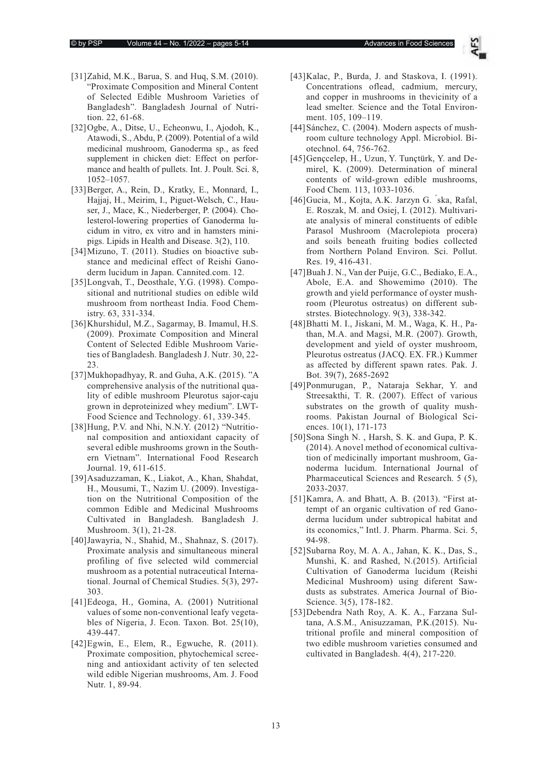[31] Zahid, M.K., Barua, S. and Huq, S.M. (2010). "Proximate Composition and Mineral Content of Selected Edible Mushroom Varieties of Bangladesh". Bangladesh Journal of Nutrition. 22, 61-68.

[32] Ogbe, A., Ditse, U., Echeonwu, I., Ajodoh, K., Atawodi, S., Abdu, P. (2009). Potential of a wild medicinal mushroom, Ganoderma sp., as feed supplement in chicken diet: Effect on performance and health of pullets. Int. J. Poult. Sci. 8, 1052–1057.

[33] Berger, A., Rein, D., Kratky, E., Monnard, I., Hajjaj, H., Meirim, I., Piguet-Welsch, C., Hauser, J., Mace, K., Niederberger, P. (2004). Cholesterol-lowering properties of Ganoderma lucidum in vitro, ex vitro and in hamsters minipigs. Lipids in Health and Disease. 3(2), 110.

[34] Mizuno, T. (2011). Studies on bioactive substance and medicinal effect of Reishi Ganoderm lucidum in Japan. Cannited.com. 12.

[35] Longvah, T., Deosthale, Y.G. (1998). Compositional and nutritional studies on edible wild mushroom from northeast India. Food Chemistry. 63, 331-334.

[36] Khurshidul, M.Z., Sagarmay, B. Imamul, H.S. (2009). Proximate Composition and Mineral Content of Selected Edible Mushroom Varieties of Bangladesh. Bangladesh J. Nutr. 30, 22-23.

[37] Mukhopadhyay, R. and Guha, A.K. (2015). "A comprehensive analysis of the nutritional quality of edible mushroom Pleurotus sajor-caju grown in deproteinized whey medium". LWT-Food Science and Technology. 61, 339-345.

[38] Hung, P.V. and Nhi, N.N.Y. (2012) "Nutritional composition and antioxidant capacity of several edible mushrooms grown in the Southern Vietnam". International Food Research Journal. 19, 611-615.

[39] Asaduzzaman, K., Liakot, A., Khan, Shahdat, H., Mousumi, T., Nazim U. (2009). Investigation on the Nutritional Composition of the common Edible and Medicinal Mushrooms Cultivated in Bangladesh. Bangladesh J. Mushroom. 3(1), 21-28.

[40] Jawayria, N., Shahid, M., Shahnaz, S. (2017). Proximate analysis and simultaneous mineral profiling of five selected wild commercial mushroom as a potential nutraceutical International. Journal of Chemical Studies. 5(3), 297-303.

[41] Edeoga, H., Gomina, A. (2001) Nutritional values of some non-conventional leafy vegetables of Nigeria, J. Econ. Taxon. Bot. 25(10), 439-447.

[42] Egwin, E., Elem, R., Egwuche, R. (2011). Proximate composition, phytochemical screening and antioxidant activity of ten selected wild edible Nigerian mushrooms, Am. J. Food Nutr. 1, 89-94.

[43] Kalac, P., Burda, J. and Staskova, I. (1991). Concentrations oflead, cadmium, mercury, and copper in mushrooms in thevicinity of a lead smelter. Science and the Total Environment. 105, 109–119.

[44] Sánchez, C. (2004). Modern aspects of mushroom culture technology Appl. Microbiol. Biotechnol. 64, 756-762.

[45] Gençcelep, H., Uzun, Y. Tunçtürk, Y. and Demirel, K. (2009). Determination of mineral contents of wild-grown edible mushrooms, Food Chem. 113, 1033-1036.

[46] Gucia, M., Kojta, A.K. Jarzyn G. ́ska, Rafal, E. Roszak, M. and Osiej, I. (2012). Multivariate analysis of mineral constituents of edible Parasol Mushroom (Macrolepiota procera) and soils beneath fruiting bodies collected from Northern Poland Environ. Sci. Pollut. Res. 19, 416-431.

[47] Buah J. N., Van der Puije, G.C., Bediako, E.A., Abole, E.A. and Showemimo (2010). The growth and yield performance of oyster mushroom (Pleurotus ostreatus) on different substrstes. Biotechnology. 9(3), 338-342.

[48] Bhatti M. I., Jiskani, M. M., Waga, K. H., Pathan, M.A. and Magsi, M.R. (2007). Growth, development and yield of oyster mushroom, Pleurotus ostreatus (JACQ. EX. FR.) Kummer as affected by different spawn rates. Pak. J. Bot. 39(7), 2685-2692

[49] Ponmurugan, P., Nataraja Sekhar, Y. and Streesakthi, T. R. (2007). Effect of various substrates on the growth of quality mushrooms. Pakistan Journal of Biological Sciences. 10(1), 171-173

[50] Sona Singh N. , Harsh, S. K. and Gupa, P. K. (2014). A novel method of economical cultivation of medicinally important mushroom, Ganoderma lucidum. International Journal of Pharmaceutical Sciences and Research. 5 (5), 2033-2037.

[51] Kamra, A. and Bhatt, A. B. (2013). "First attempt of an organic cultivation of red Ganoderma lucidum under subtropical habitat and its economics," Intl. J. Pharm. Pharma. Sci. 5, 94-98.

[52] Subarna Roy, M. A. A., Jahan, K. K., Das, S., Munshi, K. and Rashed, N.(2015). Artificial Cultivation of Ganoderma lucidum (Reishi Medicinal Mushroom) using diferent Sawdusts as substrates. America Journal of BioScience. 3(5), 178-182.

[53] Debendra Nath Roy, A. K. A., Farzana Sultana, A.S.M., Anisuzzaman, P.K.(2015). Nutritional profile and mineral composition of two edible mushroom varieties consumed and cultivated in Bangladesh. 4(4), 217-220.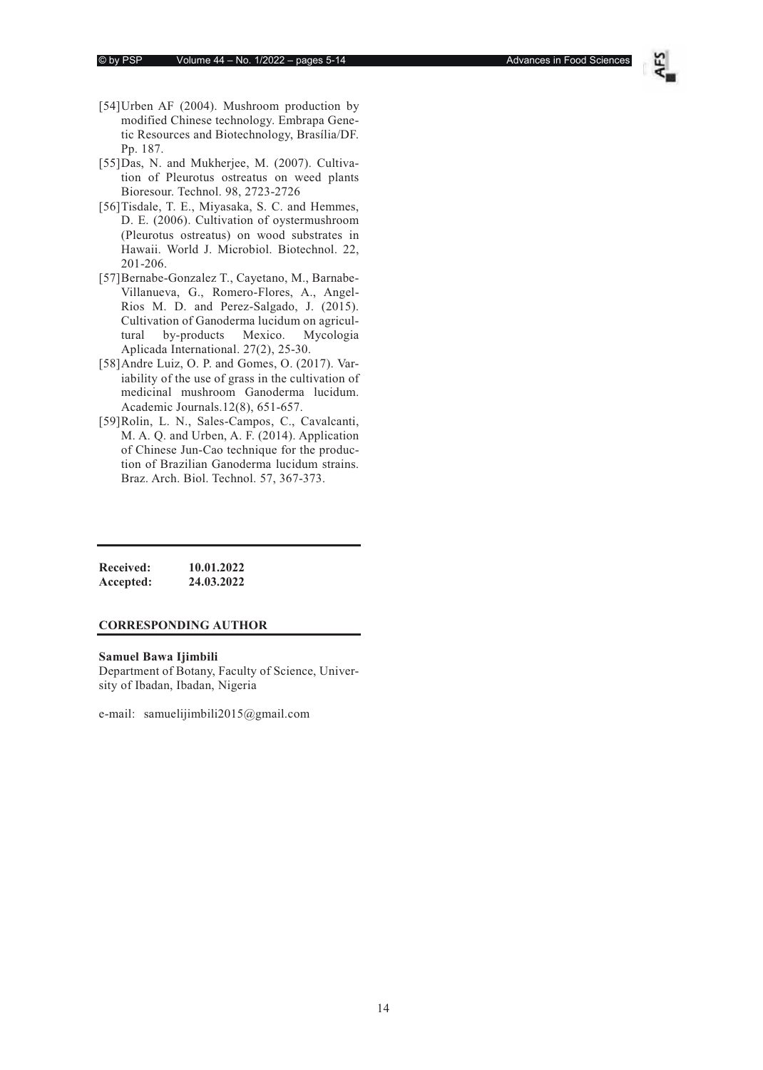[54] Urben AF (2004). Mushroom production by modified Chinese technology. Embrapa Genetic Resources and Biotechnology, Brasília/DF. Pp. 187.

[55] Das, N. and Mukherjee, M. (2007). Cultivation of Pleurotus ostreatus on weed plants Bioresour. Technol. 98, 2723-2726

[56] Tisdale, T. E., Miyasaka, S. C. and Hemmes, D. E. (2006). Cultivation of oystermushroom (Pleurotus ostreatus) on wood substrates in Hawaii. World J. Microbiol. Biotechnol. 22, 201-206.

[57] Bernabe-Gonzalez T., Cayetano, M., Barnabe-Villanueva, G., Romero-Flores, A., Angel-Rios M. D. and Perez-Salgado, J. (2015). Cultivation of Ganoderma lucidum on agricultural by-products Mexico. Mycologia Aplicada International. 27(2), 25-30.

[58] Andre Luiz, O. P. and Gomes, O. (2017). Variability of the use of grass in the cultivation of medicinal mushroom Ganoderma lucidum. Academic Journals.12(8), 651-657.

[59] Rolin, L. N., Sales-Campos, C., Cavalcanti, M. A. Q. and Urben, A. F. (2014). Application of Chinese Jun-Cao technique for the production of Brazilian Ganoderma lucidum strains. Braz. Arch. Biol. Technol. 57, 367-373.

**Received:** **10.01.2022**
**Accepted:** **24.03.2022**

**CORRESPONDING AUTHOR**

**Samuel Bawa Ijimbili**
Department of Botany, Faculty of Science, University of Ibadan, Ibadan, Nigeria

e-mail: samuelijimbili2015@gmail.com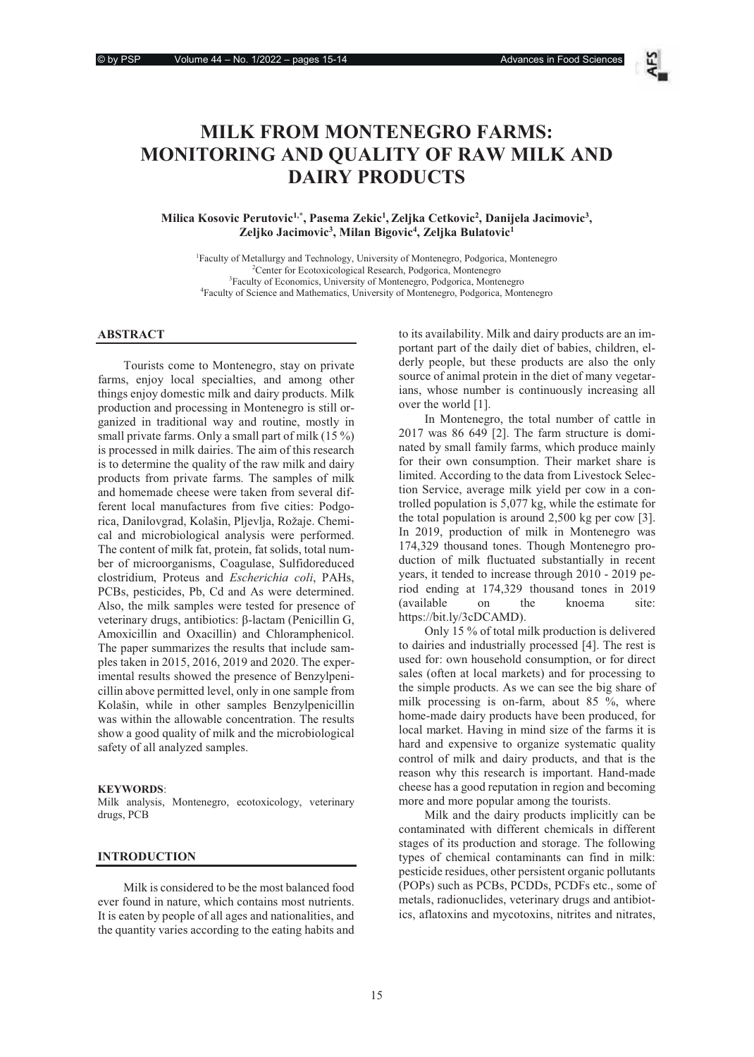# MILK FROM MONTENEGRO FARMS: MONITORING AND QUALITY OF RAW MILK AND DAIRY PRODUCTS

**Milica Kosovic Perutovic[1,*], Pasema Zekic[1], Zeljka Cetkovic[2], Danijela Jacimovic[3], Zeljko Jacimovic[3], Milan Bigovic[4], Zeljka Bulatovic[1]**

[1]Faculty of Metallurgy and Technology, University of Montenegro, Podgorica, Montenegro
[2]Center for Ecotoxicological Research, Podgorica, Montenegro
[3]Faculty of Economics, University of Montenegro, Podgorica, Montenegro
[4]Faculty of Science and Mathematics, University of Montenegro, Podgorica, Montenegro

## ABSTRACT

Tourists come to Montenegro, stay on private farms, enjoy local specialties, and among other things enjoy domestic milk and dairy products. Milk production and processing in Montenegro is still organized in traditional way and routine, mostly in small private farms. Only a small part of milk (15 %) is processed in milk dairies. The aim of this research is to determine the quality of the raw milk and dairy products from private farms. The samples of milk and homemade cheese were taken from several different local manufactures from five cities: Podgorica, Danilovgrad, Kolašin, Pljevlja, Rožaje. Chemical and microbiological analysis were performed. The content of milk fat, protein, fat solids, total number of microorganisms, Coagulase, Sulfidoreduced clostridium, Proteus and *Escherichia coli*, PAHs, PCBs, pesticides, Pb, Cd and As were determined. Also, the milk samples were tested for presence of veterinary drugs, antibiotics: β-lactam (Penicillin G, Amoxicillin and Oxacillin) and Chloramphenicol. The paper summarizes the results that include samples taken in 2015, 2016, 2019 and 2020. The experimental results showed the presence of Benzylpenicillin above permitted level, only in one sample from Kolašin, while in other samples Benzylpenicillin was within the allowable concentration. The results show a good quality of milk and the microbiological safety of all analyzed samples.

**KEYWORDS**:
Milk analysis, Montenegro, ecotoxicology, veterinary drugs, PCB

## INTRODUCTION

Milk is considered to be the most balanced food ever found in nature, which contains most nutrients. It is eaten by people of all ages and nationalities, and the quantity varies according to the eating habits and to its availability. Milk and dairy products are an important part of the daily diet of babies, children, elderly people, but these products are also the only source of animal protein in the diet of many vegetarians, whose number is continuously increasing all over the world [1].

In Montenegro, the total number of cattle in 2017 was 86 649 [2]. The farm structure is dominated by small family farms, which produce mainly for their own consumption. Their market share is limited. According to the data from Livestock Selection Service, average milk yield per cow in a controlled population is 5,077 kg, while the estimate for the total population is around 2,500 kg per cow [3]. In 2019, production of milk in Montenegro was 174,329 thousand tones. Though Montenegro production of milk fluctuated substantially in recent years, it tended to increase through 2010 - 2019 period ending at 174,329 thousand tones in 2019 (available on the knoema site: https://bit.ly/3cDCAMD).

Only 15 % of total milk production is delivered to dairies and industrially processed [4]. The rest is used for: own household consumption, or for direct sales (often at local markets) and for processing to the simple products. As we can see the big share of milk processing is on-farm, about 85 %, where home-made dairy products have been produced, for local market. Having in mind size of the farms it is hard and expensive to organize systematic quality control of milk and dairy products, and that is the reason why this research is important. Hand-made cheese has a good reputation in region and becoming more and more popular among the tourists.

Milk and the dairy products implicitly can be contaminated with different chemicals in different stages of its production and storage. The following types of chemical contaminants can find in milk: pesticide residues, other persistent organic pollutants (POPs) such as PCBs, PCDDs, PCDFs etc., some of metals, radionuclides, veterinary drugs and antibiotics, aflatoxins and mycotoxins, nitrites and nitrates,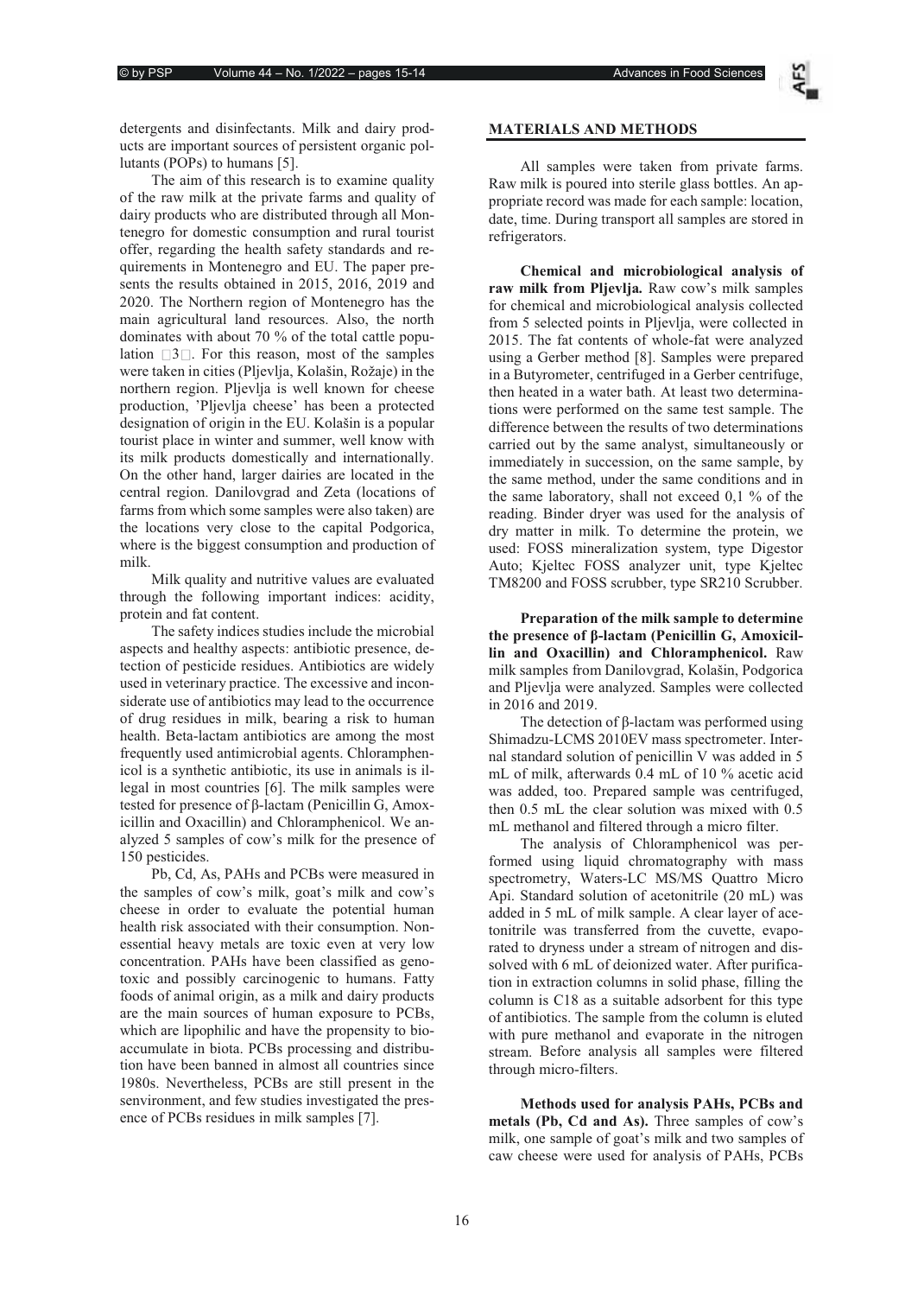detergents and disinfectants. Milk and dairy products are important sources of persistent organic pollutants (POPs) to humans [5].

The aim of this research is to examine quality of the raw milk at the private farms and quality of dairy products who are distributed through all Montenegro for domestic consumption and rural tourist offer, regarding the health safety standards and requirements in Montenegro and EU. The paper presents the results obtained in 2015, 2016, 2019 and 2020. The Northern region of Montenegro has the main agricultural land resources. Also, the north dominates with about 70 % of the total cattle population [3]. For this reason, most of the samples were taken in cities (Pljevlja, Kolašin, Rožaje) in the northern region. Pljevlja is well known for cheese production, 'Pljevlja cheese' has been a protected designation of origin in the EU. Kolašin is a popular tourist place in winter and summer, well know with its milk products domestically and internationally. On the other hand, larger dairies are located in the central region. Danilovgrad and Zeta (locations of farms from which some samples were also taken) are the locations very close to the capital Podgorica, where is the biggest consumption and production of milk.

Milk quality and nutritive values are evaluated through the following important indices: acidity, protein and fat content.

The safety indices studies include the microbial aspects and healthy aspects: antibiotic presence, detection of pesticide residues. Antibiotics are widely used in veterinary practice. The excessive and inconsiderate use of antibiotics may lead to the occurrence of drug residues in milk, bearing a risk to human health. Beta-lactam antibiotics are among the most frequently used antimicrobial agents. Chloramphenicol is a synthetic antibiotic, its use in animals is illegal in most countries [6]. The milk samples were tested for presence of β-lactam (Penicillin G, Amoxicillin and Oxacillin) and Chloramphenicol. We analyzed 5 samples of cow's milk for the presence of 150 pesticides.

Pb, Cd, As, PAHs and PCBs were measured in the samples of cow's milk, goat's milk and cow's cheese in order to evaluate the potential human health risk associated with their consumption. Nonessential heavy metals are toxic even at very low concentration. PAHs have been classified as genotoxic and possibly carcinogenic to humans. Fatty foods of animal origin, as a milk and dairy products are the main sources of human exposure to PCBs, which are lipophilic and have the propensity to bioaccumulate in biota. PCBs processing and distribution have been banned in almost all countries since 1980s. Nevertheless, PCBs are still present in the senvironment, and few studies investigated the presence of PCBs residues in milk samples [7].

## MATERIALS AND METHODS

All samples were taken from private farms. Raw milk is poured into sterile glass bottles. An appropriate record was made for each sample: location, date, time. During transport all samples are stored in refrigerators.

**Chemical and microbiological analysis of raw milk from Pljevlja.** Raw cow's milk samples for chemical and microbiological analysis collected from 5 selected points in Pljevlja, were collected in 2015. The fat contents of whole-fat were analyzed using a Gerber method [8]. Samples were prepared in a Butyrometer, centrifuged in a Gerber centrifuge, then heated in a water bath. At least two determinations were performed on the same test sample. The difference between the results of two determinations carried out by the same analyst, simultaneously or immediately in succession, on the same sample, by the same method, under the same conditions and in the same laboratory, shall not exceed 0,1 % of the reading. Binder dryer was used for the analysis of dry matter in milk. To determine the protein, we used: FOSS mineralization system, type Digestor Auto; Kjeltec FOSS analyzer unit, type Kjeltec TM8200 and FOSS scrubber, type SR210 Scrubber.

**Preparation of the milk sample to determine the presence of β-lactam (Penicillin G, Amoxicillin and Oxacillin) and Chloramphenicol.** Raw milk samples from Danilovgrad, Kolašin, Podgorica and Pljevlja were analyzed. Samples were collected in 2016 and 2019.

The detection of β-lactam was performed using Shimadzu-LCMS 2010EV mass spectrometer. Internal standard solution of penicillin V was added in 5 mL of milk, afterwards 0.4 mL of 10 % acetic acid was added, too. Prepared sample was centrifuged, then 0.5 mL the clear solution was mixed with 0.5 mL methanol and filtered through a micro filter.

The analysis of Chloramphenicol was performed using liquid chromatography with mass spectrometry, Waters-LC MS/MS Quattro Micro Api. Standard solution of acetonitrile (20 mL) was added in 5 mL of milk sample. A clear layer of acetonitrile was transferred from the cuvette, evaporated to dryness under a stream of nitrogen and dissolved with 6 mL of deionized water. After purification in extraction columns in solid phase, filling the column is C18 as a suitable adsorbent for this type of antibiotics. The sample from the column is eluted with pure methanol and evaporate in the nitrogen stream. Before analysis all samples were filtered through micro-filters.

**Methods used for analysis PAHs, PCBs and metals (Pb, Cd and As).** Three samples of cow's milk, one sample of goat's milk and two samples of caw cheese were used for analysis of PAHs, PCBs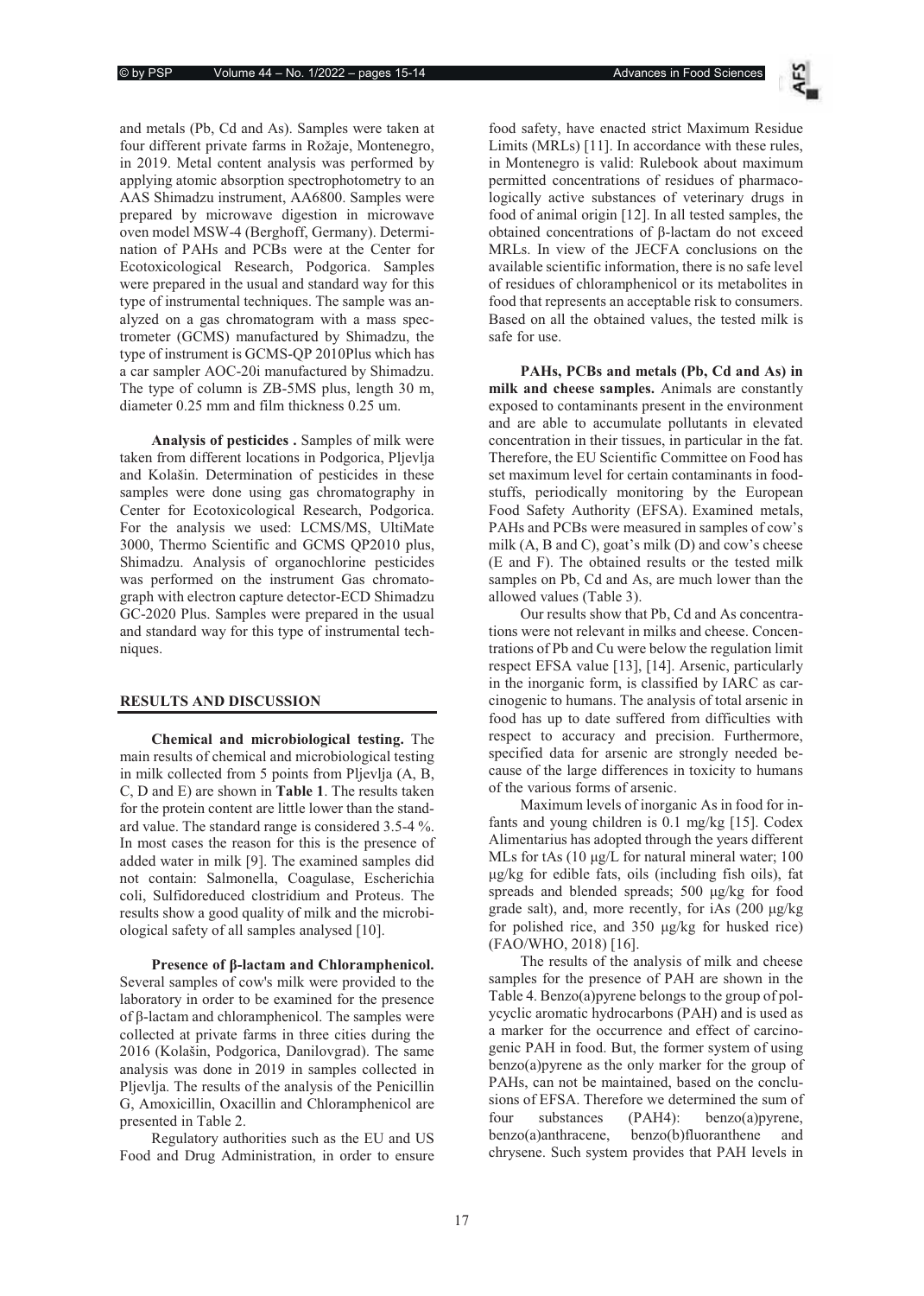and metals (Pb, Cd and As). Samples were taken at four different private farms in Rožaje, Montenegro, in 2019. Metal content analysis was performed by applying atomic absorption spectrophotometry to an AAS Shimadzu instrument, AA6800. Samples were prepared by microwave digestion in microwave oven model MSW-4 (Berghoff, Germany). Determination of PAHs and PCBs were at the Center for Ecotoxicological Research, Podgorica. Samples were prepared in the usual and standard way for this type of instrumental techniques. The sample was analyzed on a gas chromatogram with a mass spectrometer (GCMS) manufactured by Shimadzu, the type of instrument is GCMS-QP 2010Plus which has a car sampler AOC-20i manufactured by Shimadzu. The type of column is ZB-5MS plus, length 30 m, diameter 0.25 mm and film thickness 0.25 um.

**Analysis of pesticides .** Samples of milk were taken from different locations in Podgorica, Pljevlja and Kolašin. Determination of pesticides in these samples were done using gas chromatography in Center for Ecotoxicological Research, Podgorica. For the analysis we used: LCMS/MS, UltiMate 3000, Thermo Scientific and GCMS QP2010 plus, Shimadzu. Analysis of organochlorine pesticides was performed on the instrument Gas chromatograph with electron capture detector-ECD Shimadzu GC-2020 Plus. Samples were prepared in the usual and standard way for this type of instrumental techniques.

## RESULTS AND DISCUSSION

**Chemical and microbiological testing.** The main results of chemical and microbiological testing in milk collected from 5 points from Pljevlja (A, B, C, D and E) are shown in **Table 1**. The results taken for the protein content are little lower than the standard value. The standard range is considered 3.5-4 %. In most cases the reason for this is the presence of added water in milk [9]. The examined samples did not contain: Salmonella, Coagulase, Escherichia coli, Sulfidoreduced clostridium and Proteus. The results show a good quality of milk and the microbiological safety of all samples analysed [10].

**Presence of β-lactam and Chloramphenicol.** Several samples of cow's milk were provided to the laboratory in order to be examined for the presence of β-lactam and chloramphenicol. The samples were collected at private farms in three cities during the 2016 (Kolašin, Podgorica, Danilovgrad). The same analysis was done in 2019 in samples collected in Pljevlja. The results of the analysis of the Penicillin G, Amoxicillin, Oxacillin and Chloramphenicol are presented in Table 2.

Regulatory authorities such as the EU and US Food and Drug Administration, in order to ensure food safety, have enacted strict Maximum Residue Limits (MRLs) [11]. In accordance with these rules, in Montenegro is valid: Rulebook about maximum permitted concentrations of residues of pharmacologically active substances of veterinary drugs in food of animal origin [12]. In all tested samples, the obtained concentrations of β-lactam do not exceed MRLs. In view of the JECFA conclusions on the available scientific information, there is no safe level of residues of chloramphenicol or its metabolites in food that represents an acceptable risk to consumers. Based on all the obtained values, the tested milk is safe for use.

**PAHs, PCBs and metals (Pb, Cd and As) in milk and cheese samples.** Animals are constantly exposed to contaminants present in the environment and are able to accumulate pollutants in elevated concentration in their tissues, in particular in the fat. Therefore, the EU Scientific Committee on Food has set maximum level for certain contaminants in foodstuffs, periodically monitoring by the European Food Safety Authority (EFSA). Examined metals, PAHs and PCBs were measured in samples of cow's milk (A, B and C), goat's milk (D) and cow's cheese (E and F). The obtained results or the tested milk samples on Pb, Cd and As, are much lower than the allowed values (Table 3).

Our results show that Pb, Cd and As concentrations were not relevant in milks and cheese. Concentrations of Pb and Cu were below the regulation limit respect EFSA value [13], [14]. Arsenic, particularly in the inorganic form, is classified by IARC as carcinogenic to humans. The analysis of total arsenic in food has up to date suffered from difficulties with respect to accuracy and precision. Furthermore, specified data for arsenic are strongly needed because of the large differences in toxicity to humans of the various forms of arsenic.

Maximum levels of inorganic As in food for infants and young children is 0.1 mg/kg [15]. Codex Alimentarius has adopted through the years different MLs for tAs (10 μg/L for natural mineral water; 100 μg/kg for edible fats, oils (including fish oils), fat spreads and blended spreads; 500 μg/kg for food grade salt), and, more recently, for iAs (200 μg/kg for polished rice, and 350 μg/kg for husked rice) (FAO/WHO, 2018) [16].

The results of the analysis of milk and cheese samples for the presence of PAH are shown in the Table 4. Benzo(a)pyrene belongs to the group of polycyclic aromatic hydrocarbons (PAH) and is used as a marker for the occurrence and effect of carcinogenic PAH in food. But, the former system of using benzo(a)pyrene as the only marker for the group of PAHs, can not be maintained, based on the conclusions of EFSA. Therefore we determined the sum of four substances (PAH4): benzo(a)pyrene, benzo(a)anthracene, benzo(b)fluoranthene and chrysene. Such system provides that PAH levels in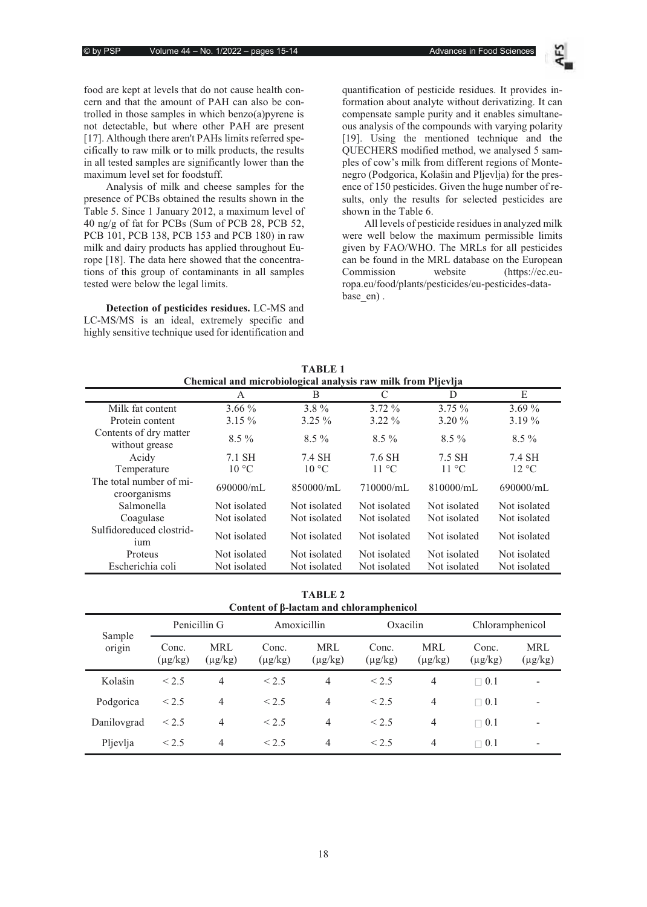food are kept at levels that do not cause health concern and that the amount of PAH can also be controlled in those samples in which benzo(a)pyrene is not detectable, but where other PAH are present [17]. Although there aren't PAHs limits referred specifically to raw milk or to milk products, the results in all tested samples are significantly lower than the maximum level set for foodstuff.

Analysis of milk and cheese samples for the presence of PCBs obtained the results shown in the Table 5. Since 1 January 2012, a maximum level of 40 ng/g of fat for PCBs (Sum of PCB 28, PCB 52, PCB 101, PCB 138, PCB 153 and PCB 180) in raw milk and dairy products has applied throughout Europe [18]. The data here showed that the concentrations of this group of contaminants in all samples tested were below the legal limits.

**Detection of pesticides residues.** LC-MS and LC-MS/MS is an ideal, extremely specific and highly sensitive technique used for identification and quantification of pesticide residues. It provides information about analyte without derivatizing. It can compensate sample purity and it enables simultaneous analysis of the compounds with varying polarity [19]. Using the mentioned technique and the QUECHERS modified method, we analysed 5 samples of cow's milk from different regions of Montenegro (Podgorica, Kolašin and Pljevlja) for the presence of 150 pesticides. Given the huge number of results, only the results for selected pesticides are shown in the Table 6.

All levels of pesticide residues in analyzed milk were well below the maximum permissible limits given by FAO/WHO. The MRLs for all pesticides can be found in the MRL database on the European Commission website (https://ec.europa.eu/food/plants/pesticides/eu-pesticides-database_en) .

**TABLE 1**
**Chemical and microbiological analysis raw milk from Pljevlja**

| | A | B | C | D | E |
|---|---|---|---|---|---|
| Milk fat content | 3.66 % | 3.8 % | 3.72 % | 3.75 % | 3.69 % |
| Protein content | 3.15 % | 3.25 % | 3.22 % | 3.20 % | 3.19 % |
| Contents of dry matter without grease | 8.5 % | 8.5 % | 8.5 % | 8.5 % | 8.5 % |
| Acidy | 7.1 SH | 7.4 SH | 7.6 SH | 7.5 SH | 7.4 SH |
| Temperature | 10 °C | 10 °C | 11 °C | 11 °C | 12 °C |
| The total number of microorganisms | 690000/mL | 850000/mL | 710000/mL | 810000/mL | 690000/mL |
| Salmonella | Not isolated | Not isolated | Not isolated | Not isolated | Not isolated |
| Coagulase | Not isolated | Not isolated | Not isolated | Not isolated | Not isolated |
| Sulfidoreduced clostridium | Not isolated | Not isolated | Not isolated | Not isolated | Not isolated |
| Proteus | Not isolated | Not isolated | Not isolated | Not isolated | Not isolated |
| Escherichia coli | Not isolated | Not isolated | Not isolated | Not isolated | Not isolated |

**TABLE 2**
**Content of β-lactam and chloramphenicol**

| Sample origin | Penicillin G | | Amoxicillin | | Oxacilin | | Chloramphenicol | |
|---|---|---|---|---|---|---|---|---|
| | Conc. (µg/kg) | MRL (µg/kg) | Conc. (µg/kg) | MRL (µg/kg) | Conc. (µg/kg) | MRL (µg/kg) | Conc. (µg/kg) | MRL (µg/kg) |
| Kolašin | < 2.5 | 4 | < 2.5 | 4 | < 2.5 | 4 | □ 0.1 | - |
| Podgorica | < 2.5 | 4 | < 2.5 | 4 | < 2.5 | 4 | □ 0.1 | - |
| Danilovgrad | < 2.5 | 4 | < 2.5 | 4 | < 2.5 | 4 | □ 0.1 | - |
| Pljevlja | < 2.5 | 4 | < 2.5 | 4 | < 2.5 | 4 | □ 0.1 | - |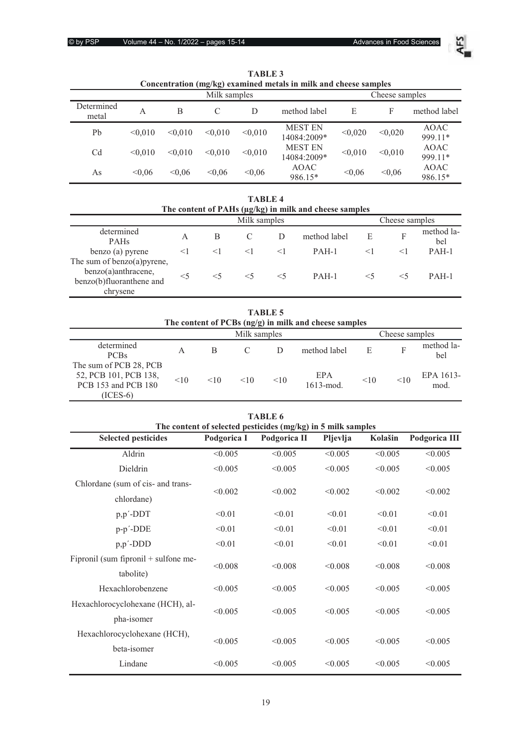**TABLE 3**
**Concentration (mg/kg) examined metals in milk and cheese samples**

| | Milk samples | | | | | Cheese samples | | |
|---|---|---|---|---|---|---|---|---|
| Determined metal | A | B | C | D | method label | E | F | method label |
| Pb | <0,010 | <0,010 | <0,010 | <0,010 | MEST EN 14084:2009* | <0,020 | <0,020 | AOAC 999.11* |
| Cd | <0,010 | <0,010 | <0,010 | <0,010 | MEST EN 14084:2009* | <0,010 | <0,010 | AOAC 999.11* |
| As | <0,06 | <0,06 | <0,06 | <0,06 | AOAC 986.15* | <0,06 | <0,06 | AOAC 986.15* |

**TABLE 4**
**The content of PAHs (μg/kg) in milk and cheese samples**

| | Milk samples | | | | | Cheese samples | | |
|---|---|---|---|---|---|---|---|---|
| determined PAHs | A | B | C | D | method label | E | F | method label |
| benzo (a) pyrene | <1 | <1 | <1 | <1 | PAH-1 | <1 | <1 | PAH-1 |
| The sum of benzo(a)pyrene, benzo(a)anthracene, benzo(b)fluoranthene and chrysene | <5 | <5 | <5 | <5 | PAH-1 | <5 | <5 | PAH-1 |

**TABLE 5**
**The content of PCBs (ng/g) in milk and cheese samples**

| | Milk samples | | | | | Cheese samples | | |
|---|---|---|---|---|---|---|---|---|
| determined PCBs | A | B | C | D | method label | E | F | method label |
| The sum of PCB 28, PCB 52, PCB 101, PCB 138, PCB 153 and PCB 180 (ICES-6) | <10 | <10 | <10 | <10 | EPA 1613-mod. | <10 | <10 | EPA 1613-mod. |

**TABLE 6**
**The content of selected pesticides (mg/kg) in 5 milk samples**

| Selected pesticides | Podgorica I | Podgorica II | Pljevlja | Kolašin | Podgorica III |
|---|---|---|---|---|---|
| Aldrin | <0.005 | <0.005 | <0.005 | <0.005 | <0.005 |
| Dieldrin | <0.005 | <0.005 | <0.005 | <0.005 | <0.005 |
| Chlordane (sum of cis- and trans-chlordane) | <0.002 | <0.002 | <0.002 | <0.002 | <0.002 |
| p,p´-DDT | <0.01 | <0.01 | <0.01 | <0.01 | <0.01 |
| p-p´-DDE | <0.01 | <0.01 | <0.01 | <0.01 | <0.01 |
| p,p´-DDD | <0.01 | <0.01 | <0.01 | <0.01 | <0.01 |
| Fipronil (sum fipronil + sulfone metabolite) | <0.008 | <0.008 | <0.008 | <0.008 | <0.008 |
| Hexachlorobenzene | <0.005 | <0.005 | <0.005 | <0.005 | <0.005 |
| Hexachlorocyclohexane (HCH), alpha-isomer | <0.005 | <0.005 | <0.005 | <0.005 | <0.005 |
| Hexachlorocyclohexane (HCH), beta-isomer | <0.005 | <0.005 | <0.005 | <0.005 | <0.005 |
| Lindane | <0.005 | <0.005 | <0.005 | <0.005 | <0.005 |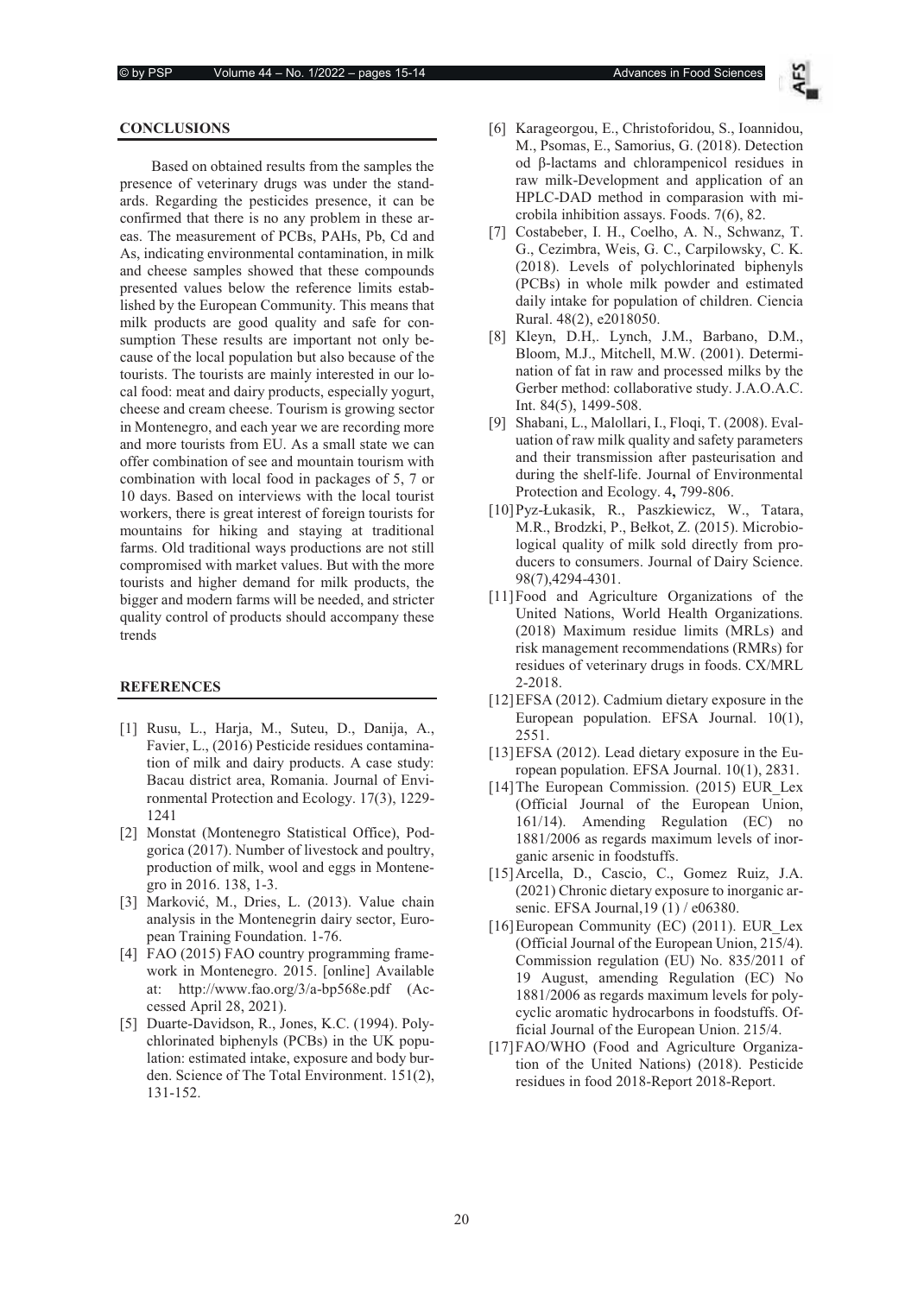## CONCLUSIONS

Based on obtained results from the samples the presence of veterinary drugs was under the standards. Regarding the pesticides presence, it can be confirmed that there is no any problem in these areas. The measurement of PCBs, PAHs, Pb, Cd and As, indicating environmental contamination, in milk and cheese samples showed that these compounds presented values below the reference limits established by the European Community. This means that milk products are good quality and safe for consumption These results are important not only because of the local population but also because of the tourists. The tourists are mainly interested in our local food: meat and dairy products, especially yogurt, cheese and cream cheese. Tourism is growing sector in Montenegro, and each year we are recording more and more tourists from EU. As a small state we can offer combination of see and mountain tourism with combination with local food in packages of 5, 7 or 10 days. Based on interviews with the local tourist workers, there is great interest of foreign tourists for mountains for hiking and staying at traditional farms. Old traditional ways productions are not still compromised with market values. But with the more tourists and higher demand for milk products, the bigger and modern farms will be needed, and stricter quality control of products should accompany these trends

## REFERENCES

[1] Rusu, L., Harja, M., Suteu, D., Danija, A., Favier, L., (2016) Pesticide residues contamination of milk and dairy products. A case study: Bacau district area, Romania. Journal of Environmental Protection and Ecology. 17(3), 1229-1241

[2] Monstat (Montenegro Statistical Office), Podgorica (2017). Number of livestock and poultry, production of milk, wool and eggs in Montenegro in 2016. 138, 1-3.

[3] Marković, M., Dries, L. (2013). Value chain analysis in the Montenegrin dairy sector, European Training Foundation. 1-76.

[4] FAO (2015) FAO country programming framework in Montenegro. 2015. [online] Available at: http://www.fao.org/3/a-bp568e.pdf (Accessed April 28, 2021).

[5] Duarte-Davidson, R., Jones, K.C. (1994). Polychlorinated biphenyls (PCBs) in the UK population: estimated intake, exposure and body burden. Science of The Total Environment. 151(2), 131-152.

[6] Karageorgou, E., Christoforidou, S., Ioannidou, M., Psomas, E., Samorius, G. (2018). Detection od β-lactams and chlorampenicol residues in raw milk-Development and application of an HPLC-DAD method in comparasion with microbila inhibition assays. Foods. 7(6), 82.

[7] Costabeber, I. H., Coelho, A. N., Schwanz, T. G., Cezimbra, Weis, G. C., Carpilowsky, C. K. (2018). Levels of polychlorinated biphenyls (PCBs) in whole milk powder and estimated daily intake for population of children. Ciencia Rural. 48(2), e2018050.

[8] Kleyn, D.H,. Lynch, J.M., Barbano, D.M., Bloom, M.J., Mitchell, M.W. (2001). Determination of fat in raw and processed milks by the Gerber method: collaborative study. J.A.O.A.C. Int. 84(5), 1499-508.

[9] Shabani, L., Malollari, I., Floqi, T. (2008). Evaluation of raw milk quality and safety parameters and their transmission after pasteurisation and during the shelf-life. Journal of Environmental Protection and Ecology. 4**,** 799-806.

[10] Pyz-Łukasik, R., Paszkiewicz, W., Tatara, M.R., Brodzki, P., Bełkot, Z. (2015). Microbiological quality of milk sold directly from producers to consumers. Journal of Dairy Science. 98(7),4294-4301.

[11] Food and Agriculture Organizations of the United Nations, World Health Organizations. (2018) Maximum residue limits (MRLs) and risk management recommendations (RMRs) for residues of veterinary drugs in foods. CX/MRL 2-2018.

[12] EFSA (2012). Cadmium dietary exposure in the European population. EFSA Journal. 10(1), 2551.

[13] EFSA (2012). Lead dietary exposure in the European population. EFSA Journal. 10(1), 2831.

[14] The European Commission. (2015) EUR_Lex (Official Journal of the European Union, 161/14). Amending Regulation (EC) no 1881/2006 as regards maximum levels of inorganic arsenic in foodstuffs.

[15] Arcella, D., Cascio, C., Gomez Ruiz, J.A. (2021) Chronic dietary exposure to inorganic arsenic. EFSA Journal,19 (1) / e06380.

[16] European Community (EC) (2011). EUR_Lex (Official Journal of the European Union, 215/4). Commission regulation (EU) No. 835/2011 of 19 August, amending Regulation (EC) No 1881/2006 as regards maximum levels for polycyclic aromatic hydrocarbons in foodstuffs. Official Journal of the European Union. 215/4.

[17] FAO/WHO (Food and Agriculture Organization of the United Nations) (2018). Pesticide residues in food 2018-Report 2018-Report.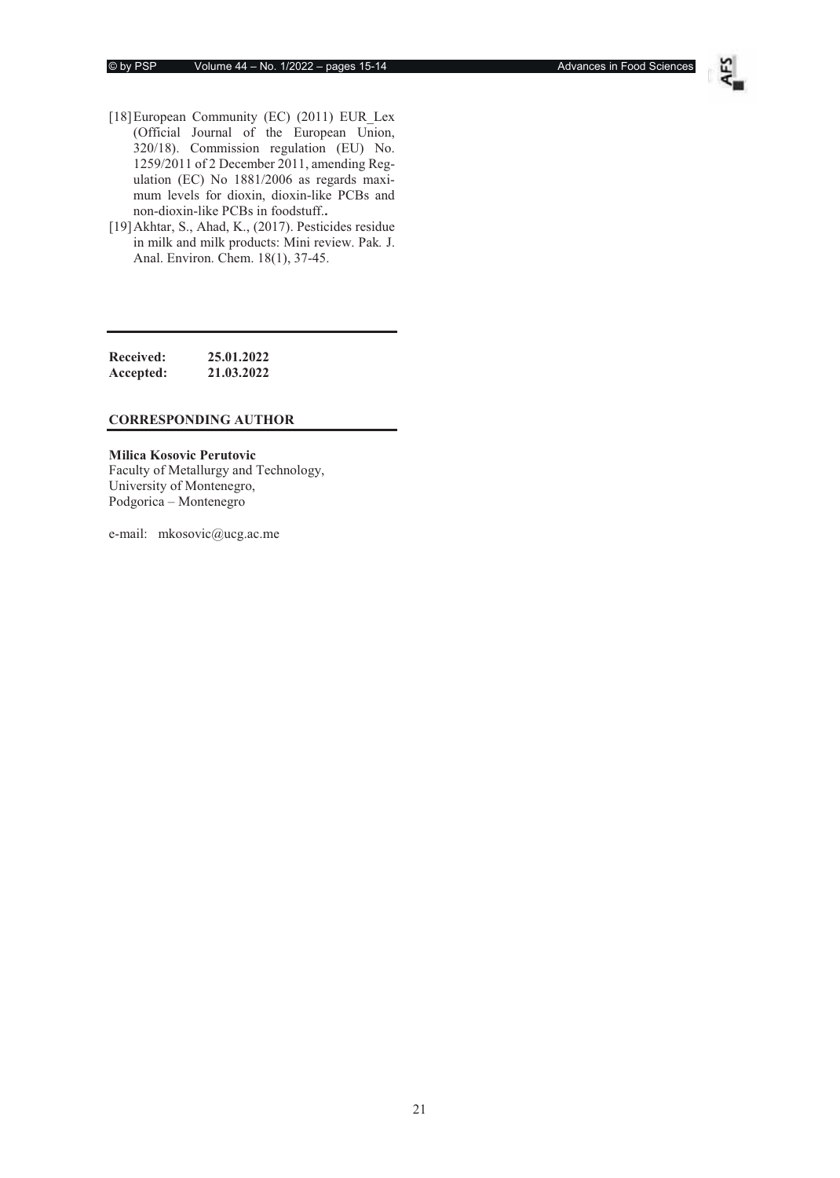[18] European Community (EC) (2011) EUR_Lex (Official Journal of the European Union, 320/18). Commission regulation (EU) No. 1259/2011 of 2 December 2011, amending Regulation (EC) No 1881/2006 as regards maximum levels for dioxin, dioxin-like PCBs and non-dioxin-like PCBs in foodstuff**.**

[19] Akhtar, S., Ahad, K., (2017). Pesticides residue in milk and milk products: Mini review. Pak*.* J. Anal. Environ. Chem. 18(1), 37-45.

---

**Received:** **25.01.2022**
**Accepted:** **21.03.2022**

**CORRESPONDING AUTHOR**

**Milica Kosovic Perutovic**
Faculty of Metallurgy and Technology,
University of Montenegro,
Podgorica – Montenegro

e-mail: mkosovic@ucg.ac.me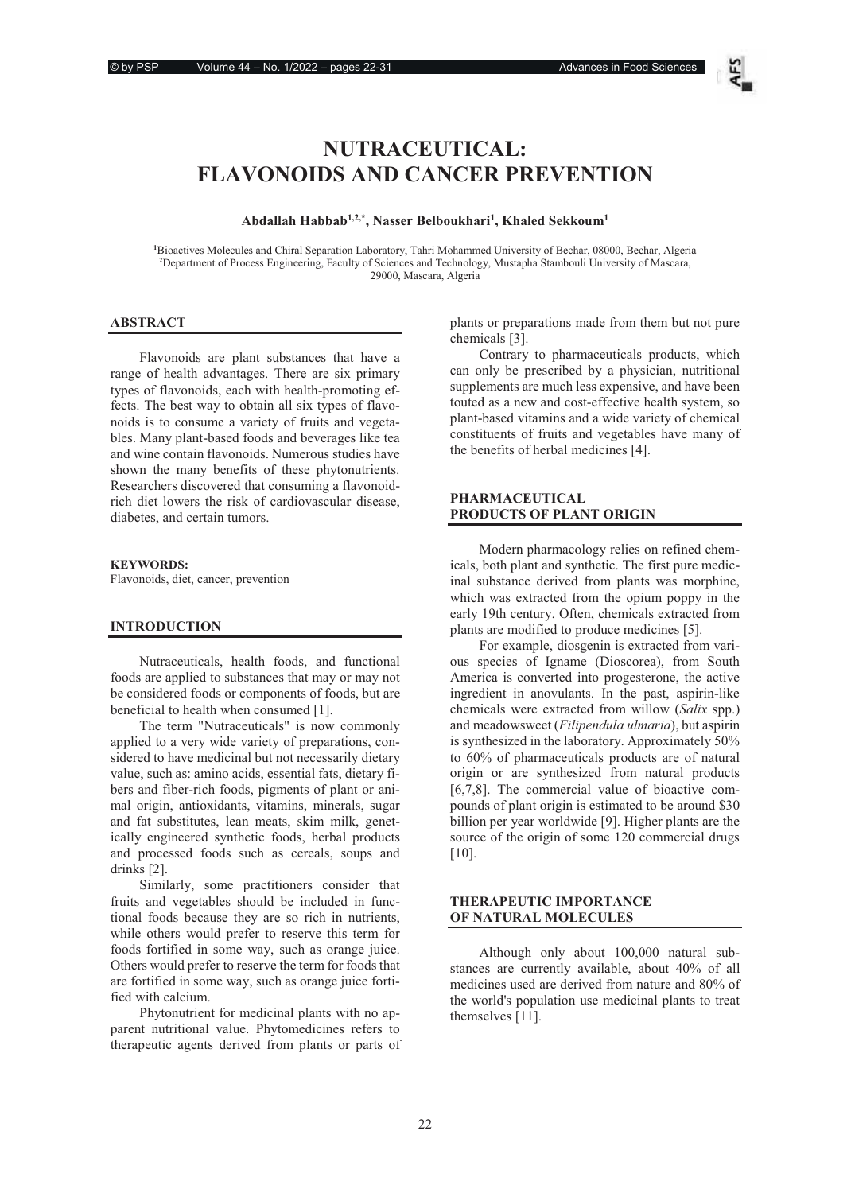# NUTRACEUTICAL: FLAVONOIDS AND CANCER PREVENTION

**Abdallah Habbab[1,2,*], Nasser Belboukhari[1], Khaled Sekkoum[1]**

[1]Bioactives Molecules and Chiral Separation Laboratory, Tahri Mohammed University of Bechar, 08000, Bechar, Algeria
[2]Department of Process Engineering, Faculty of Sciences and Technology, Mustapha Stambouli University of Mascara, 29000, Mascara, Algeria

## ABSTRACT

Flavonoids are plant substances that have a range of health advantages. There are six primary types of flavonoids, each with health-promoting effects. The best way to obtain all six types of flavonoids is to consume a variety of fruits and vegetables. Many plant-based foods and beverages like tea and wine contain flavonoids. Numerous studies have shown the many benefits of these phytonutrients. Researchers discovered that consuming a flavonoid-rich diet lowers the risk of cardiovascular disease, diabetes, and certain tumors.

**KEYWORDS:**
Flavonoids, diet, cancer, prevention

## INTRODUCTION

Nutraceuticals, health foods, and functional foods are applied to substances that may or may not be considered foods or components of foods, but are beneficial to health when consumed [1].

The term "Nutraceuticals" is now commonly applied to a very wide variety of preparations, considered to have medicinal but not necessarily dietary value, such as: amino acids, essential fats, dietary fibers and fiber-rich foods, pigments of plant or animal origin, antioxidants, vitamins, minerals, sugar and fat substitutes, lean meats, skim milk, genetically engineered synthetic foods, herbal products and processed foods such as cereals, soups and drinks [2].

Similarly, some practitioners consider that fruits and vegetables should be included in functional foods because they are so rich in nutrients, while others would prefer to reserve this term for foods fortified in some way, such as orange juice. Others would prefer to reserve the term for foods that are fortified in some way, such as orange juice fortified with calcium.

Phytonutrient for medicinal plants with no apparent nutritional value. Phytomedicines refers to therapeutic agents derived from plants or parts of plants or preparations made from them but not pure chemicals [3].

Contrary to pharmaceuticals products, which can only be prescribed by a physician, nutritional supplements are much less expensive, and have been touted as a new and cost-effective health system, so plant-based vitamins and a wide variety of chemical constituents of fruits and vegetables have many of the benefits of herbal medicines [4].

## PHARMACEUTICAL PRODUCTS OF PLANT ORIGIN

Modern pharmacology relies on refined chemicals, both plant and synthetic. The first pure medicinal substance derived from plants was morphine, which was extracted from the opium poppy in the early 19th century. Often, chemicals extracted from plants are modified to produce medicines [5].

For example, diosgenin is extracted from various species of Igname (Dioscorea), from South America is converted into progesterone, the active ingredient in anovulants. In the past, aspirin-like chemicals were extracted from willow (*Salix* spp.) and meadowsweet (*Filipendula ulmaria*), but aspirin is synthesized in the laboratory. Approximately 50% to 60% of pharmaceuticals products are of natural origin or are synthesized from natural products [6,7,8]. The commercial value of bioactive compounds of plant origin is estimated to be around $30 billion per year worldwide [9]. Higher plants are the source of the origin of some 120 commercial drugs [10].

## THERAPEUTIC IMPORTANCE OF NATURAL MOLECULES

Although only about 100,000 natural substances are currently available, about 40% of all medicines used are derived from nature and 80% of the world's population use medicinal plants to treat themselves [11].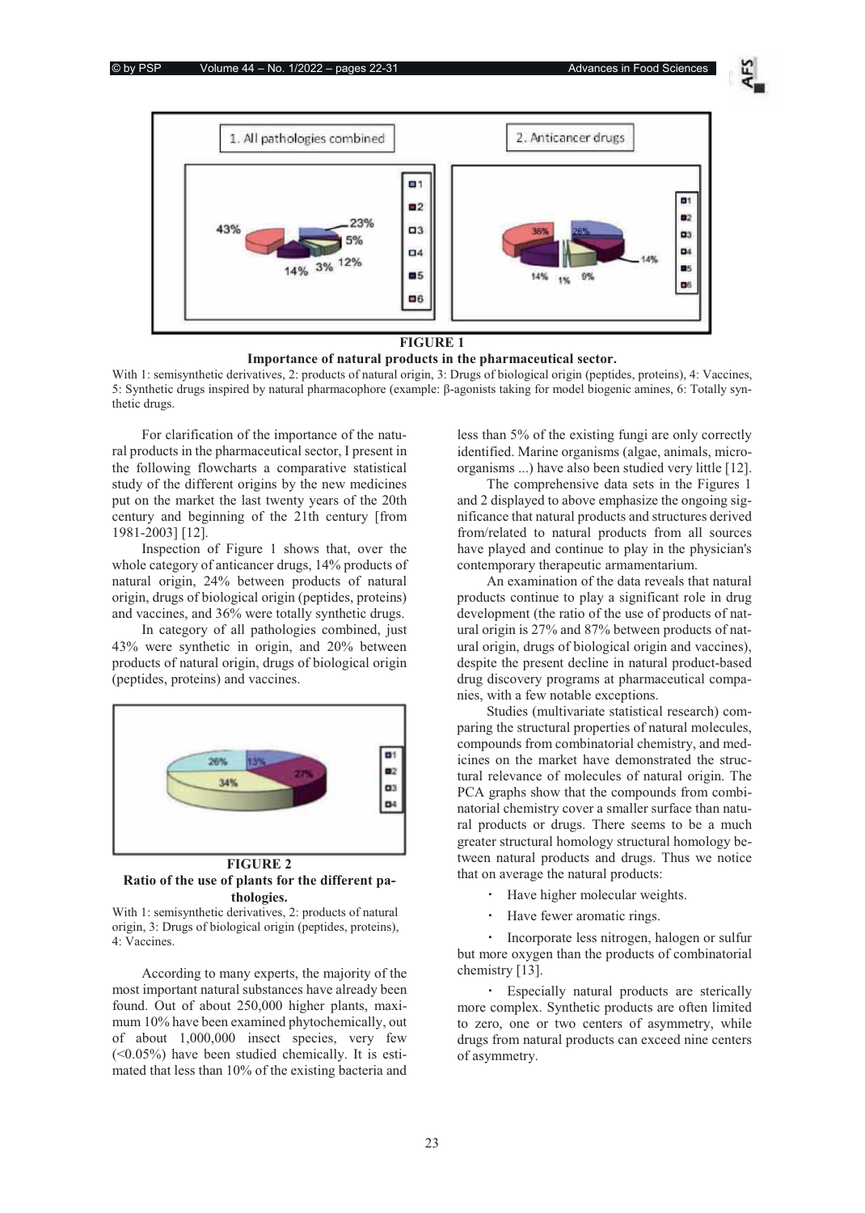**FIGURE 1**

**Importance of natural products in the pharmaceutical sector.**

With 1: semisynthetic derivatives, 2: products of natural origin, 3: Drugs of biological origin (peptides, proteins), 4: Vaccines, 5: Synthetic drugs inspired by natural pharmacophore (example: β-agonists taking for model biogenic amines, 6: Totally synthetic drugs.

For clarification of the importance of the natural products in the pharmaceutical sector, I present in the following flowcharts a comparative statistical study of the different origins by the new medicines put on the market the last twenty years of the 20th century and beginning of the 21th century [from 1981-2003] [12].

Inspection of Figure 1 shows that, over the whole category of anticancer drugs, 14% products of natural origin, 24% between products of natural origin, drugs of biological origin (peptides, proteins) and vaccines, and 36% were totally synthetic drugs.

In category of all pathologies combined, just 43% were synthetic in origin, and 20% between products of natural origin, drugs of biological origin (peptides, proteins) and vaccines.

**FIGURE 2**

**Ratio of the use of plants for the different pathologies.**

With 1: semisynthetic derivatives, 2: products of natural origin, 3: Drugs of biological origin (peptides, proteins), 4: Vaccines.

According to many experts, the majority of the most important natural substances have already been found. Out of about 250,000 higher plants, maximum 10% have been examined phytochemically, out of about 1,000,000 insect species, very few (<0.05%) have been studied chemically. It is estimated that less than 10% of the existing bacteria and less than 5% of the existing fungi are only correctly identified. Marine organisms (algae, animals, microorganisms ...) have also been studied very little [12].

The comprehensive data sets in the Figures 1 and 2 displayed to above emphasize the ongoing significance that natural products and structures derived from/related to natural products from all sources have played and continue to play in the physician's contemporary therapeutic armamentarium.

An examination of the data reveals that natural products continue to play a significant role in drug development (the ratio of the use of products of natural origin is 27% and 87% between products of natural origin, drugs of biological origin and vaccines), despite the present decline in natural product-based drug discovery programs at pharmaceutical companies, with a few notable exceptions.

Studies (multivariate statistical research) comparing the structural properties of natural molecules, compounds from combinatorial chemistry, and medicines on the market have demonstrated the structural relevance of molecules of natural origin. The PCA graphs show that the compounds from combinatorial chemistry cover a smaller surface than natural products or drugs. There seems to be a much greater structural homology structural homology between natural products and drugs. Thus we notice that on average the natural products:

- Have higher molecular weights.
- Have fewer aromatic rings.
- Incorporate less nitrogen, halogen or sulfur but more oxygen than the products of combinatorial chemistry [13].
- Especially natural products are sterically more complex. Synthetic products are often limited to zero, one or two centers of asymmetry, while drugs from natural products can exceed nine centers of asymmetry.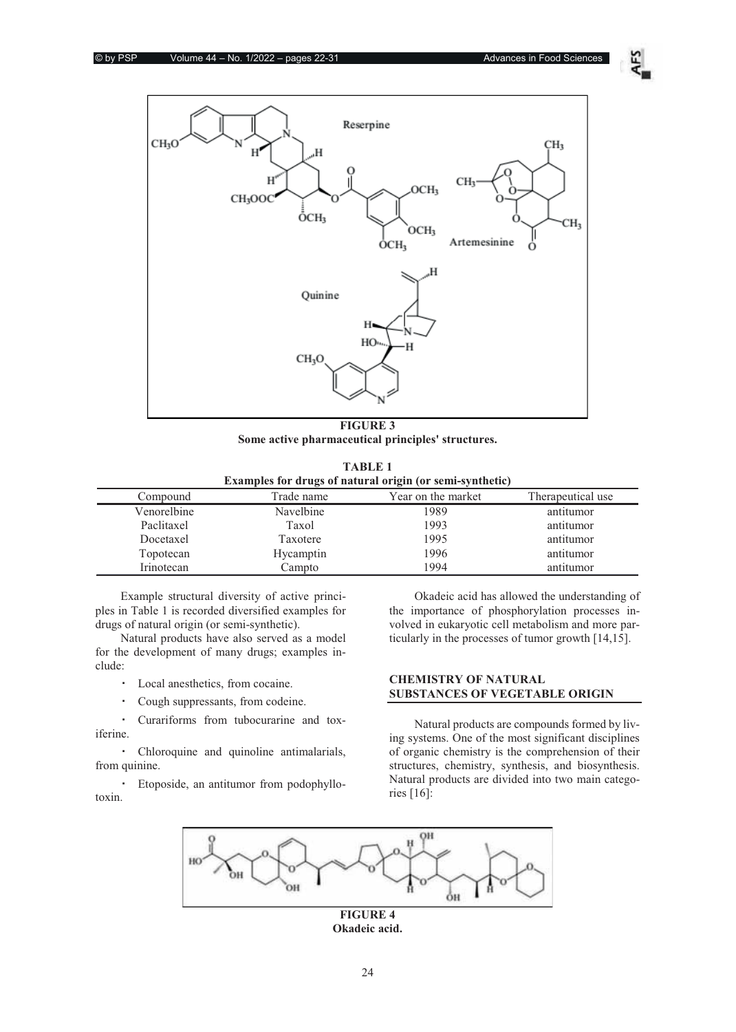**FIGURE 3**
**Some active pharmaceutical principles' structures.**

**TABLE 1**
**Examples for drugs of natural origin (or semi-synthetic)**

| Compound | Trade name | Year on the market | Therapeutical use |
|---|---|---|---|
| Venorelbine | Navelbine | 1989 | antitumor |
| Paclitaxel | Taxol | 1993 | antitumor |
| Docetaxel | Taxotere | 1995 | antitumor |
| Topotecan | Hycamptin | 1996 | antitumor |
| Irinotecan | Campto | 1994 | antitumor |

Example structural diversity of active principles in Table 1 is recorded diversified examples for drugs of natural origin (or semi-synthetic).

Natural products have also served as a model for the development of many drugs; examples include:

- Local anesthetics, from cocaine.
- Cough suppressants, from codeine.
- Curariforms from tubocurarine and toxiferine.
- Chloroquine and quinoline antimalarials, from quinine.
- Etoposide, an antitumor from podophyllotoxin.

Okadeic acid has allowed the understanding of the importance of phosphorylation processes involved in eukaryotic cell metabolism and more particularly in the processes of tumor growth [14,15].

## CHEMISTRY OF NATURAL SUBSTANCES OF VEGETABLE ORIGIN

Natural products are compounds formed by living systems. One of the most significant disciplines of organic chemistry is the comprehension of their structures, chemistry, synthesis, and biosynthesis. Natural products are divided into two main categories [16]:

**FIGURE 4**
**Okadeic acid.**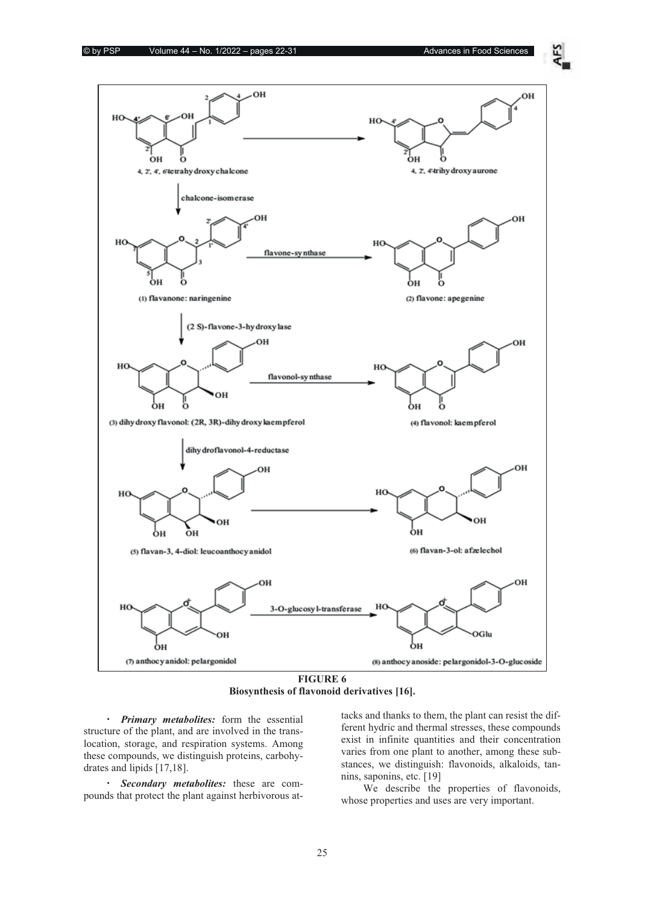**FIGURE 6**
**Biosynthesis of flavonoid derivatives [16].**

- ***Primary metabolites:*** form the essential structure of the plant, and are involved in the translocation, storage, and respiration systems. Among these compounds, we distinguish proteins, carbohydrates and lipids [17,18].

- ***Secondary metabolites:*** these are compounds that protect the plant against herbivorous attacks and thanks to them, the plant can resist the different hydric and thermal stresses, these compounds exist in infinite quantities and their concentration varies from one plant to another, among these substances, we distinguish: flavonoids, alkaloids, tannins, saponins, etc. [19]

We describe the properties of flavonoids, whose properties and uses are very important.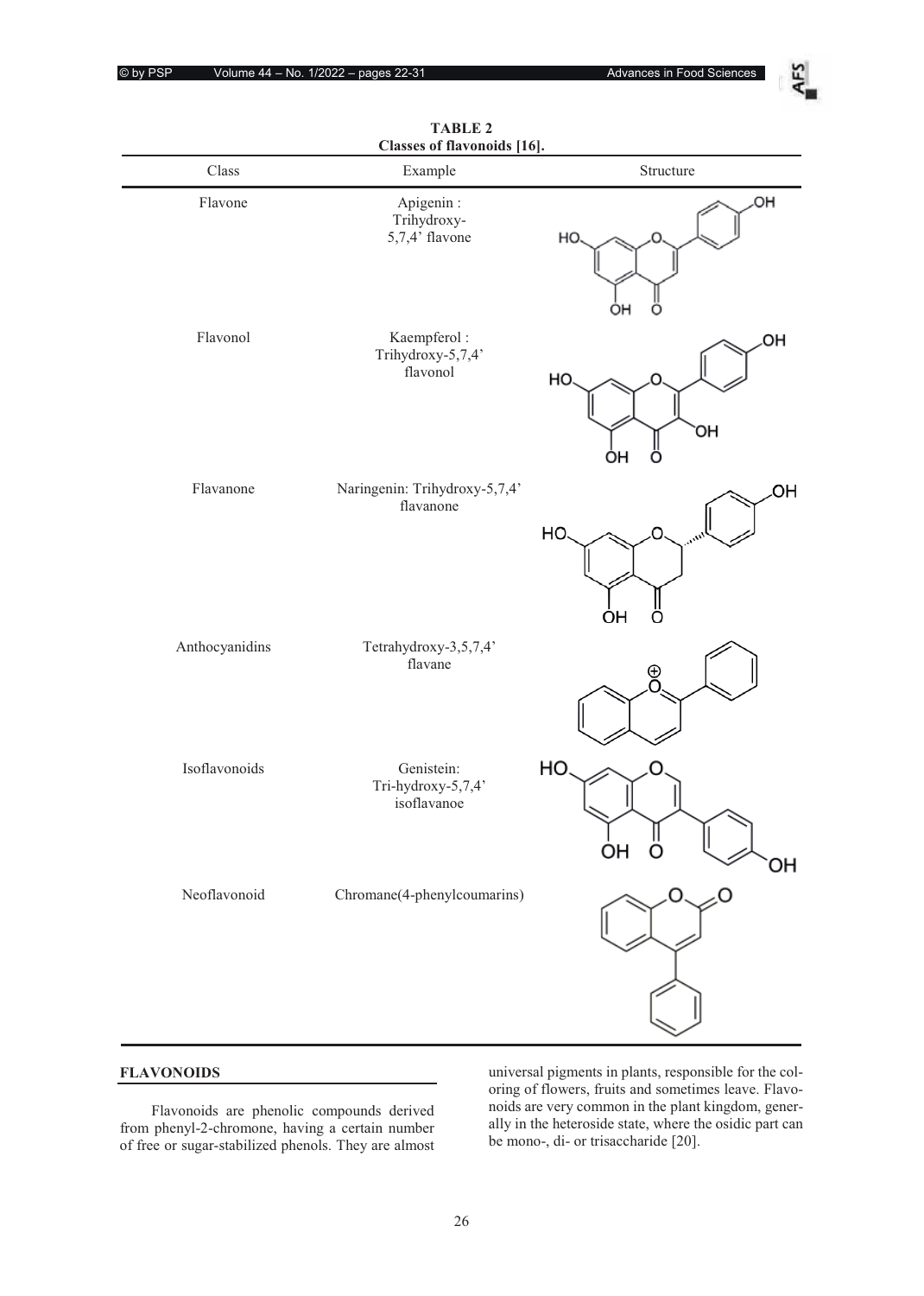**TABLE 2**
**Classes of flavonoids [16].**

| Class | Example | Structure |
|---|---|---|
| Flavone | Apigenin : Trihydroxy-5,7,4' flavone | |
| Flavonol | Kaempferol : Trihydroxy-5,7,4' flavonol | |
| Flavanone | Naringenin: Trihydroxy-5,7,4' flavanone | |
| Anthocyanidins | Tetrahydroxy-3,5,7,4' flavane | |
| Isoflavonoids | Genistein: Tri-hydroxy-5,7,4' isoflavanoe | |
| Neoflavonoid | Chromane(4-phenylcoumarins) | |

## FLAVONOIDS

Flavonoids are phenolic compounds derived from phenyl-2-chromone, having a certain number of free or sugar-stabilized phenols. They are almost universal pigments in plants, responsible for the coloring of flowers, fruits and sometimes leave. Flavonoids are very common in the plant kingdom, generally in the heteroside state, where the osidic part can be mono-, di- or trisaccharide [20].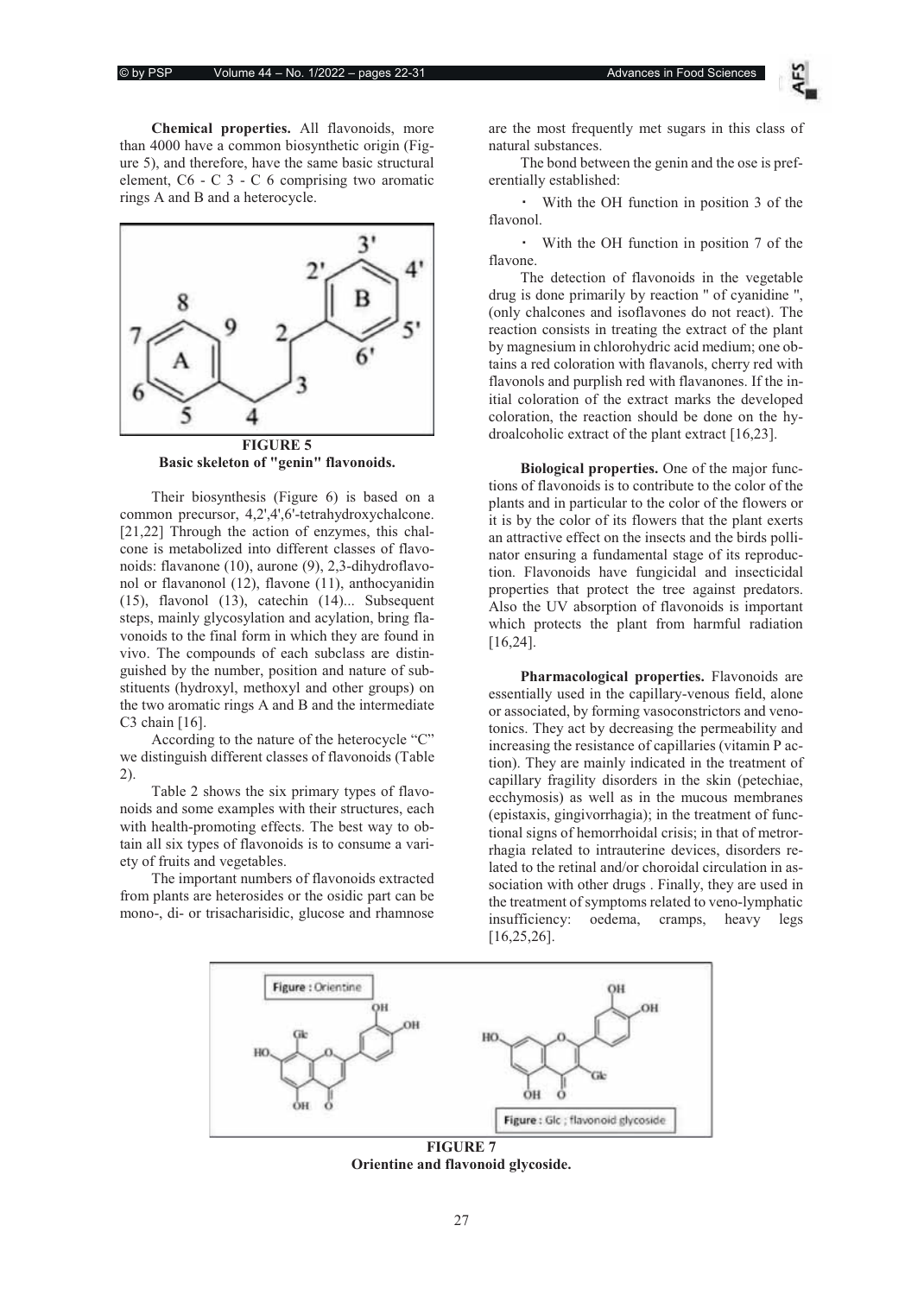**Chemical properties.** All flavonoids, more than 4000 have a common biosynthetic origin (Figure 5), and therefore, have the same basic structural element, C6 - C 3 - C 6 comprising two aromatic rings A and B and a heterocycle.

**FIGURE 5**
**Basic skeleton of "genin" flavonoids.**

Their biosynthesis (Figure 6) is based on a common precursor, 4,2',4',6'-tetrahydroxychalcone. [21,22] Through the action of enzymes, this chalcone is metabolized into different classes of flavonoids: flavanone (10), aurone (9), 2,3-dihydroflavonol or flavanonol (12), flavone (11), anthocyanidin (15), flavonol (13), catechin (14)... Subsequent steps, mainly glycosylation and acylation, bring flavonoids to the final form in which they are found in vivo. The compounds of each subclass are distinguished by the number, position and nature of substituents (hydroxyl, methoxyl and other groups) on the two aromatic rings A and B and the intermediate C3 chain [16].

According to the nature of the heterocycle "C" we distinguish different classes of flavonoids (Table 2).

Table 2 shows the six primary types of flavonoids and some examples with their structures, each with health-promoting effects. The best way to obtain all six types of flavonoids is to consume a variety of fruits and vegetables.

The important numbers of flavonoids extracted from plants are heterosides or the osidic part can be mono-, di- or trisacharisidic, glucose and rhamnose are the most frequently met sugars in this class of natural substances.

The bond between the genin and the ose is preferentially established:

- With the OH function in position 3 of the flavonol.
- With the OH function in position 7 of the flavone.

The detection of flavonoids in the vegetable drug is done primarily by reaction " of cyanidine ", (only chalcones and isoflavones do not react). The reaction consists in treating the extract of the plant by magnesium in chlorohydric acid medium; one obtains a red coloration with flavanols, cherry red with flavonols and purplish red with flavanones. If the initial coloration of the extract marks the developed coloration, the reaction should be done on the hydroalcoholic extract of the plant extract [16,23].

**Biological properties.** One of the major functions of flavonoids is to contribute to the color of the plants and in particular to the color of the flowers or it is by the color of its flowers that the plant exerts an attractive effect on the insects and the birds pollinator ensuring a fundamental stage of its reproduction. Flavonoids have fungicidal and insecticidal properties that protect the tree against predators. Also the UV absorption of flavonoids is important which protects the plant from harmful radiation [16,24].

**Pharmacological properties.** Flavonoids are essentially used in the capillary-venous field, alone or associated, by forming vasoconstrictors and venotonics. They act by decreasing the permeability and increasing the resistance of capillaries (vitamin P action). They are mainly indicated in the treatment of capillary fragility disorders in the skin (petechiae, ecchymosis) as well as in the mucous membranes (epistaxis, gingivorrhagia); in the treatment of functional signs of hemorrhoidal crisis; in that of metrorrhagia related to intrauterine devices, disorders related to the retinal and/or choroidal circulation in association with other drugs . Finally, they are used in the treatment of symptoms related to veno-lymphatic insufficiency: oedema, cramps, heavy legs [16,25,26].

**FIGURE 7**
**Orientine and flavonoid glycoside.**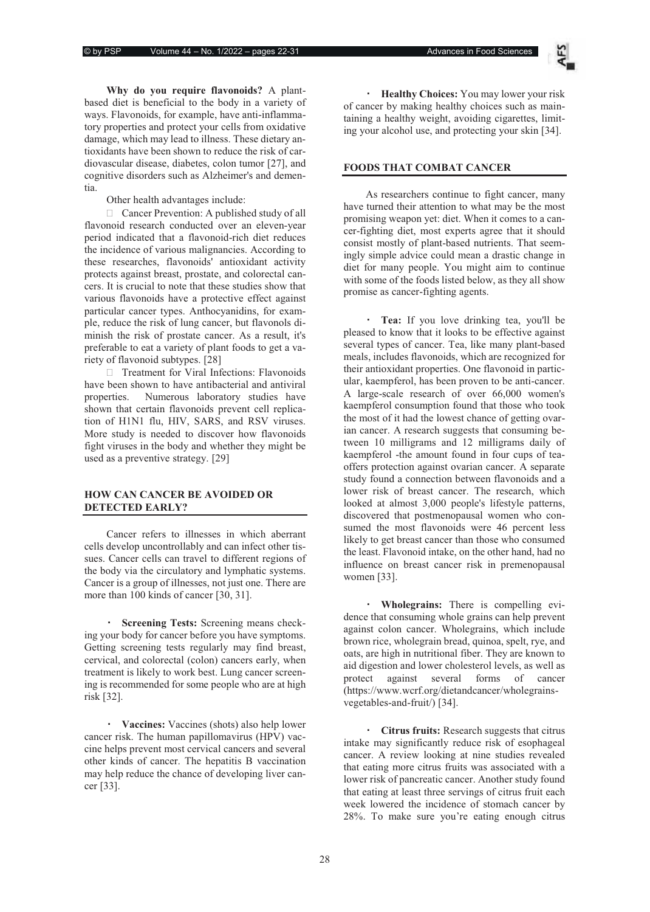**Why do you require flavonoids?** A plant-based diet is beneficial to the body in a variety of ways. Flavonoids, for example, have anti-inflammatory properties and protect your cells from oxidative damage, which may lead to illness. These dietary antioxidants have been shown to reduce the risk of cardiovascular disease, diabetes, colon tumor [27], and cognitive disorders such as Alzheimer's and dementia.

Other health advantages include:

- Cancer Prevention: A published study of all flavonoid research conducted over an eleven-year period indicated that a flavonoid-rich diet reduces the incidence of various malignancies. According to these researches, flavonoids' antioxidant activity protects against breast, prostate, and colorectal cancers. It is crucial to note that these studies show that various flavonoids have a protective effect against particular cancer types. Anthocyanidins, for example, reduce the risk of lung cancer, but flavonols diminish the risk of prostate cancer. As a result, it's preferable to eat a variety of plant foods to get a variety of flavonoid subtypes. [28]
- Treatment for Viral Infections: Flavonoids have been shown to have antibacterial and antiviral properties. Numerous laboratory studies have shown that certain flavonoids prevent cell replication of H1N1 flu, HIV, SARS, and RSV viruses. More study is needed to discover how flavonoids fight viruses in the body and whether they might be used as a preventive strategy. [29]

## HOW CAN CANCER BE AVOIDED OR DETECTED EARLY?

Cancer refers to illnesses in which aberrant cells develop uncontrollably and can infect other tissues. Cancer cells can travel to different regions of the body via the circulatory and lymphatic systems. Cancer is a group of illnesses, not just one. There are more than 100 kinds of cancer [30, 31].

- **Screening Tests:** Screening means checking your body for cancer before you have symptoms. Getting screening tests regularly may find breast, cervical, and colorectal (colon) cancers early, when treatment is likely to work best. Lung cancer screening is recommended for some people who are at high risk [32].
- **Vaccines:** Vaccines (shots) also help lower cancer risk. The human papillomavirus (HPV) vaccine helps prevent most cervical cancers and several other kinds of cancer. The hepatitis B vaccination may help reduce the chance of developing liver cancer [33].
- **Healthy Choices:** You may lower your risk of cancer by making healthy choices such as maintaining a healthy weight, avoiding cigarettes, limiting your alcohol use, and protecting your skin [34].

## FOODS THAT COMBAT CANCER

As researchers continue to fight cancer, many have turned their attention to what may be the most promising weapon yet: diet. When it comes to a cancer-fighting diet, most experts agree that it should consist mostly of plant-based nutrients. That seemingly simple advice could mean a drastic change in diet for many people. You might aim to continue with some of the foods listed below, as they all show promise as cancer-fighting agents.

- **Tea:** If you love drinking tea, you'll be pleased to know that it looks to be effective against several types of cancer. Tea, like many plant-based meals, includes flavonoids, which are recognized for their antioxidant properties. One flavonoid in particular, kaempferol, has been proven to be anti-cancer. A large-scale research of over 66,000 women's kaempferol consumption found that those who took the most of it had the lowest chance of getting ovarian cancer. A research suggests that consuming between 10 milligrams and 12 milligrams daily of kaempferol -the amount found in four cups of tea-offers protection against ovarian cancer. A separate study found a connection between flavonoids and a lower risk of breast cancer. The research, which looked at almost 3,000 people's lifestyle patterns, discovered that postmenopausal women who consumed the most flavonoids were 46 percent less likely to get breast cancer than those who consumed the least. Flavonoid intake, on the other hand, had no influence on breast cancer risk in premenopausal women [33].
- **Wholegrains:** There is compelling evidence that consuming whole grains can help prevent against colon cancer. Wholegrains, which include brown rice, wholegrain bread, quinoa, spelt, rye, and oats, are high in nutritional fiber. They are known to aid digestion and lower cholesterol levels, as well as protect against several forms of cancer (https://www.wcrf.org/dietandcancer/wholegrains-vegetables-and-fruit/) [34].
- **Citrus fruits:** Research suggests that citrus intake may significantly reduce risk of esophageal cancer. A review looking at nine studies revealed that eating more citrus fruits was associated with a lower risk of pancreatic cancer. Another study found that eating at least three servings of citrus fruit each week lowered the incidence of stomach cancer by 28%. To make sure you're eating enough citrus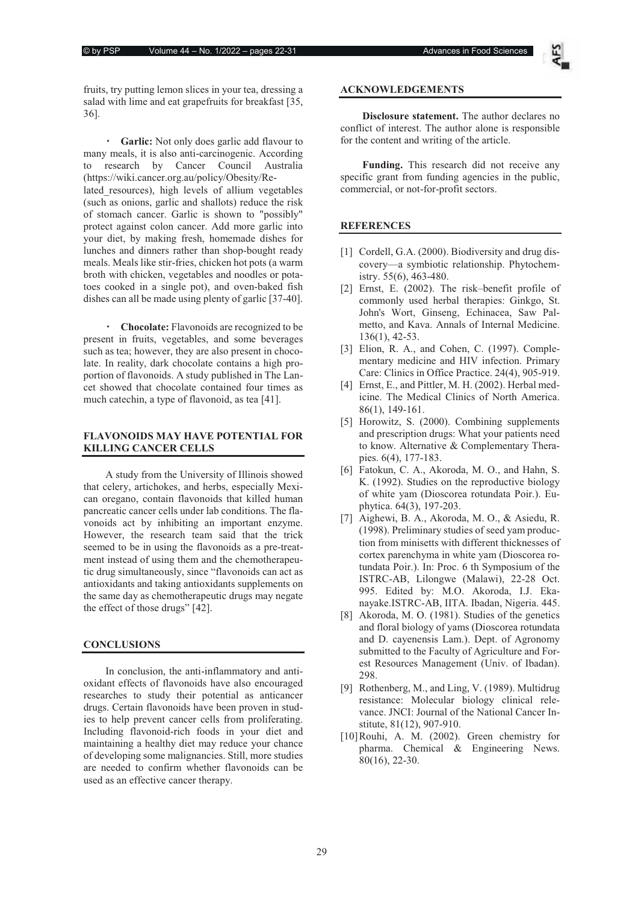fruits, try putting lemon slices in your tea, dressing a salad with lime and eat grapefruits for breakfast [35, 36].

- **Garlic:** Not only does garlic add flavour to many meals, it is also anti-carcinogenic. According to research by Cancer Council Australia (https://wiki.cancer.org.au/policy/Obesity/Related_resources), high levels of allium vegetables (such as onions, garlic and shallots) reduce the risk of stomach cancer. Garlic is shown to "possibly" protect against colon cancer. Add more garlic into your diet, by making fresh, homemade dishes for lunches and dinners rather than shop-bought ready meals. Meals like stir-fries, chicken hot pots (a warm broth with chicken, vegetables and noodles or potatoes cooked in a single pot), and oven-baked fish dishes can all be made using plenty of garlic [37-40].

- **Chocolate:** Flavonoids are recognized to be present in fruits, vegetables, and some beverages such as tea; however, they are also present in chocolate. In reality, dark chocolate contains a high proportion of flavonoids. A study published in The Lancet showed that chocolate contained four times as much catechin, a type of flavonoid, as tea [41].

## FLAVONOIDS MAY HAVE POTENTIAL FOR KILLING CANCER CELLS

A study from the University of Illinois showed that celery, artichokes, and herbs, especially Mexican oregano, contain flavonoids that killed human pancreatic cancer cells under lab conditions. The flavonoids act by inhibiting an important enzyme. However, the research team said that the trick seemed to be in using the flavonoids as a pre-treatment instead of using them and the chemotherapeutic drug simultaneously, since "flavonoids can act as antioxidants and taking antioxidants supplements on the same day as chemotherapeutic drugs may negate the effect of those drugs" [42].

## CONCLUSIONS

In conclusion, the anti-inflammatory and antioxidant effects of flavonoids have also encouraged researches to study their potential as anticancer drugs. Certain flavonoids have been proven in studies to help prevent cancer cells from proliferating. Including flavonoid-rich foods in your diet and maintaining a healthy diet may reduce your chance of developing some malignancies. Still, more studies are needed to confirm whether flavonoids can be used as an effective cancer therapy.

## ACKNOWLEDGEMENTS

**Disclosure statement.** The author declares no conflict of interest. The author alone is responsible for the content and writing of the article.

**Funding.** This research did not receive any specific grant from funding agencies in the public, commercial, or not-for-profit sectors.

## REFERENCES

[1] Cordell, G.A. (2000). Biodiversity and drug discovery—a symbiotic relationship. Phytochemistry. 55(6), 463-480.

[2] Ernst, E. (2002). The risk–benefit profile of commonly used herbal therapies: Ginkgo, St. John's Wort, Ginseng, Echinacea, Saw Palmetto, and Kava. Annals of Internal Medicine. 136(1), 42-53.

[3] Elion, R. A., and Cohen, C. (1997). Complementary medicine and HIV infection. Primary Care: Clinics in Office Practice. 24(4), 905-919.

[4] Ernst, E., and Pittler, M. H. (2002). Herbal medicine. The Medical Clinics of North America. 86(1), 149-161.

[5] Horowitz, S. (2000). Combining supplements and prescription drugs: What your patients need to know. Alternative & Complementary Therapies. 6(4), 177-183.

[6] Fatokun, C. A., Akoroda, M. O., and Hahn, S. K. (1992). Studies on the reproductive biology of white yam (Dioscorea rotundata Poir.). Euphytica. 64(3), 197-203.

[7] Aighewi, B. A., Akoroda, M. O., & Asiedu, R. (1998). Preliminary studies of seed yam production from minisetts with different thicknesses of cortex parenchyma in white yam (Dioscorea rotundata Poir.). In: Proc. 6 th Symposium of the ISTRC-AB, Lilongwe (Malawi), 22-28 Oct. 995. Edited by: M.O. Akoroda, I.J. Ekanayake.ISTRC-AB, IITA. Ibadan, Nigeria. 445.

[8] Akoroda, M. O. (1981). Studies of the genetics and floral biology of yams (Dioscorea rotundata and D. cayenensis Lam.). Dept. of Agronomy submitted to the Faculty of Agriculture and Forest Resources Management (Univ. of Ibadan). 298.

[9] Rothenberg, M., and Ling, V. (1989). Multidrug resistance: Molecular biology clinical relevance. JNCI: Journal of the National Cancer Institute, 81(12), 907-910.

[10] Rouhi, A. M. (2002). Green chemistry for pharma. Chemical & Engineering News. 80(16), 22-30.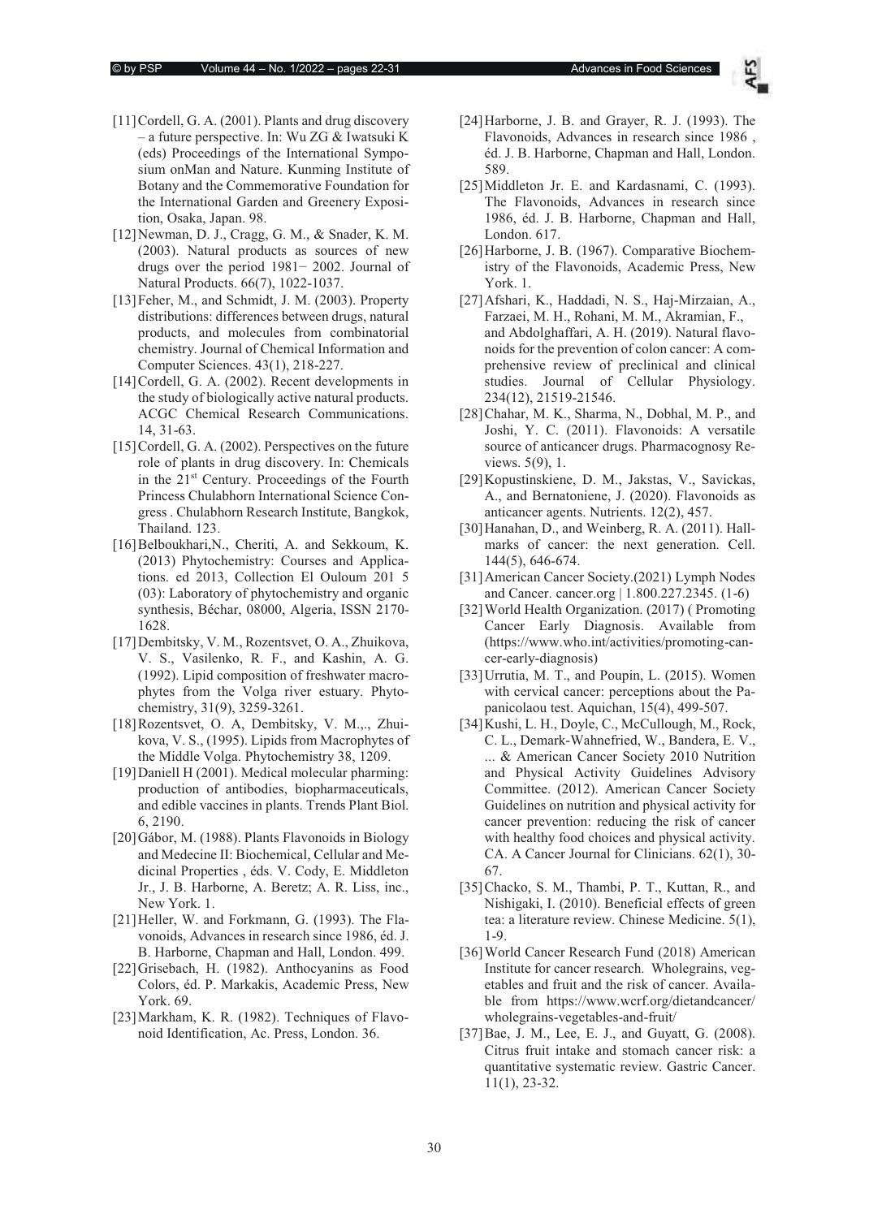[11] Cordell, G. A. (2001). Plants and drug discovery – a future perspective. In: Wu ZG & Iwatsuki K (eds) Proceedings of the International Symposium onMan and Nature. Kunming Institute of Botany and the Commemorative Foundation for the International Garden and Greenery Exposition, Osaka, Japan. 98.

[12] Newman, D. J., Cragg, G. M., & Snader, K. M. (2003). Natural products as sources of new drugs over the period 1981− 2002. Journal of Natural Products. 66(7), 1022-1037.

[13] Feher, M., and Schmidt, J. M. (2003). Property distributions: differences between drugs, natural products, and molecules from combinatorial chemistry. Journal of Chemical Information and Computer Sciences. 43(1), 218-227.

[14] Cordell, G. A. (2002). Recent developments in the study of biologically active natural products. ACGC Chemical Research Communications. 14, 31-63.

[15] Cordell, G. A. (2002). Perspectives on the future role of plants in drug discovery. In: Chemicals in the 21st Century. Proceedings of the Fourth Princess Chulabhorn International Science Congress . Chulabhorn Research Institute, Bangkok, Thailand. 123.

[16] Belboukhari,N., Cheriti, A. and Sekkoum, K. (2013) Phytochemistry: Courses and Applications. ed 2013, Collection El Ouloum 201 5 (03): Laboratory of phytochemistry and organic synthesis, Béchar, 08000, Algeria, ISSN 2170-1628.

[17] Dembitsky, V. M., Rozentsvet, O. A., Zhuikova, V. S., Vasilenko, R. F., and Kashin, A. G. (1992). Lipid composition of freshwater macrophytes from the Volga river estuary. Phytochemistry, 31(9), 3259-3261.

[18] Rozentsvet, O. A, Dembitsky, V. M.,., Zhuikova, V. S., (1995). Lipids from Macrophytes of the Middle Volga. Phytochemistry 38, 1209.

[19] Daniell H (2001). Medical molecular pharming: production of antibodies, biopharmaceuticals, and edible vaccines in plants. Trends Plant Biol. 6, 2190.

[20] Gábor, M. (1988). Plants Flavonoids in Biology and Medecine II: Biochemical, Cellular and Medicinal Properties , éds. V. Cody, E. Middleton Jr., J. B. Harborne, A. Beretz; A. R. Liss, inc., New York. 1.

[21] Heller, W. and Forkmann, G. (1993). The Flavonoids, Advances in research since 1986, éd. J. B. Harborne, Chapman and Hall, London. 499.

[22] Grisebach, H. (1982). Anthocyanins as Food Colors, éd. P. Markakis, Academic Press, New York. 69.

[23] Markham, K. R. (1982). Techniques of Flavonoid Identification, Ac. Press, London. 36.

[24] Harborne, J. B. and Grayer, R. J. (1993). The Flavonoids, Advances in research since 1986 , éd. J. B. Harborne, Chapman and Hall, London. 589.

[25] Middleton Jr. E. and Kardasnami, C. (1993). The Flavonoids, Advances in research since 1986, éd. J. B. Harborne, Chapman and Hall, London. 617.

[26] Harborne, J. B. (1967). Comparative Biochemistry of the Flavonoids, Academic Press, New York. 1.

[27] Afshari, K., Haddadi, N. S., Haj-Mirzaian, A., Farzaei, M. H., Rohani, M. M., Akramian, F., and Abdolghaffari, A. H. (2019). Natural flavonoids for the prevention of colon cancer: A comprehensive review of preclinical and clinical studies. Journal of Cellular Physiology. 234(12), 21519-21546.

[28] Chahar, M. K., Sharma, N., Dobhal, M. P., and Joshi, Y. C. (2011). Flavonoids: A versatile source of anticancer drugs. Pharmacognosy Reviews. 5(9), 1.

[29] Kopustinskiene, D. M., Jakstas, V., Savickas, A., and Bernatoniene, J. (2020). Flavonoids as anticancer agents. Nutrients. 12(2), 457.

[30] Hanahan, D., and Weinberg, R. A. (2011). Hallmarks of cancer: the next generation. Cell. 144(5), 646-674.

[31] American Cancer Society.(2021) Lymph Nodes and Cancer. cancer.org | 1.800.227.2345. (1-6)

[32] World Health Organization. (2017) ( Promoting Cancer Early Diagnosis. Available from (https://www.who.int/activities/promoting-cancer-early-diagnosis)

[33] Urrutia, M. T., and Poupin, L. (2015). Women with cervical cancer: perceptions about the Papanicolaou test. Aquichan, 15(4), 499-507.

[34] Kushi, L. H., Doyle, C., McCullough, M., Rock, C. L., Demark-Wahnefried, W., Bandera, E. V., ... & American Cancer Society 2010 Nutrition and Physical Activity Guidelines Advisory Committee. (2012). American Cancer Society Guidelines on nutrition and physical activity for cancer prevention: reducing the risk of cancer with healthy food choices and physical activity. CA. A Cancer Journal for Clinicians. 62(1), 30-67.

[35] Chacko, S. M., Thambi, P. T., Kuttan, R., and Nishigaki, I. (2010). Beneficial effects of green tea: a literature review. Chinese Medicine. 5(1), 1-9.

[36] World Cancer Research Fund (2018) American Institute for cancer research. Wholegrains, vegetables and fruit and the risk of cancer. Available from https://www.wcrf.org/dietandcancer/wholegrains-vegetables-and-fruit/

[37] Bae, J. M., Lee, E. J., and Guyatt, G. (2008). Citrus fruit intake and stomach cancer risk: a quantitative systematic review. Gastric Cancer. 11(1), 23-32.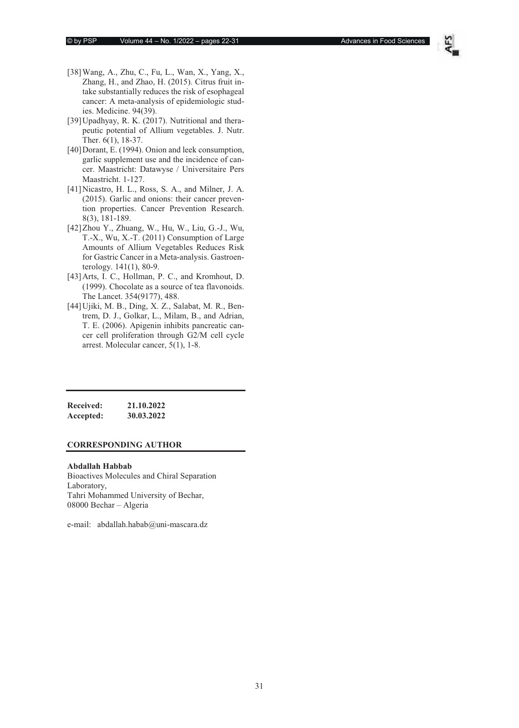[38] Wang, A., Zhu, C., Fu, L., Wan, X., Yang, X., Zhang, H., and Zhao, H. (2015). Citrus fruit intake substantially reduces the risk of esophageal cancer: A meta-analysis of epidemiologic studies. Medicine. 94(39).

[39] Upadhyay, R. K. (2017). Nutritional and therapeutic potential of Allium vegetables. J. Nutr. Ther. 6(1), 18-37.

[40] Dorant, E. (1994). Onion and leek consumption, garlic supplement use and the incidence of cancer. Maastricht: Datawyse / Universitaire Pers Maastricht. 1-127.

[41] Nicastro, H. L., Ross, S. A., and Milner, J. A. (2015). Garlic and onions: their cancer prevention properties. Cancer Prevention Research. 8(3), 181-189.

[42] Zhou Y., Zhuang, W., Hu, W., Liu, G.-J., Wu, T.-X., Wu, X.-T. (2011) Consumption of Large Amounts of Allium Vegetables Reduces Risk for Gastric Cancer in a Meta-analysis. Gastroenterology. 141(1), 80-9.

[43] Arts, I. C., Hollman, P. C., and Kromhout, D. (1999). Chocolate as a source of tea flavonoids. The Lancet. 354(9177), 488.

[44] Ujiki, M. B., Ding, X. Z., Salabat, M. R., Bentrem, D. J., Golkar, L., Milam, B., and Adrian, T. E. (2006). Apigenin inhibits pancreatic cancer cell proliferation through G2/M cell cycle arrest. Molecular cancer, 5(1), 1-8.

**Received:** **21.10.2022**
**Accepted:** **30.03.2022**

**CORRESPONDING AUTHOR**

**Abdallah Habbab**
Bioactives Molecules and Chiral Separation Laboratory,
Tahri Mohammed University of Bechar,
08000 Bechar – Algeria

e-mail: abdallah.habab@uni-mascara.dz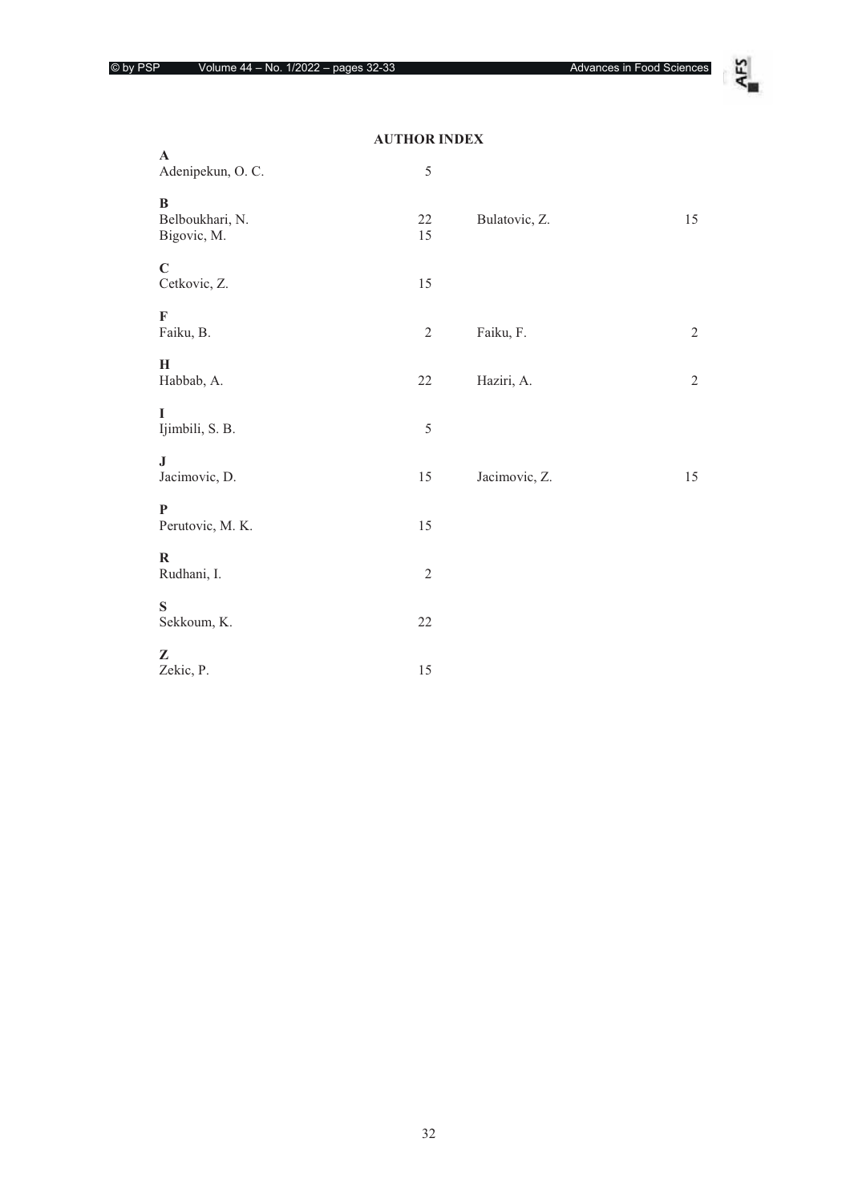## AUTHOR INDEX

**A**

Adenipekun, O. C. 5

**B**

Belboukhari, N. 22

Bigovic, M. 15

Bulatovic, Z. 15

**C**

Cetkovic, Z. 15

**F**

Faiku, B. 2

Faiku, F. 2

**H**

Habbab, A. 22

Haziri, A. 2

**I**

Ijimbili, S. B. 5

**J**

Jacimovic, D. 15

Jacimovic, Z. 15

**P**

Perutovic, M. K. 15

**R**

Rudhani, I. 2

**S**

Sekkoum, K. 22

**Z**

Zekic, P. 15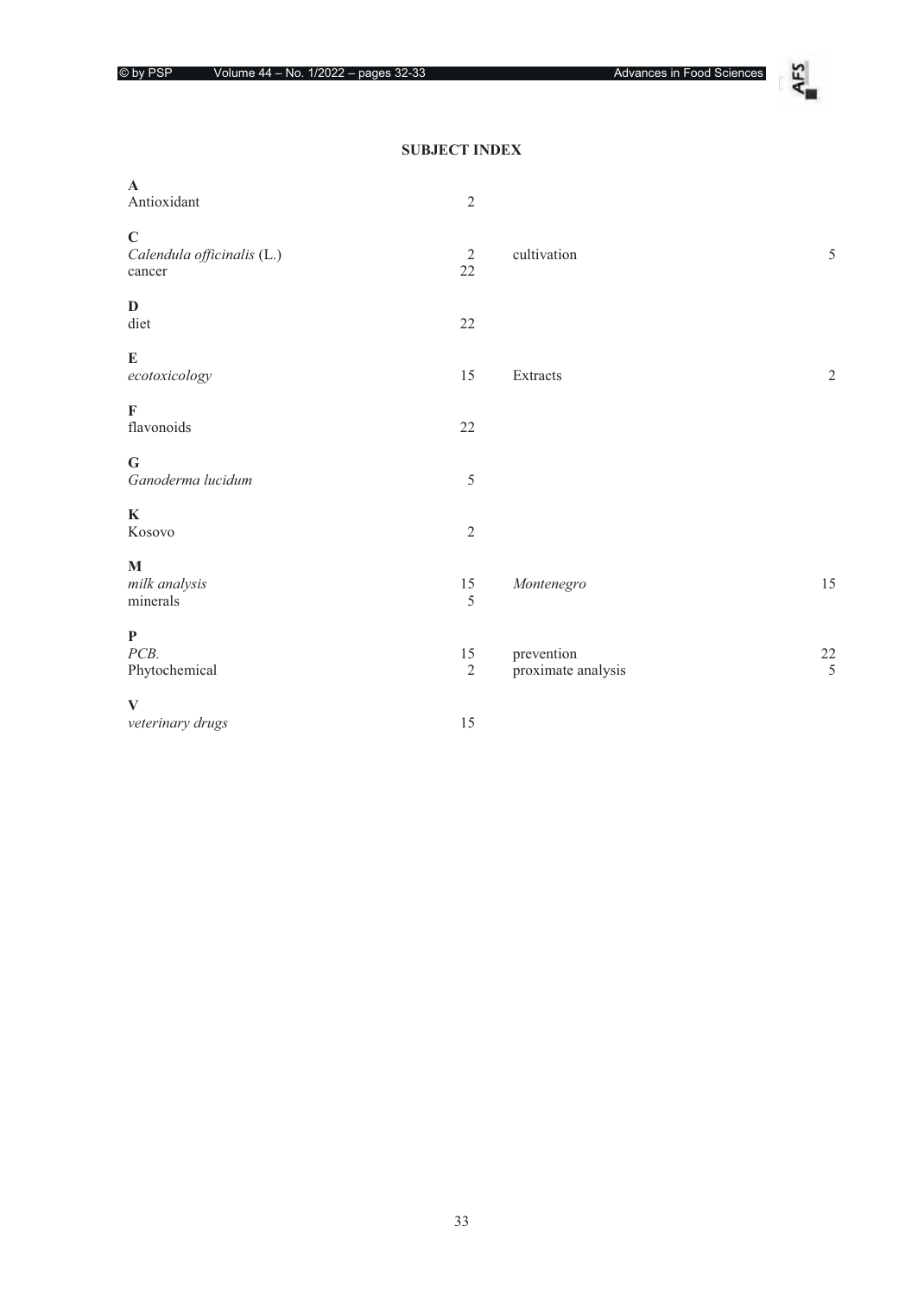## SUBJECT INDEX

**A**
Antioxidant 2

**C**
*Calendula officinalis* (L.) 2
cancer 22
cultivation 5

**D**
diet 22

**E**
*ecotoxicology* 15
Extracts 2

**F**
flavonoids 22

**G**
*Ganoderma lucidum* 5

**K**
Kosovo 2

**M**
*milk analysis* 15
minerals 5
*Montenegro* 15

**P**
*PCB.* 15
Phytochemical 2
prevention 22
proximate analysis 5

**V**
*veterinary drugs* 15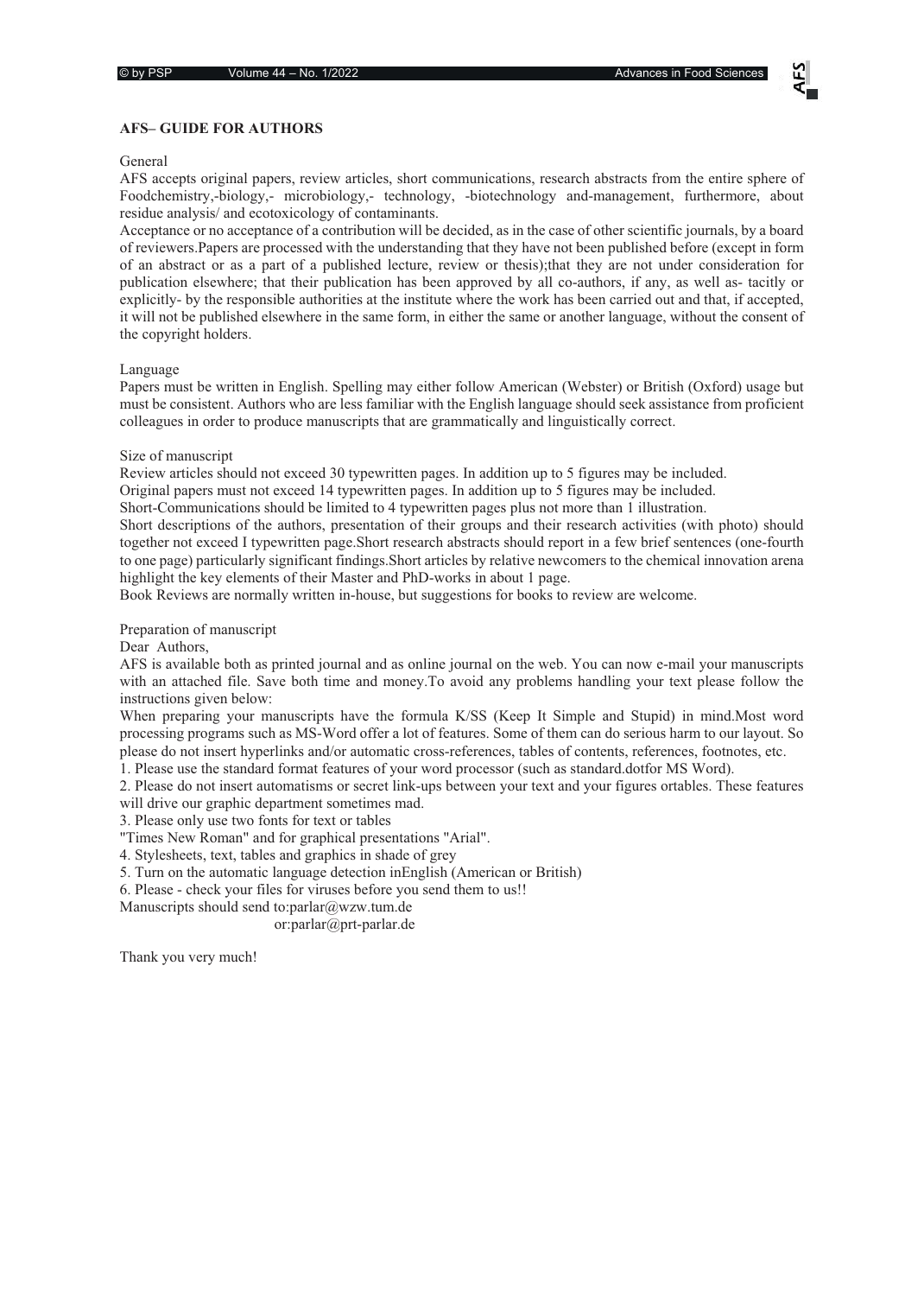## AFS– GUIDE FOR AUTHORS

General

AFS accepts original papers, review articles, short communications, research abstracts from the entire sphere of Foodchemistry,-biology,- microbiology,- technology, -biotechnology and-management, furthermore, about residue analysis/ and ecotoxicology of contaminants.

Acceptance or no acceptance of a contribution will be decided, as in the case of other scientific journals, by a board of reviewers.Papers are processed with the understanding that they have not been published before (except in form of an abstract or as a part of a published lecture, review or thesis);that they are not under consideration for publication elsewhere; that their publication has been approved by all co-authors, if any, as well as- tacitly or explicitly- by the responsible authorities at the institute where the work has been carried out and that, if accepted, it will not be published elsewhere in the same form, in either the same or another language, without the consent of the copyright holders.

Language

Papers must be written in English. Spelling may either follow American (Webster) or British (Oxford) usage but must be consistent. Authors who are less familiar with the English language should seek assistance from proficient colleagues in order to produce manuscripts that are grammatically and linguistically correct.

Size of manuscript

Review articles should not exceed 30 typewritten pages. In addition up to 5 figures may be included.

Original papers must not exceed 14 typewritten pages. In addition up to 5 figures may be included.

Short-Communications should be limited to 4 typewritten pages plus not more than 1 illustration.

Short descriptions of the authors, presentation of their groups and their research activities (with photo) should together not exceed I typewritten page.Short research abstracts should report in a few brief sentences (one-fourth to one page) particularly significant findings.Short articles by relative newcomers to the chemical innovation arena highlight the key elements of their Master and PhD-works in about 1 page.

Book Reviews are normally written in-house, but suggestions for books to review are welcome.

Preparation of manuscript

Dear Authors,

AFS is available both as printed journal and as online journal on the web. You can now e-mail your manuscripts with an attached file. Save both time and money.To avoid any problems handling your text please follow the instructions given below:

When preparing your manuscripts have the formula K/SS (Keep It Simple and Stupid) in mind.Most word processing programs such as MS-Word offer a lot of features. Some of them can do serious harm to our layout. So please do not insert hyperlinks and/or automatic cross-references, tables of contents, references, footnotes, etc.

1. Please use the standard format features of your word processor (such as standard.dotfor MS Word).
2. Please do not insert automatisms or secret link-ups between your text and your figures ortables. These features will drive our graphic department sometimes mad.
3. Please only use two fonts for text or tables
"Times New Roman" and for graphical presentations "Arial".
4. Stylesheets, text, tables and graphics in shade of grey
5. Turn on the automatic language detection inEnglish (American or British)
6. Please - check your files for viruses before you send them to us!!

Manuscripts should send to:parlar@wzw.tum.de
or:parlar@prt-parlar.de

Thank you very much!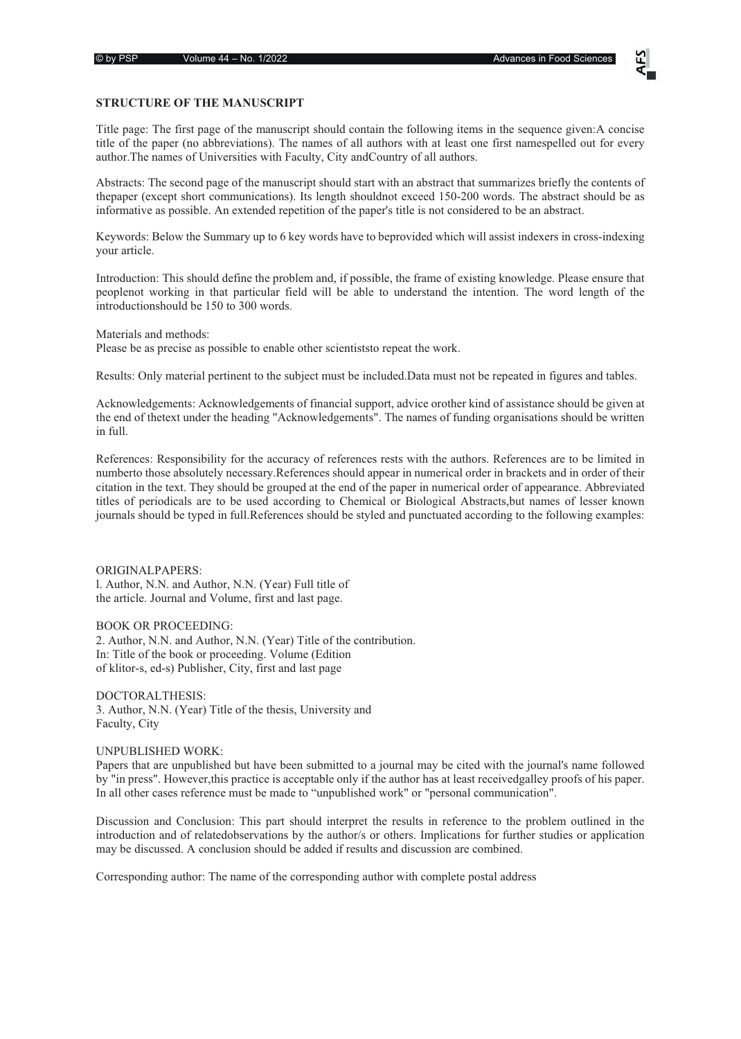## STRUCTURE OF THE MANUSCRIPT

Title page: The first page of the manuscript should contain the following items in the sequence given:A concise title of the paper (no abbreviations). The names of all authors with at least one first namespelled out for every author.The names of Universities with Faculty, City andCountry of all authors.

Abstracts: The second page of the manuscript should start with an abstract that summarizes briefly the contents of thepaper (except short communications). Its length shouldnot exceed 150-200 words. The abstract should be as informative as possible. An extended repetition of the paper's title is not considered to be an abstract.

Keywords: Below the Summary up to 6 key words have to beprovided which will assist indexers in cross-indexing your article.

Introduction: This should define the problem and, if possible, the frame of existing knowledge. Please ensure that peoplenot working in that particular field will be able to understand the intention. The word length of the introductionshould be 150 to 300 words.

Materials and methods:
Please be as precise as possible to enable other scientiststo repeat the work.

Results: Only material pertinent to the subject must be included.Data must not be repeated in figures and tables.

Acknowledgements: Acknowledgements of financial support, advice orother kind of assistance should be given at the end of thetext under the heading "Acknowledgements". The names of funding organisations should be written in full.

References: Responsibility for the accuracy of references rests with the authors. References are to be limited in numberto those absolutely necessary.References should appear in numerical order in brackets and in order of their citation in the text. They should be grouped at the end of the paper in numerical order of appearance. Abbreviated titles of periodicals are to be used according to Chemical or Biological Abstracts,but names of lesser known journals should be typed in full.References should be styled and punctuated according to the following examples:

ORIGINALPAPERS:
l. Author, N.N. and Author, N.N. (Year) Full title of the article. Journal and Volume, first and last page.

BOOK OR PROCEEDING:
2. Author, N.N. and Author, N.N. (Year) Title of the contribution. In: Title of the book or proceeding. Volume (Edition of klitor-s, ed-s) Publisher, City, first and last page

DOCTORALTHESIS:
3. Author, N.N. (Year) Title of the thesis, University and Faculty, City

UNPUBLISHED WORK:
Papers that are unpublished but have been submitted to a journal may be cited with the journal's name followed by "in press". However,this practice is acceptable only if the author has at least receivedgalley proofs of his paper. In all other cases reference must be made to "unpublished work" or "personal communication".

Discussion and Conclusion: This part should interpret the results in reference to the problem outlined in the introduction and of relatedobservations by the author/s or others. Implications for further studies or application may be discussed. A conclusion should be added if results and discussion are combined.

Corresponding author: The name of the corresponding author with complete postal address